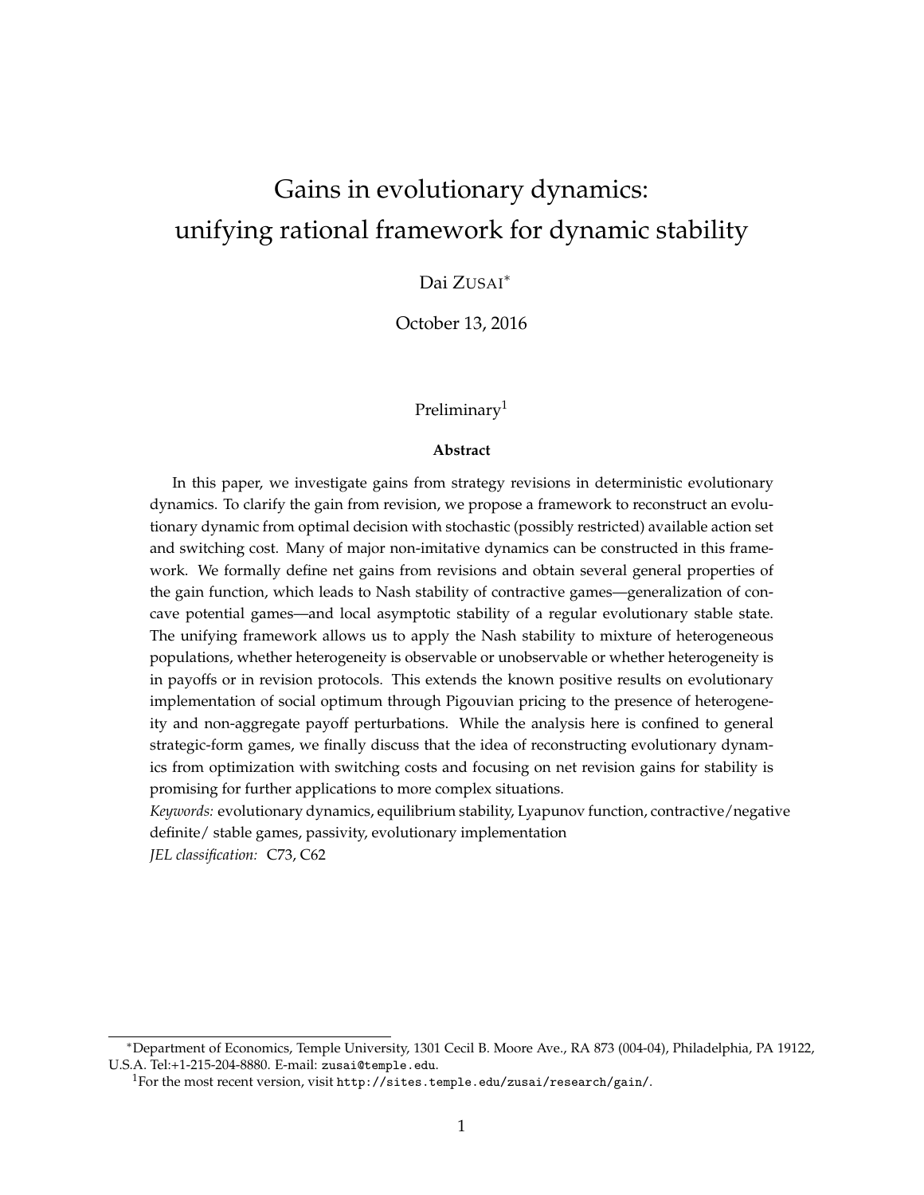# Gains in evolutionary dynamics: unifying rational framework for dynamic stability

Dai ZUSAI*

October 13, 2016

Preliminary[1]

**Abstract**

In this paper, we investigate gains from strategy revisions in deterministic evolutionary dynamics. To clarify the gain from revision, we propose a framework to reconstruct an evolutionary dynamic from optimal decision with stochastic (possibly restricted) available action set and switching cost. Many of major non-imitative dynamics can be constructed in this framework. We formally define net gains from revisions and obtain several general properties of the gain function, which leads to Nash stability of contractive games—generalization of concave potential games—and local asymptotic stability of a regular evolutionary stable state. The unifying framework allows us to apply the Nash stability to mixture of heterogeneous populations, whether heterogeneity is observable or unobservable or whether heterogeneity is in payoffs or in revision protocols. This extends the known positive results on evolutionary implementation of social optimum through Pigouvian pricing to the presence of heterogeneity and non-aggregate payoff perturbations. While the analysis here is confined to general strategic-form games, we finally discuss that the idea of reconstructing evolutionary dynamics from optimization with switching costs and focusing on net revision gains for stability is promising for further applications to more complex situations.

*Keywords:* evolutionary dynamics, equilibrium stability, Lyapunov function, contractive/negative definite/ stable games, passivity, evolutionary implementation

*JEL classification:* C73, C62

---

*Department of Economics, Temple University, 1301 Cecil B. Moore Ave., RA 873 (004-04), Philadelphia, PA 19122, U.S.A. Tel:+1-215-204-8880. E-mail: zusai@temple.edu.

[1]For the most recent version, visit http://sites.temple.edu/zusai/research/gain/.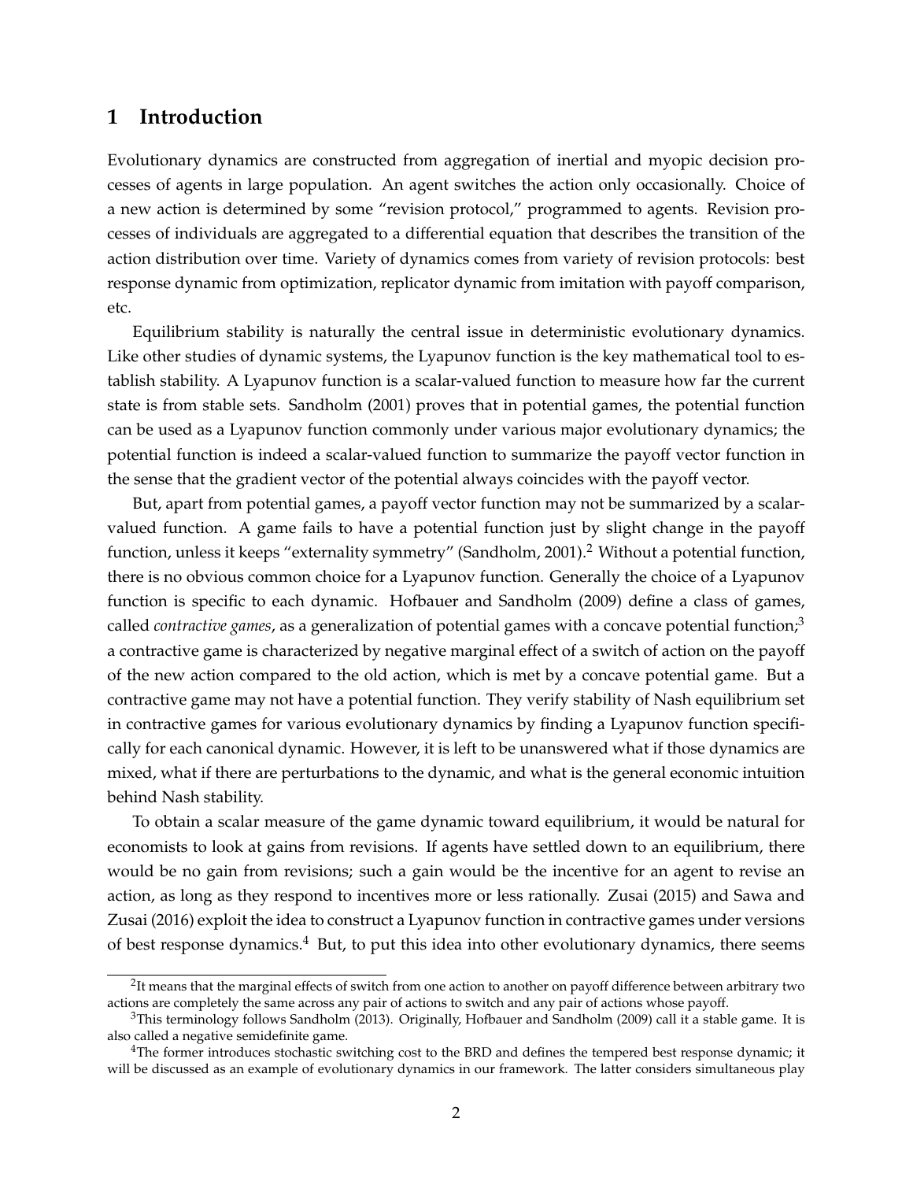## 1 Introduction

Evolutionary dynamics are constructed from aggregation of inertial and myopic decision processes of agents in large population. An agent switches the action only occasionally. Choice of a new action is determined by some "revision protocol," programmed to agents. Revision processes of individuals are aggregated to a differential equation that describes the transition of the action distribution over time. Variety of dynamics comes from variety of revision protocols: best response dynamic from optimization, replicator dynamic from imitation with payoff comparison, etc.

Equilibrium stability is naturally the central issue in deterministic evolutionary dynamics. Like other studies of dynamic systems, the Lyapunov function is the key mathematical tool to establish stability. A Lyapunov function is a scalar-valued function to measure how far the current state is from stable sets. Sandholm (2001) proves that in potential games, the potential function can be used as a Lyapunov function commonly under various major evolutionary dynamics; the potential function is indeed a scalar-valued function to summarize the payoff vector function in the sense that the gradient vector of the potential always coincides with the payoff vector.

But, apart from potential games, a payoff vector function may not be summarized by a scalar-valued function. A game fails to have a potential function just by slight change in the payoff function, unless it keeps "externality symmetry" (Sandholm, 2001).[2] Without a potential function, there is no obvious common choice for a Lyapunov function. Generally the choice of a Lyapunov function is specific to each dynamic. Hofbauer and Sandholm (2009) define a class of games, called *contractive games*, as a generalization of potential games with a concave potential function;[3] a contractive game is characterized by negative marginal effect of a switch of action on the payoff of the new action compared to the old action, which is met by a concave potential game. But a contractive game may not have a potential function. They verify stability of Nash equilibrium set in contractive games for various evolutionary dynamics by finding a Lyapunov function specifically for each canonical dynamic. However, it is left to be unanswered what if those dynamics are mixed, what if there are perturbations to the dynamic, and what is the general economic intuition behind Nash stability.

To obtain a scalar measure of the game dynamic toward equilibrium, it would be natural for economists to look at gains from revisions. If agents have settled down to an equilibrium, there would be no gain from revisions; such a gain would be the incentive for an agent to revise an action, as long as they respond to incentives more or less rationally. Zusai (2015) and Sawa and Zusai (2016) exploit the idea to construct a Lyapunov function in contractive games under versions of best response dynamics.[4] But, to put this idea into other evolutionary dynamics, there seems

---

[2] It means that the marginal effects of switch from one action to another on payoff difference between arbitrary two actions are completely the same across any pair of actions to switch and any pair of actions whose payoff.

[3] This terminology follows Sandholm (2013). Originally, Hofbauer and Sandholm (2009) call it a stable game. It is also called a negative semidefinite game.

[4] The former introduces stochastic switching cost to the BRD and defines the tempered best response dynamic; it will be discussed as an example of evolutionary dynamics in our framework. The latter considers simultaneous play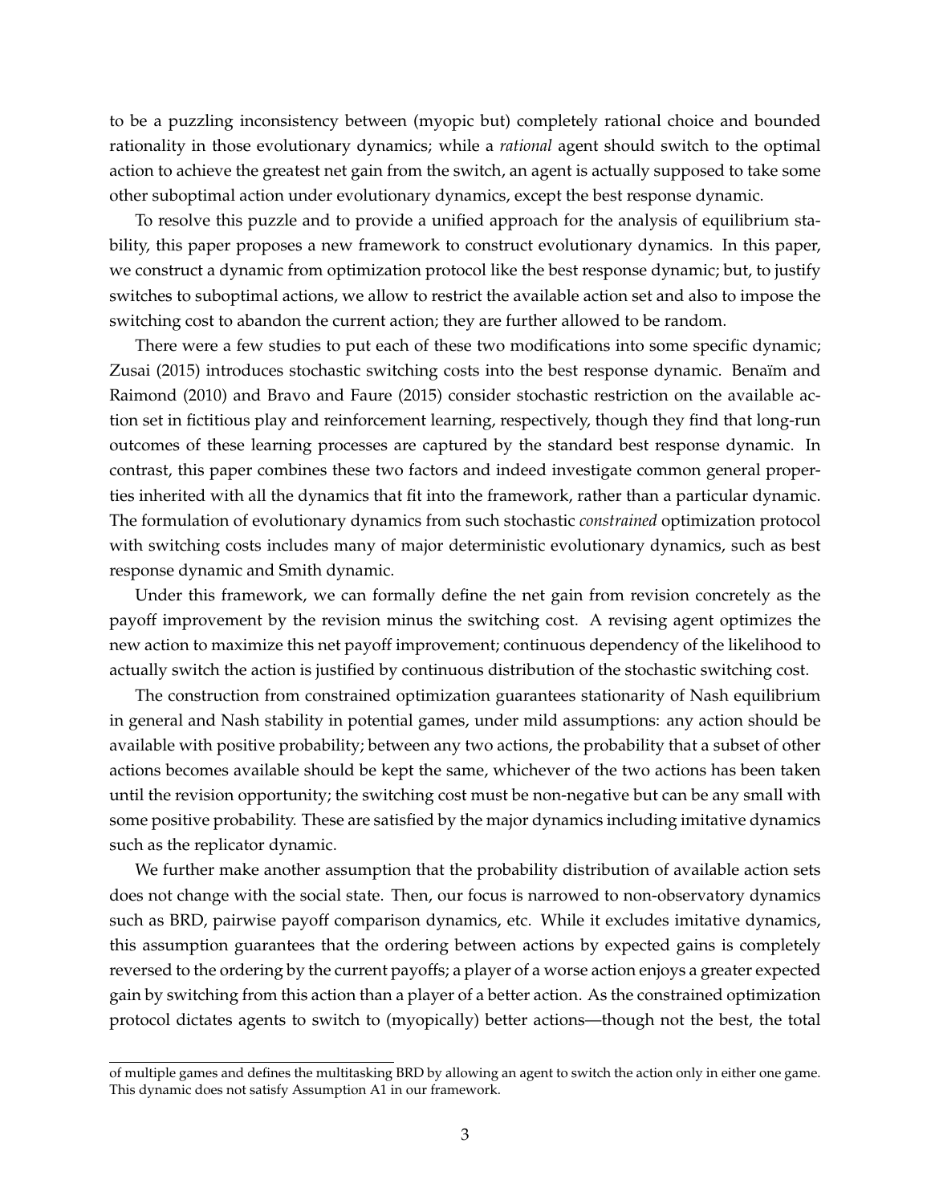to be a puzzling inconsistency between (myopic but) completely rational choice and bounded rationality in those evolutionary dynamics; while a *rational* agent should switch to the optimal action to achieve the greatest net gain from the switch, an agent is actually supposed to take some other suboptimal action under evolutionary dynamics, except the best response dynamic.

To resolve this puzzle and to provide a unified approach for the analysis of equilibrium stability, this paper proposes a new framework to construct evolutionary dynamics. In this paper, we construct a dynamic from optimization protocol like the best response dynamic; but, to justify switches to suboptimal actions, we allow to restrict the available action set and also to impose the switching cost to abandon the current action; they are further allowed to be random.

There were a few studies to put each of these two modifications into some specific dynamic; Zusai (2015) introduces stochastic switching costs into the best response dynamic. Benaïm and Raimond (2010) and Bravo and Faure (2015) consider stochastic restriction on the available action set in fictitious play and reinforcement learning, respectively, though they find that long-run outcomes of these learning processes are captured by the standard best response dynamic. In contrast, this paper combines these two factors and indeed investigate common general properties inherited with all the dynamics that fit into the framework, rather than a particular dynamic. The formulation of evolutionary dynamics from such stochastic *constrained* optimization protocol with switching costs includes many of major deterministic evolutionary dynamics, such as best response dynamic and Smith dynamic.

Under this framework, we can formally define the net gain from revision concretely as the payoff improvement by the revision minus the switching cost. A revising agent optimizes the new action to maximize this net payoff improvement; continuous dependency of the likelihood to actually switch the action is justified by continuous distribution of the stochastic switching cost.

The construction from constrained optimization guarantees stationarity of Nash equilibrium in general and Nash stability in potential games, under mild assumptions: any action should be available with positive probability; between any two actions, the probability that a subset of other actions becomes available should be kept the same, whichever of the two actions has been taken until the revision opportunity; the switching cost must be non-negative but can be any small with some positive probability. These are satisfied by the major dynamics including imitative dynamics such as the replicator dynamic.

We further make another assumption that the probability distribution of available action sets does not change with the social state. Then, our focus is narrowed to non-observatory dynamics such as BRD, pairwise payoff comparison dynamics, etc. While it excludes imitative dynamics, this assumption guarantees that the ordering between actions by expected gains is completely reversed to the ordering by the current payoffs; a player of a worse action enjoys a greater expected gain by switching from this action than a player of a better action. As the constrained optimization protocol dictates agents to switch to (myopically) better actions—though not the best, the total

of multiple games and defines the multitasking BRD by allowing an agent to switch the action only in either one game. This dynamic does not satisfy Assumption A1 in our framework.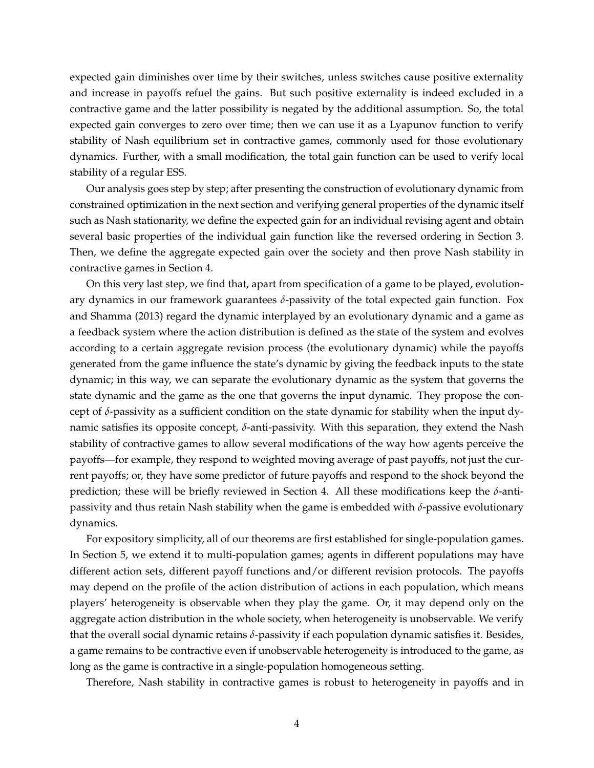expected gain diminishes over time by their switches, unless switches cause positive externality and increase in payoffs refuel the gains. But such positive externality is indeed excluded in a contractive game and the latter possibility is negated by the additional assumption. So, the total expected gain converges to zero over time; then we can use it as a Lyapunov function to verify stability of Nash equilibrium set in contractive games, commonly used for those evolutionary dynamics. Further, with a small modification, the total gain function can be used to verify local stability of a regular ESS.

Our analysis goes step by step; after presenting the construction of evolutionary dynamic from constrained optimization in the next section and verifying general properties of the dynamic itself such as Nash stationarity, we define the expected gain for an individual revising agent and obtain several basic properties of the individual gain function like the reversed ordering in Section 3. Then, we define the aggregate expected gain over the society and then prove Nash stability in contractive games in Section 4.

On this very last step, we find that, apart from specification of a game to be played, evolutionary dynamics in our framework guarantees $\delta$-passivity of the total expected gain function. Fox and Shamma (2013) regard the dynamic interplayed by an evolutionary dynamic and a game as a feedback system where the action distribution is defined as the state of the system and evolves according to a certain aggregate revision process (the evolutionary dynamic) while the payoffs generated from the game influence the state's dynamic by giving the feedback inputs to the state dynamic; in this way, we can separate the evolutionary dynamic as the system that governs the state dynamic and the game as the one that governs the input dynamic. They propose the concept of $\delta$-passivity as a sufficient condition on the state dynamic for stability when the input dynamic satisfies its opposite concept, $\delta$-anti-passivity. With this separation, they extend the Nash stability of contractive games to allow several modifications of the way how agents perceive the payoffs—for example, they respond to weighted moving average of past payoffs, not just the current payoffs; or, they have some predictor of future payoffs and respond to the shock beyond the prediction; these will be briefly reviewed in Section 4. All these modifications keep the $\delta$-anti-passivity and thus retain Nash stability when the game is embedded with $\delta$-passive evolutionary dynamics.

For expository simplicity, all of our theorems are first established for single-population games. In Section 5, we extend it to multi-population games; agents in different populations may have different action sets, different payoff functions and/or different revision protocols. The payoffs may depend on the profile of the action distribution of actions in each population, which means players' heterogeneity is observable when they play the game. Or, it may depend only on the aggregate action distribution in the whole society, when heterogeneity is unobservable. We verify that the overall social dynamic retains $\delta$-passivity if each population dynamic satisfies it. Besides, a game remains to be contractive even if unobservable heterogeneity is introduced to the game, as long as the game is contractive in a single-population homogeneous setting.

Therefore, Nash stability in contractive games is robust to heterogeneity in payoffs and in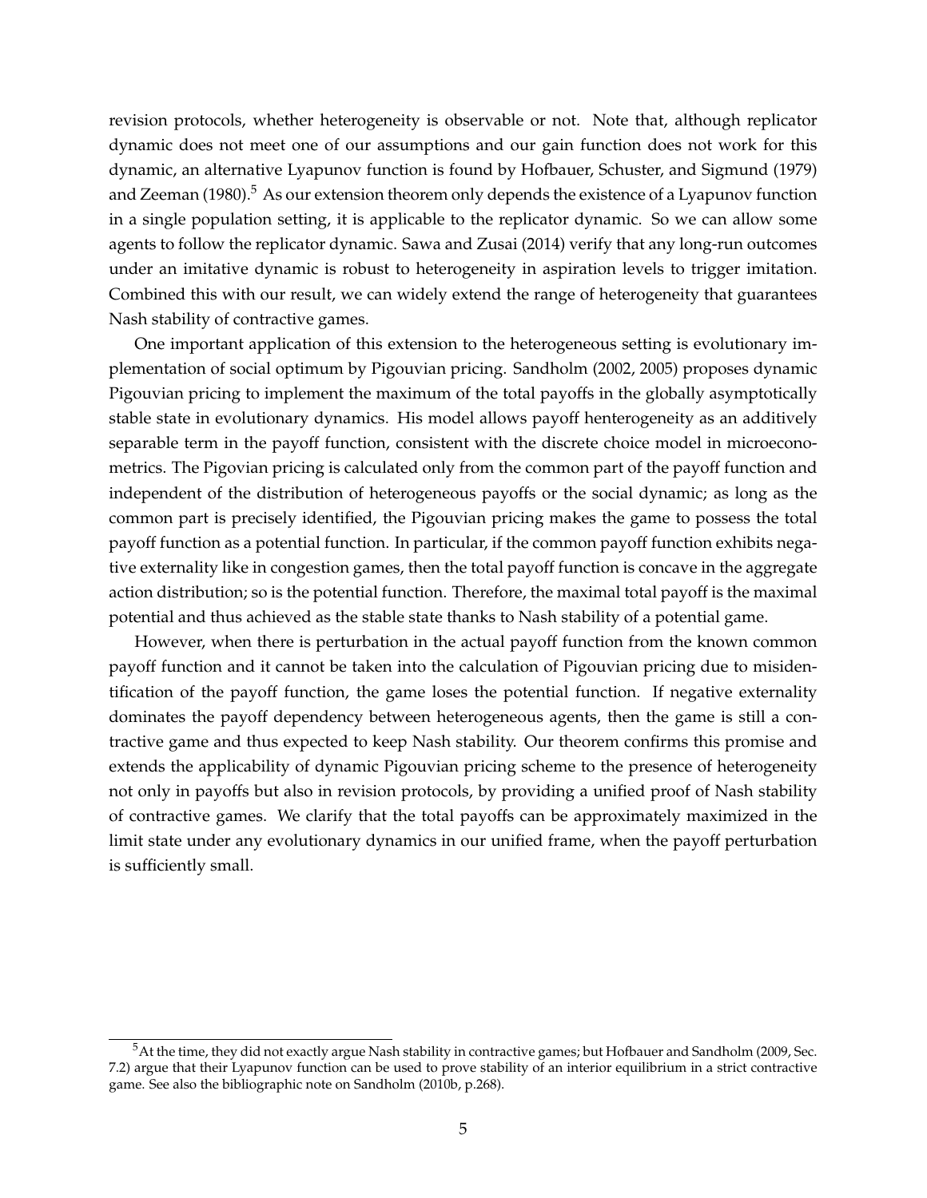revision protocols, whether heterogeneity is observable or not. Note that, although replicator dynamic does not meet one of our assumptions and our gain function does not work for this dynamic, an alternative Lyapunov function is found by Hofbauer, Schuster, and Sigmund (1979) and Zeeman (1980).[5] As our extension theorem only depends the existence of a Lyapunov function in a single population setting, it is applicable to the replicator dynamic. So we can allow some agents to follow the replicator dynamic. Sawa and Zusai (2014) verify that any long-run outcomes under an imitative dynamic is robust to heterogeneity in aspiration levels to trigger imitation. Combined this with our result, we can widely extend the range of heterogeneity that guarantees Nash stability of contractive games.

One important application of this extension to the heterogeneous setting is evolutionary implementation of social optimum by Pigouvian pricing. Sandholm (2002, 2005) proposes dynamic Pigouvian pricing to implement the maximum of the total payoffs in the globally asymptotically stable state in evolutionary dynamics. His model allows payoff henterogeneity as an additively separable term in the payoff function, consistent with the discrete choice model in microeconometrics. The Pigovian pricing is calculated only from the common part of the payoff function and independent of the distribution of heterogeneous payoffs or the social dynamic; as long as the common part is precisely identified, the Pigouvian pricing makes the game to possess the total payoff function as a potential function. In particular, if the common payoff function exhibits negative externality like in congestion games, then the total payoff function is concave in the aggregate action distribution; so is the potential function. Therefore, the maximal total payoff is the maximal potential and thus achieved as the stable state thanks to Nash stability of a potential game.

However, when there is perturbation in the actual payoff function from the known common payoff function and it cannot be taken into the calculation of Pigouvian pricing due to misidentification of the payoff function, the game loses the potential function. If negative externality dominates the payoff dependency between heterogeneous agents, then the game is still a contractive game and thus expected to keep Nash stability. Our theorem confirms this promise and extends the applicability of dynamic Pigouvian pricing scheme to the presence of heterogeneity not only in payoffs but also in revision protocols, by providing a unified proof of Nash stability of contractive games. We clarify that the total payoffs can be approximately maximized in the limit state under any evolutionary dynamics in our unified frame, when the payoff perturbation is sufficiently small.

[5] At the time, they did not exactly argue Nash stability in contractive games; but Hofbauer and Sandholm (2009, Sec. 7.2) argue that their Lyapunov function can be used to prove stability of an interior equilibrium in a strict contractive game. See also the bibliographic note on Sandholm (2010b, p.268).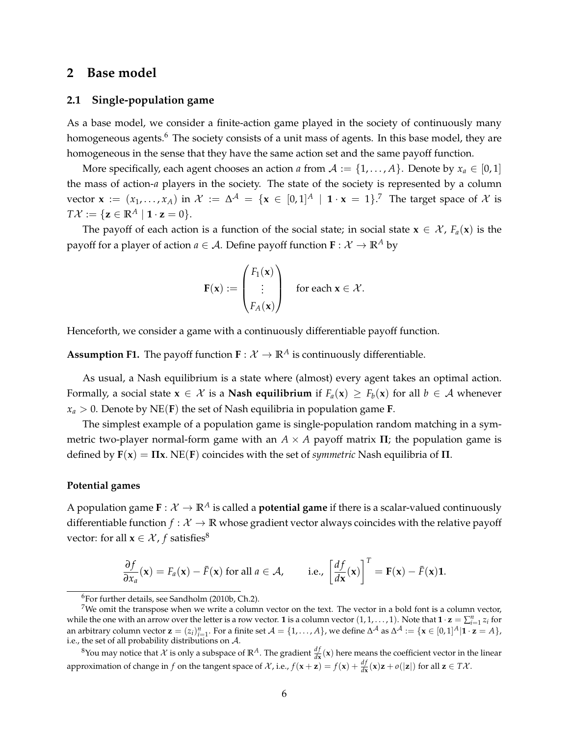## 2 Base model

### 2.1 Single-population game

As a base model, we consider a finite-action game played in the society of continuously many homogeneous agents.[6] The society consists of a unit mass of agents. In this base model, they are homogeneous in the sense that they have the same action set and the same payoff function.

More specifically, each agent chooses an action $a$ from $\mathcal{A} := \{1, \ldots, A\}$. Denote by $x_a \in [0,1]$ the mass of action-$a$ players in the society. The state of the society is represented by a column vector $\mathbf{x} := (x_1, \ldots, x_A)$ in $\mathcal{X} := \Delta^{\mathcal{A}} = \{\mathbf{x} \in [0,1]^A \mid \mathbf{1} \cdot \mathbf{x} = 1\}$.[7] The target space of $\mathcal{X}$ is $T\mathcal{X} := \{\mathbf{z} \in \mathbb{R}^A \mid \mathbf{1} \cdot \mathbf{z} = 0\}$.

The payoff of each action is a function of the social state; in social state $\mathbf{x} \in \mathcal{X}$, $F_a(\mathbf{x})$ is the payoff for a player of action $a \in \mathcal{A}$. Define payoff function $\mathbf{F} : \mathcal{X} \to \mathbb{R}^A$ by

$$\mathbf{F}(\mathbf{x}) := \begin{pmatrix} F_1(\mathbf{x}) \\ \vdots \\ F_A(\mathbf{x}) \end{pmatrix} \quad \text{for each } \mathbf{x} \in \mathcal{X}.$$

Henceforth, we consider a game with a continuously differentiable payoff function.

**Assumption F1.** The payoff function $\mathbf{F} : \mathcal{X} \to \mathbb{R}^A$ is continuously differentiable.

As usual, a Nash equilibrium is a state where (almost) every agent takes an optimal action. Formally, a social state $\mathbf{x} \in \mathcal{X}$ is a **Nash equilibrium** if $F_a(\mathbf{x}) \geq F_b(\mathbf{x})$ for all $b \in \mathcal{A}$ whenever $x_a > 0$. Denote by $\mathrm{NE}(\mathbf{F})$ the set of Nash equilibria in population game $\mathbf{F}$.

The simplest example of a population game is single-population random matching in a symmetric two-player normal-form game with an $A \times A$ payoff matrix $\mathbf{\Pi}$; the population game is defined by $\mathbf{F}(\mathbf{x}) = \mathbf{\Pi}\mathbf{x}$. $\mathrm{NE}(\mathbf{F})$ coincides with the set of *symmetric* Nash equilibria of $\mathbf{\Pi}$.

#### Potential games

A population game $\mathbf{F} : \mathcal{X} \to \mathbb{R}^A$ is called a **potential game** if there is a scalar-valued continuously differentiable function $f : \mathcal{X} \to \mathbb{R}$ whose gradient vector always coincides with the relative payoff vector: for all $\mathbf{x} \in \mathcal{X}$, $f$ satisfies[8]

$$\frac{\partial f}{\partial x_a}(\mathbf{x}) = F_a(\mathbf{x}) - \bar{F}(\mathbf{x}) \text{ for all } a \in \mathcal{A}, \qquad \text{i.e., } \left[\frac{df}{d\mathbf{x}}(\mathbf{x})\right]^T = \mathbf{F}(\mathbf{x}) - \bar{F}(\mathbf{x})\mathbf{1}.$$

---

[6] For further details, see Sandholm (2010b, Ch.2).

[7] We omit the transpose when we write a column vector on the text. The vector in a bold font is a column vector, while the one with an arrow over the letter is a row vector. $\mathbf{1}$ is a column vector $(1, 1, \ldots, 1)$. Note that $\mathbf{1} \cdot \mathbf{z} = \sum_{i=1}^{n} z_i$ for an arbitrary column vector $\mathbf{z} = (z_i)_{i=1}^n$. For a finite set $\mathcal{A} = \{1, \ldots, A\}$, we define $\Delta^{\mathcal{A}}$ as $\Delta^{\mathcal{A}} := \{\mathbf{x} \in [0,1]^A | \mathbf{1} \cdot \mathbf{z} = A\}$, i.e., the set of all probability distributions on $\mathcal{A}$.

[8] You may notice that $\mathcal{X}$ is only a subspace of $\mathbb{R}^A$. The gradient $\frac{df}{d\mathbf{x}}(\mathbf{x})$ here means the coefficient vector in the linear approximation of change in $f$ on the tangent space of $\mathcal{X}$, i.e., $f(\mathbf{x} + \mathbf{z}) = f(\mathbf{x}) + \frac{df}{d\mathbf{x}}(\mathbf{x})\mathbf{z} + o(|\mathbf{z}|)$ for all $\mathbf{z} \in T\mathcal{X}$.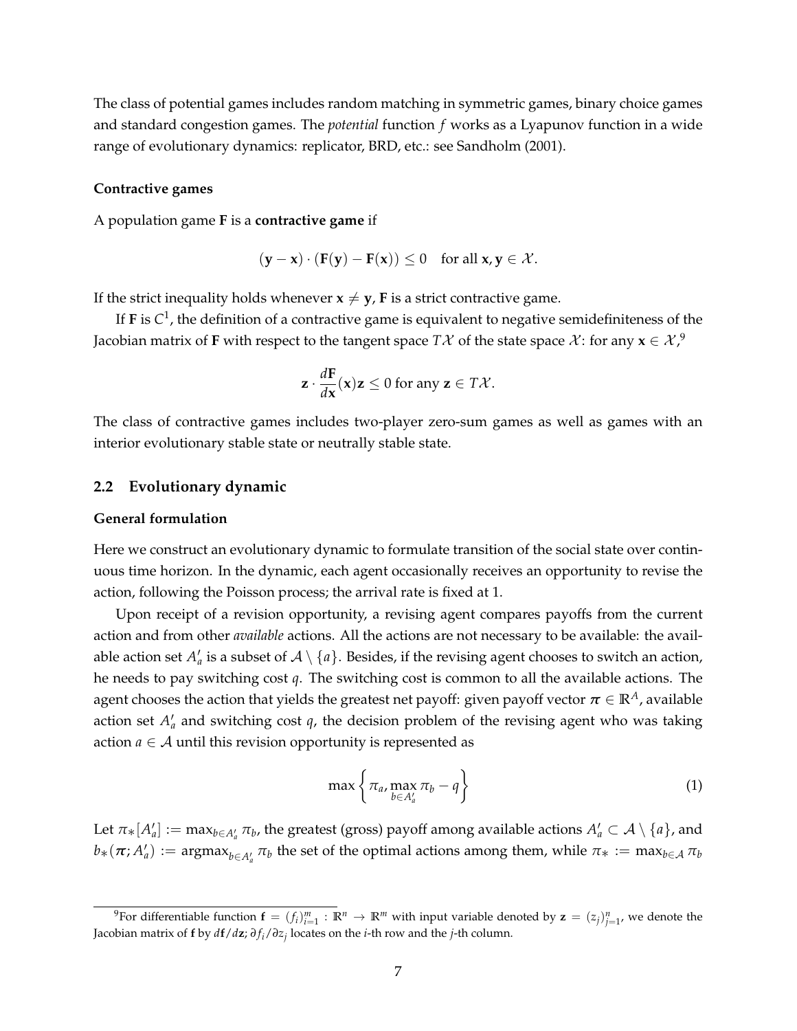The class of potential games includes random matching in symmetric games, binary choice games and standard congestion games. The *potential* function $f$ works as a Lyapunov function in a wide range of evolutionary dynamics: replicator, BRD, etc.: see Sandholm (2001).

#### Contractive games

A population game $\mathbf{F}$ is a **contractive game** if

$$(\mathbf{y} - \mathbf{x}) \cdot (\mathbf{F}(\mathbf{y}) - \mathbf{F}(\mathbf{x})) \leq 0 \quad \text{for all } \mathbf{x}, \mathbf{y} \in \mathcal{X}.$$

If the strict inequality holds whenever $\mathbf{x} \neq \mathbf{y}$, $\mathbf{F}$ is a strict contractive game.

If $\mathbf{F}$ is $C^1$, the definition of a contractive game is equivalent to negative semidefiniteness of the Jacobian matrix of $\mathbf{F}$ with respect to the tangent space $T\mathcal{X}$ of the state space $\mathcal{X}$: for any $\mathbf{x} \in \mathcal{X}$,[9]

$$\mathbf{z} \cdot \frac{d\mathbf{F}}{d\mathbf{x}}(\mathbf{x})\mathbf{z} \leq 0 \text{ for any } \mathbf{z} \in T\mathcal{X}.$$

The class of contractive games includes two-player zero-sum games as well as games with an interior evolutionary stable state or neutrally stable state.

### 2.2 Evolutionary dynamic

#### General formulation

Here we construct an evolutionary dynamic to formulate transition of the social state over continuous time horizon. In the dynamic, each agent occasionally receives an opportunity to revise the action, following the Poisson process; the arrival rate is fixed at 1.

Upon receipt of a revision opportunity, a revising agent compares payoffs from the current action and from other *available* actions. All the actions are not necessary to be available: the available action set $A'_a$ is a subset of $\mathcal{A} \setminus \{a\}$. Besides, if the revising agent chooses to switch an action, he needs to pay switching cost $q$. The switching cost is common to all the available actions. The agent chooses the action that yields the greatest net payoff: given payoff vector $\boldsymbol{\pi} \in \mathbb{R}^A$, available action set $A'_a$ and switching cost $q$, the decision problem of the revising agent who was taking action $a \in \mathcal{A}$ until this revision opportunity is represented as

$$\max \left\{ \pi_a, \max_{b \in A'_a} \pi_b - q \right\} \tag{1}$$

Let $\pi_*[A'_a] := \max_{b \in A'_a} \pi_b$, the greatest (gross) payoff among available actions $A'_a \subset \mathcal{A} \setminus \{a\}$, and $b_*(\boldsymbol{\pi}; A'_a) := \operatorname{argmax}_{b \in A'_a} \pi_b$ the set of the optimal actions among them, while $\pi_* := \max_{b \in \mathcal{A}} \pi_b$

[9] For differentiable function $\mathbf{f} = (f_i)_{i=1}^m : \mathbb{R}^n \to \mathbb{R}^m$ with input variable denoted by $\mathbf{z} = (z_j)_{j=1}^n$, we denote the Jacobian matrix of $\mathbf{f}$ by $d\mathbf{f}/d\mathbf{z}$; $\partial f_i / \partial z_j$ locates on the $i$-th row and the $j$-th column.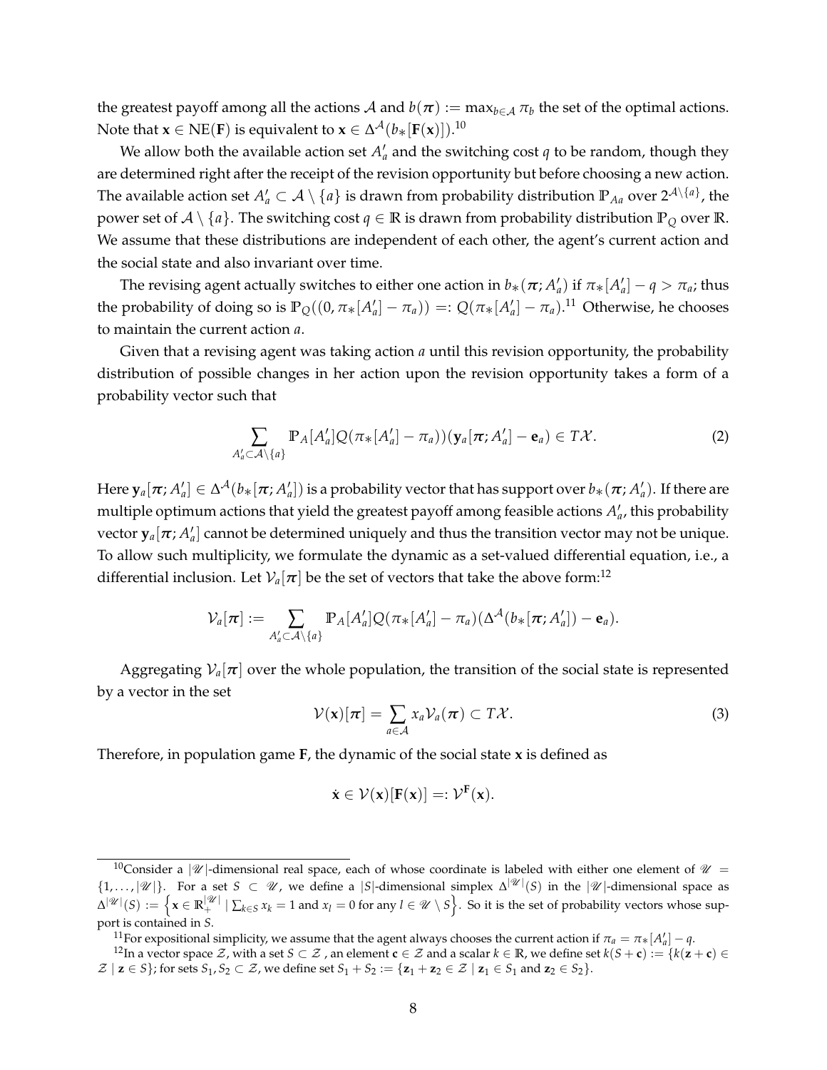the greatest payoff among all the actions $\mathcal{A}$ and $b(\boldsymbol{\pi}) := \max_{b \in \mathcal{A}} \pi_b$ the set of the optimal actions. Note that $\mathbf{x} \in \text{NE}(\mathbf{F})$ is equivalent to $\mathbf{x} \in \Delta^{\mathcal{A}}(b_*[\mathbf{F}(\mathbf{x})])$.[10]

We allow both the available action set $A'_a$ and the switching cost $q$ to be random, though they are determined right after the receipt of the revision opportunity but before choosing a new action. The available action set $A'_a \subset \mathcal{A} \setminus \{a\}$ is drawn from probability distribution $\mathbb{P}_{Aa}$ over $2^{\mathcal{A} \setminus \{a\}}$, the power set of $\mathcal{A} \setminus \{a\}$. The switching cost $q \in \mathbb{R}$ is drawn from probability distribution $\mathbb{P}_Q$ over $\mathbb{R}$. We assume that these distributions are independent of each other, the agent's current action and the social state and also invariant over time.

The revising agent actually switches to either one action in $b_*(\boldsymbol{\pi}; A'_a)$ if $\pi_*[A'_a] - q > \pi_a$; thus the probability of doing so is $\mathbb{P}_Q((0, \pi_*[A'_a] - \pi_a)) =: Q(\pi_*[A'_a] - \pi_a)$.[11] Otherwise, he chooses to maintain the current action $a$.

Given that a revising agent was taking action $a$ until this revision opportunity, the probability distribution of possible changes in her action upon the revision opportunity takes a form of a probability vector such that

$$\sum_{A'_a \subset \mathcal{A} \setminus \{a\}} \mathbb{P}_A[A'_a] Q(\pi_*[A'_a] - \pi_a))(\mathbf{y}_a[\boldsymbol{\pi}; A'_a] - \mathbf{e}_a) \in T\mathcal{X}. \tag{2}$$

Here $\mathbf{y}_a[\boldsymbol{\pi}; A'_a] \in \Delta^{\mathcal{A}}(b_*[\boldsymbol{\pi}; A'_a])$ is a probability vector that has support over $b_*(\boldsymbol{\pi}; A'_a)$. If there are multiple optimum actions that yield the greatest payoff among feasible actions $A'_a$, this probability vector $\mathbf{y}_a[\boldsymbol{\pi}; A'_a]$ cannot be determined uniquely and thus the transition vector may not be unique. To allow such multiplicity, we formulate the dynamic as a set-valued differential equation, i.e., a differential inclusion. Let $\mathcal{V}_a[\boldsymbol{\pi}]$ be the set of vectors that take the above form:[12]

$$\mathcal{V}_a[\boldsymbol{\pi}] := \sum_{A'_a \subset \mathcal{A} \setminus \{a\}} \mathbb{P}_A[A'_a] Q(\pi_*[A'_a] - \pi_a)(\Delta^{\mathcal{A}}(b_*[\boldsymbol{\pi}; A'_a]) - \mathbf{e}_a).$$

Aggregating $\mathcal{V}_a[\boldsymbol{\pi}]$ over the whole population, the transition of the social state is represented by a vector in the set

$$\mathcal{V}(\mathbf{x})[\boldsymbol{\pi}] = \sum_{a \in \mathcal{A}} x_a \mathcal{V}_a(\boldsymbol{\pi}) \subset T\mathcal{X}. \tag{3}$$

Therefore, in population game $\mathbf{F}$, the dynamic of the social state $\mathbf{x}$ is defined as

$$\dot{\mathbf{x}} \in \mathcal{V}(\mathbf{x})[\mathbf{F}(\mathbf{x})] =: \mathcal{V}^{\mathbf{F}}(\mathbf{x}).$$

---

[10] Consider a $|\mathscr{U}|$-dimensional real space, each of whose coordinate is labeled with either one element of $\mathscr{U} = \{1, \ldots, |\mathscr{U}|\}$. For a set $S \subset \mathscr{U}$, we define a $|S|$-dimensional simplex $\Delta^{|\mathscr{U}|}(S)$ in the $|\mathscr{U}|$-dimensional space as $\Delta^{|\mathscr{U}|}(S) := \left\{ \mathbf{x} \in \mathbb{R}_+^{|\mathscr{U}|} \mid \sum_{k \in S} x_k = 1 \text{ and } x_l = 0 \text{ for any } l \in \mathscr{U} \setminus S \right\}$. So it is the set of probability vectors whose support is contained in $S$.

[11] For expositional simplicity, we assume that the agent always chooses the current action if $\pi_a = \pi_*[A'_a] - q$.

[12] In a vector space $\mathcal{Z}$, with a set $S \subset \mathcal{Z}$, an element $\mathbf{c} \in \mathcal{Z}$ and a scalar $k \in \mathbb{R}$, we define set $k(S + \mathbf{c}) := \{k(\mathbf{z} + \mathbf{c}) \in \mathcal{Z} \mid \mathbf{z} \in S\}$; for sets $S_1, S_2 \subset \mathcal{Z}$, we define set $S_1 + S_2 := \{\mathbf{z}_1 + \mathbf{z}_2 \in \mathcal{Z} \mid \mathbf{z}_1 \in S_1 \text{ and } \mathbf{z}_2 \in S_2\}$.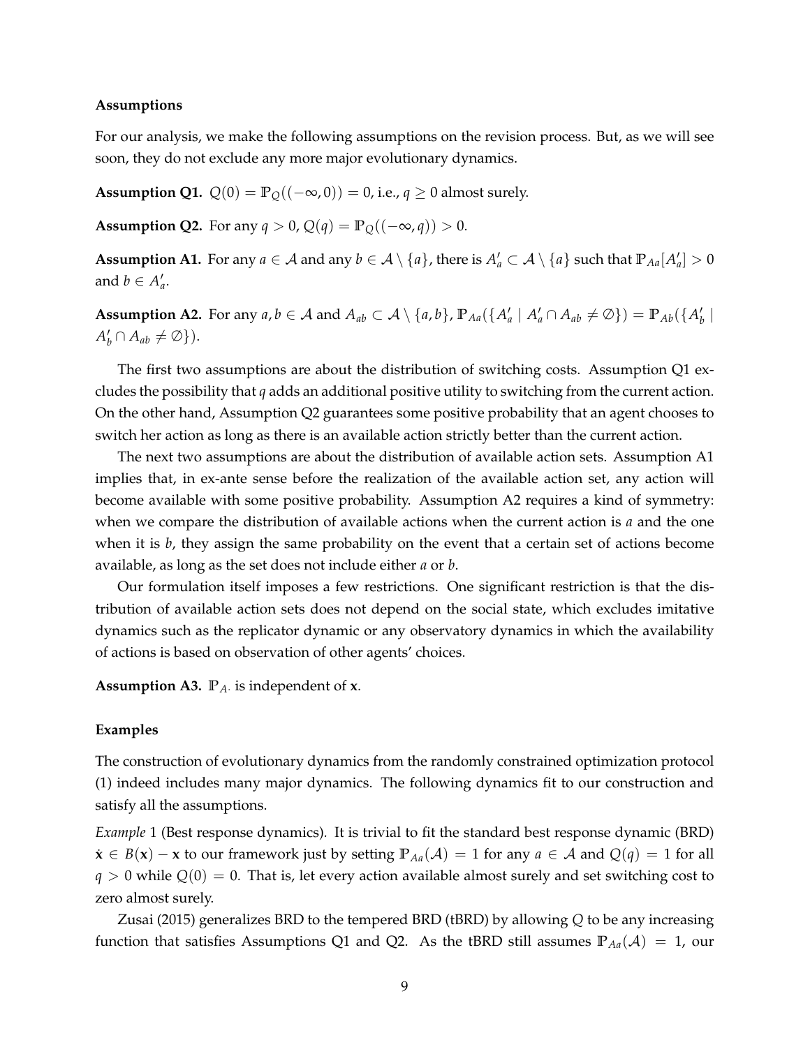**Assumptions**

For our analysis, we make the following assumptions on the revision process. But, as we will see soon, they do not exclude any more major evolutionary dynamics.

**Assumption Q1.** $Q(0) = \mathbb{P}_Q((-\infty, 0)) = 0$, i.e., $q \geq 0$ almost surely.

**Assumption Q2.** For any $q > 0$, $Q(q) = \mathbb{P}_Q((-\infty, q)) > 0$.

**Assumption A1.** For any $a \in \mathcal{A}$ and any $b \in \mathcal{A} \setminus \{a\}$, there is $A'_a \subset \mathcal{A} \setminus \{a\}$ such that $\mathbb{P}_{Aa}[A'_a] > 0$ and $b \in A'_a$.

**Assumption A2.** For any $a, b \in \mathcal{A}$ and $A_{ab} \subset \mathcal{A} \setminus \{a, b\}$, $\mathbb{P}_{Aa}(\{A'_a \mid A'_a \cap A_{ab} \neq \emptyset\}) = \mathbb{P}_{Ab}(\{A'_b \mid A'_b \cap A_{ab} \neq \emptyset\})$.

The first two assumptions are about the distribution of switching costs. Assumption Q1 excludes the possibility that $q$ adds an additional positive utility to switching from the current action. On the other hand, Assumption Q2 guarantees some positive probability that an agent chooses to switch her action as long as there is an available action strictly better than the current action.

The next two assumptions are about the distribution of available action sets. Assumption A1 implies that, in ex-ante sense before the realization of the available action set, any action will become available with some positive probability. Assumption A2 requires a kind of symmetry: when we compare the distribution of available actions when the current action is $a$ and the one when it is $b$, they assign the same probability on the event that a certain set of actions become available, as long as the set does not include either $a$ or $b$.

Our formulation itself imposes a few restrictions. One significant restriction is that the distribution of available action sets does not depend on the social state, which excludes imitative dynamics such as the replicator dynamic or any observatory dynamics in which the availability of actions is based on observation of other agents' choices.

**Assumption A3.** $\mathbb{P}_{A\cdot}$ is independent of $\mathbf{x}$.

**Examples**

The construction of evolutionary dynamics from the randomly constrained optimization protocol (1) indeed includes many major dynamics. The following dynamics fit to our construction and satisfy all the assumptions.

*Example* 1 (Best response dynamics). It is trivial to fit the standard best response dynamic (BRD) $\dot{\mathbf{x}} \in B(\mathbf{x}) - \mathbf{x}$ to our framework just by setting $\mathbb{P}_{Aa}(\mathcal{A}) = 1$ for any $a \in \mathcal{A}$ and $Q(q) = 1$ for all $q > 0$ while $Q(0) = 0$. That is, let every action available almost surely and set switching cost to zero almost surely.

Zusai (2015) generalizes BRD to the tempered BRD (tBRD) by allowing $Q$ to be any increasing function that satisfies Assumptions Q1 and Q2. As the tBRD still assumes $\mathbb{P}_{Aa}(\mathcal{A}) = 1$, our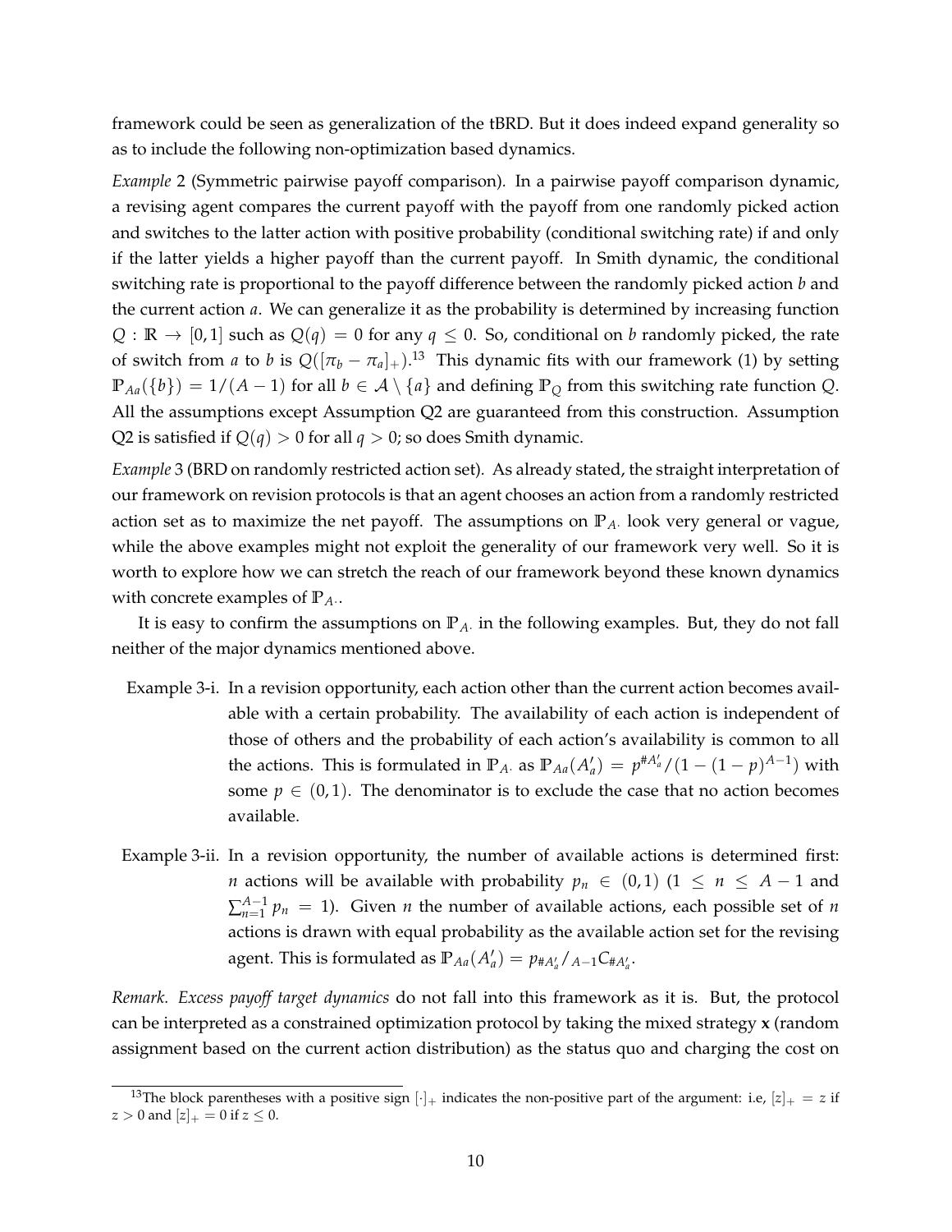framework could be seen as generalization of the tBRD. But it does indeed expand generality so as to include the following non-optimization based dynamics.

*Example* 2 (Symmetric pairwise payoff comparison). In a pairwise payoff comparison dynamic, a revising agent compares the current payoff with the payoff from one randomly picked action and switches to the latter action with positive probability (conditional switching rate) if and only if the latter yields a higher payoff than the current payoff. In Smith dynamic, the conditional switching rate is proportional to the payoff difference between the randomly picked action $b$ and the current action $a$. We can generalize it as the probability is determined by increasing function $Q : \mathbb{R} \to [0, 1]$ such as $Q(q) = 0$ for any $q \leq 0$. So, conditional on $b$ randomly picked, the rate of switch from $a$ to $b$ is $Q([\pi_b - \pi_a]_+)$.[13] This dynamic fits with our framework (1) by setting $\mathbb{P}_{Aa}(\{b\}) = 1/(A-1)$ for all $b \in \mathcal{A} \setminus \{a\}$ and defining $\mathbb{P}_Q$ from this switching rate function $Q$. All the assumptions except Assumption Q2 are guaranteed from this construction. Assumption Q2 is satisfied if $Q(q) > 0$ for all $q > 0$; so does Smith dynamic.

*Example* 3 (BRD on randomly restricted action set). As already stated, the straight interpretation of our framework on revision protocols is that an agent chooses an action from a randomly restricted action set as to maximize the net payoff. The assumptions on $\mathbb{P}_{A\cdot}$ look very general or vague, while the above examples might not exploit the generality of our framework very well. So it is worth to explore how we can stretch the reach of our framework beyond these known dynamics with concrete examples of $\mathbb{P}_{A\cdot}$.

It is easy to confirm the assumptions on $\mathbb{P}_{A\cdot}$ in the following examples. But, they do not fall neither of the major dynamics mentioned above.

- Example 3-i. In a revision opportunity, each action other than the current action becomes available with a certain probability. The availability of each action is independent of those of others and the probability of each action's availability is common to all the actions. This is formulated in $\mathbb{P}_{A\cdot}$ as $\mathbb{P}_{Aa}(A'_a) = p^{\#A'_a}/(1-(1-p)^{A-1})$ with some $p \in (0, 1)$. The denominator is to exclude the case that no action becomes available.
- Example 3-ii. In a revision opportunity, the number of available actions is determined first: $n$ actions will be available with probability $p_n \in (0, 1)$ $(1 \leq n \leq A-1$ and $\sum_{n=1}^{A-1} p_n = 1)$. Given $n$ the number of available actions, each possible set of $n$ actions is drawn with equal probability as the available action set for the revising agent. This is formulated as $\mathbb{P}_{Aa}(A'_a) = p_{\#A'_a}/{}_{A-1}C_{\#A'_a}$.

*Remark. Excess payoff target dynamics* do not fall into this framework as it is. But, the protocol can be interpreted as a constrained optimization protocol by taking the mixed strategy $\mathbf{x}$ (random assignment based on the current action distribution) as the status quo and charging the cost on

[13] The block parentheses with a positive sign $[\cdot]_+$ indicates the non-positive part of the argument: i.e, $[z]_+ = z$ if $z > 0$ and $[z]_+ = 0$ if $z \leq 0$.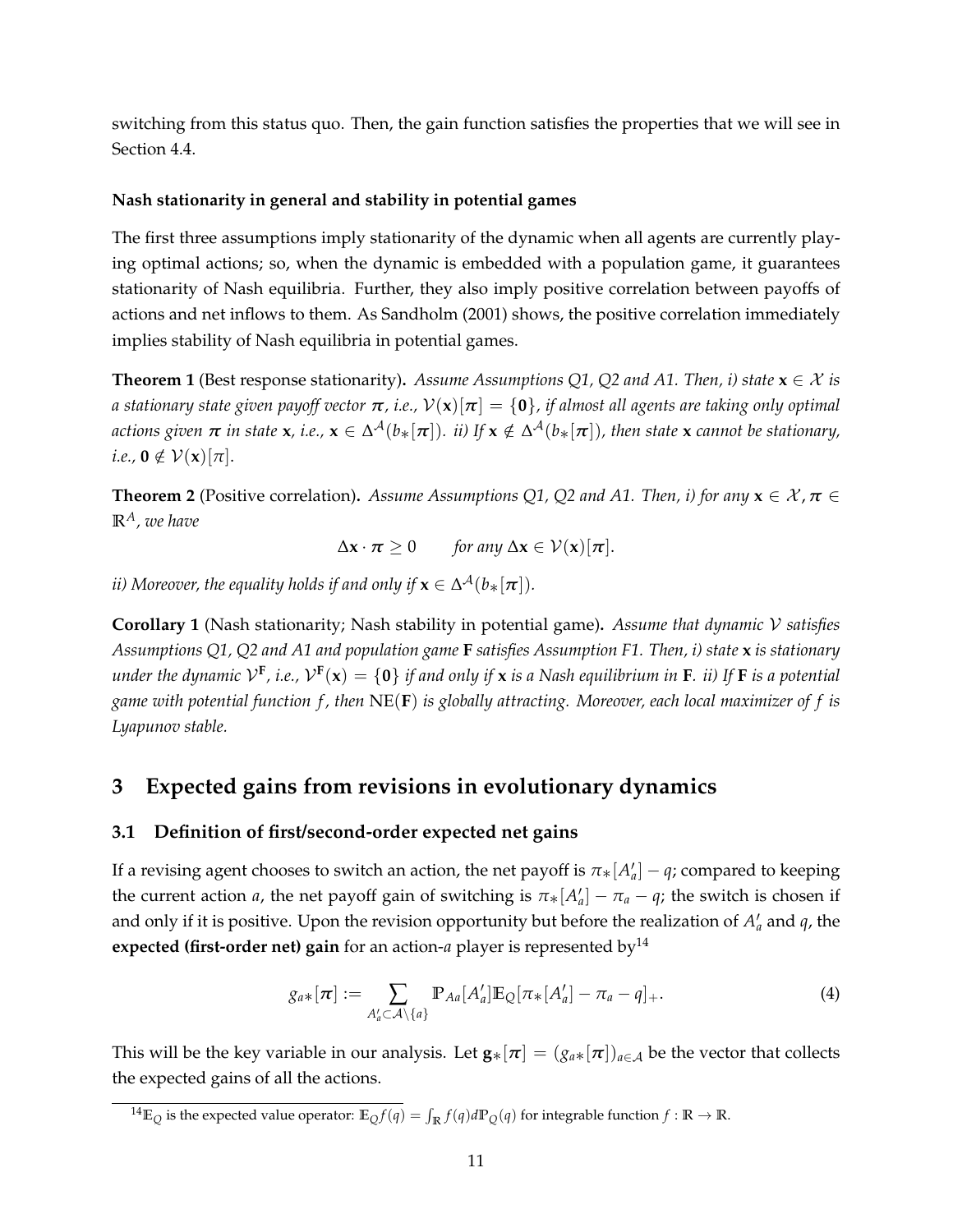switching from this status quo. Then, the gain function satisfies the properties that we will see in Section 4.4.

**Nash stationarity in general and stability in potential games**

The first three assumptions imply stationarity of the dynamic when all agents are currently playing optimal actions; so, when the dynamic is embedded with a population game, it guarantees stationarity of Nash equilibria. Further, they also imply positive correlation between payoffs of actions and net inflows to them. As Sandholm (2001) shows, the positive correlation immediately implies stability of Nash equilibria in potential games.

**Theorem 1** (Best response stationarity)**.** *Assume Assumptions Q1, Q2 and A1. Then, i) state $\mathbf{x} \in \mathcal{X}$ is a stationary state given payoff vector $\boldsymbol{\pi}$, i.e., $\mathcal{V}(\mathbf{x})[\boldsymbol{\pi}] = \{\mathbf{0}\}$, if almost all agents are taking only optimal actions given $\boldsymbol{\pi}$ in state $\mathbf{x}$, i.e., $\mathbf{x} \in \Delta^{\mathcal{A}}(b_*[\boldsymbol{\pi}])$. ii) If $\mathbf{x} \notin \Delta^{\mathcal{A}}(b_*[\boldsymbol{\pi}])$, then state $\mathbf{x}$ cannot be stationary, i.e., $\mathbf{0} \notin \mathcal{V}(\mathbf{x})[\pi]$.*

**Theorem 2** (Positive correlation)**.** *Assume Assumptions Q1, Q2 and A1. Then, i) for any $\mathbf{x} \in \mathcal{X}, \boldsymbol{\pi} \in \mathbb{R}^A$, we have*

$$\Delta\mathbf{x} \cdot \boldsymbol{\pi} \geq 0 \qquad \textit{for any } \Delta\mathbf{x} \in \mathcal{V}(\mathbf{x})[\boldsymbol{\pi}].$$

*ii) Moreover, the equality holds if and only if $\mathbf{x} \in \Delta^{\mathcal{A}}(b_*[\boldsymbol{\pi}])$.*

**Corollary 1** (Nash stationarity; Nash stability in potential game)**.** *Assume that dynamic $\mathcal{V}$ satisfies Assumptions Q1, Q2 and A1 and population game $\mathbf{F}$ satisfies Assumption F1. Then, i) state $\mathbf{x}$ is stationary under the dynamic $\mathcal{V}^{\mathbf{F}}$, i.e., $\mathcal{V}^{\mathbf{F}}(\mathbf{x}) = \{\mathbf{0}\}$ if and only if $\mathbf{x}$ is a Nash equilibrium in $\mathbf{F}$. ii) If $\mathbf{F}$ is a potential game with potential function $f$, then $\mathrm{NE}(\mathbf{F})$ is globally attracting. Moreover, each local maximizer of $f$ is Lyapunov stable.*

# 3 Expected gains from revisions in evolutionary dynamics

## 3.1 Definition of first/second-order expected net gains

If a revising agent chooses to switch an action, the net payoff is $\pi_*[A'_a] - q$; compared to keeping the current action $a$, the net payoff gain of switching is $\pi_*[A'_a] - \pi_a - q$; the switch is chosen if and only if it is positive. Upon the revision opportunity but before the realization of $A'_a$ and $q$, the **expected (first-order net) gain** for an action-$a$ player is represented by[14]

$$g_{a*}[\boldsymbol{\pi}] := \sum_{A'_a \subset \mathcal{A} \setminus \{a\}} \mathbb{P}_{Aa}[A'_a] \mathbb{E}_Q[\pi_*[A'_a] - \pi_a - q]_+. \tag{4}$$

This will be the key variable in our analysis. Let $\mathbf{g}_*[\boldsymbol{\pi}] = (g_{a*}[\boldsymbol{\pi}])_{a \in \mathcal{A}}$ be the vector that collects the expected gains of all the actions.

[14] $\mathbb{E}_Q$ is the expected value operator: $\mathbb{E}_Q f(q) = \int_{\mathbb{R}} f(q) d\mathbb{P}_Q(q)$ for integrable function $f : \mathbb{R} \to \mathbb{R}$.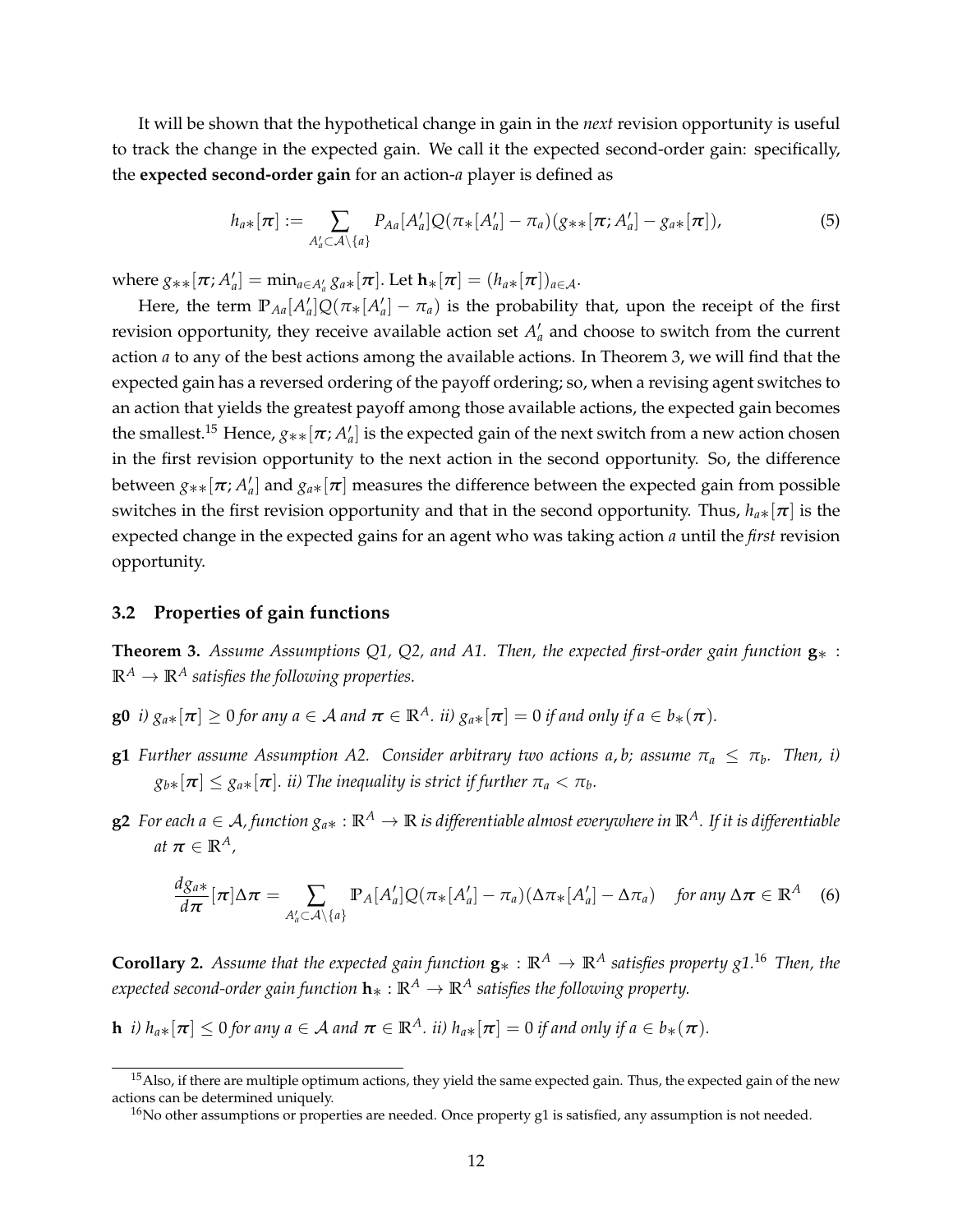It will be shown that the hypothetical change in gain in the *next* revision opportunity is useful to track the change in the expected gain. We call it the expected second-order gain: specifically, the **expected second-order gain** for an action-$a$ player is defined as

$$h_{a*}[\boldsymbol{\pi}] := \sum_{A'_a \subset \mathcal{A}\setminus\{a\}} P_{Aa}[A'_a] Q(\pi_*[A'_a] - \pi_a)(g_{**}[\boldsymbol{\pi}; A'_a] - g_{a*}[\boldsymbol{\pi}]), \tag{5}$$

where $g_{**}[\boldsymbol{\pi}; A'_a] = \min_{a \in A'_a} g_{a*}[\boldsymbol{\pi}]$. Let $\mathbf{h}_*[\boldsymbol{\pi}] = (h_{a*}[\boldsymbol{\pi}])_{a \in \mathcal{A}}$.

Here, the term $\mathbb{P}_{Aa}[A'_a] Q(\pi_*[A'_a] - \pi_a)$ is the probability that, upon the receipt of the first revision opportunity, they receive available action set $A'_a$ and choose to switch from the current action $a$ to any of the best actions among the available actions. In Theorem 3, we will find that the expected gain has a reversed ordering of the payoff ordering; so, when a revising agent switches to an action that yields the greatest payoff among those available actions, the expected gain becomes the smallest.[15] Hence, $g_{**}[\boldsymbol{\pi}; A'_a]$ is the expected gain of the next switch from a new action chosen in the first revision opportunity to the next action in the second opportunity. So, the difference between $g_{**}[\boldsymbol{\pi}; A'_a]$ and $g_{a*}[\boldsymbol{\pi}]$ measures the difference between the expected gain from possible switches in the first revision opportunity and that in the second opportunity. Thus, $h_{a*}[\boldsymbol{\pi}]$ is the expected change in the expected gains for an agent who was taking action $a$ until the *first* revision opportunity.

### 3.2 Properties of gain functions

**Theorem 3.** *Assume Assumptions Q1, Q2, and A1. Then, the expected first-order gain function $\mathbf{g}_* : \mathbb{R}^A \to \mathbb{R}^A$ satisfies the following properties.*

**g0** *i) $g_{a*}[\boldsymbol{\pi}] \geq 0$ for any $a \in \mathcal{A}$ and $\boldsymbol{\pi} \in \mathbb{R}^A$. ii) $g_{a*}[\boldsymbol{\pi}] = 0$ if and only if $a \in b_*(\boldsymbol{\pi})$.*

**g1** *Further assume Assumption A2. Consider arbitrary two actions $a, b$; assume $\pi_a \leq \pi_b$. Then, i) $g_{b*}[\boldsymbol{\pi}] \leq g_{a*}[\boldsymbol{\pi}]$. ii) The inequality is strict if further $\pi_a < \pi_b$.*

**g2** *For each $a \in \mathcal{A}$, function $g_{a*} : \mathbb{R}^A \to \mathbb{R}$ is differentiable almost everywhere in $\mathbb{R}^A$. If it is differentiable at $\boldsymbol{\pi} \in \mathbb{R}^A$,*

$$\frac{dg_{a*}}{d\boldsymbol{\pi}}[\boldsymbol{\pi}]\Delta\boldsymbol{\pi} = \sum_{A'_a \subset \mathcal{A}\setminus\{a\}} \mathbb{P}_A[A'_a] Q(\pi_*[A'_a] - \pi_a)(\Delta\pi_*[A'_a] - \Delta\pi_a) \quad \text{for any } \Delta\boldsymbol{\pi} \in \mathbb{R}^A \tag{6}$$

**Corollary 2.** *Assume that the expected gain function $\mathbf{g}_* : \mathbb{R}^A \to \mathbb{R}^A$ satisfies property g1.*[16] *Then, the expected second-order gain function $\mathbf{h}_* : \mathbb{R}^A \to \mathbb{R}^A$ satisfies the following property.*

**h** *i) $h_{a*}[\boldsymbol{\pi}] \leq 0$ for any $a \in \mathcal{A}$ and $\boldsymbol{\pi} \in \mathbb{R}^A$. ii) $h_{a*}[\boldsymbol{\pi}] = 0$ if and only if $a \in b_*(\boldsymbol{\pi})$.*

---

[15] Also, if there are multiple optimum actions, they yield the same expected gain. Thus, the expected gain of the new actions can be determined uniquely.

[16] No other assumptions or properties are needed. Once property g1 is satisfied, any assumption is not needed.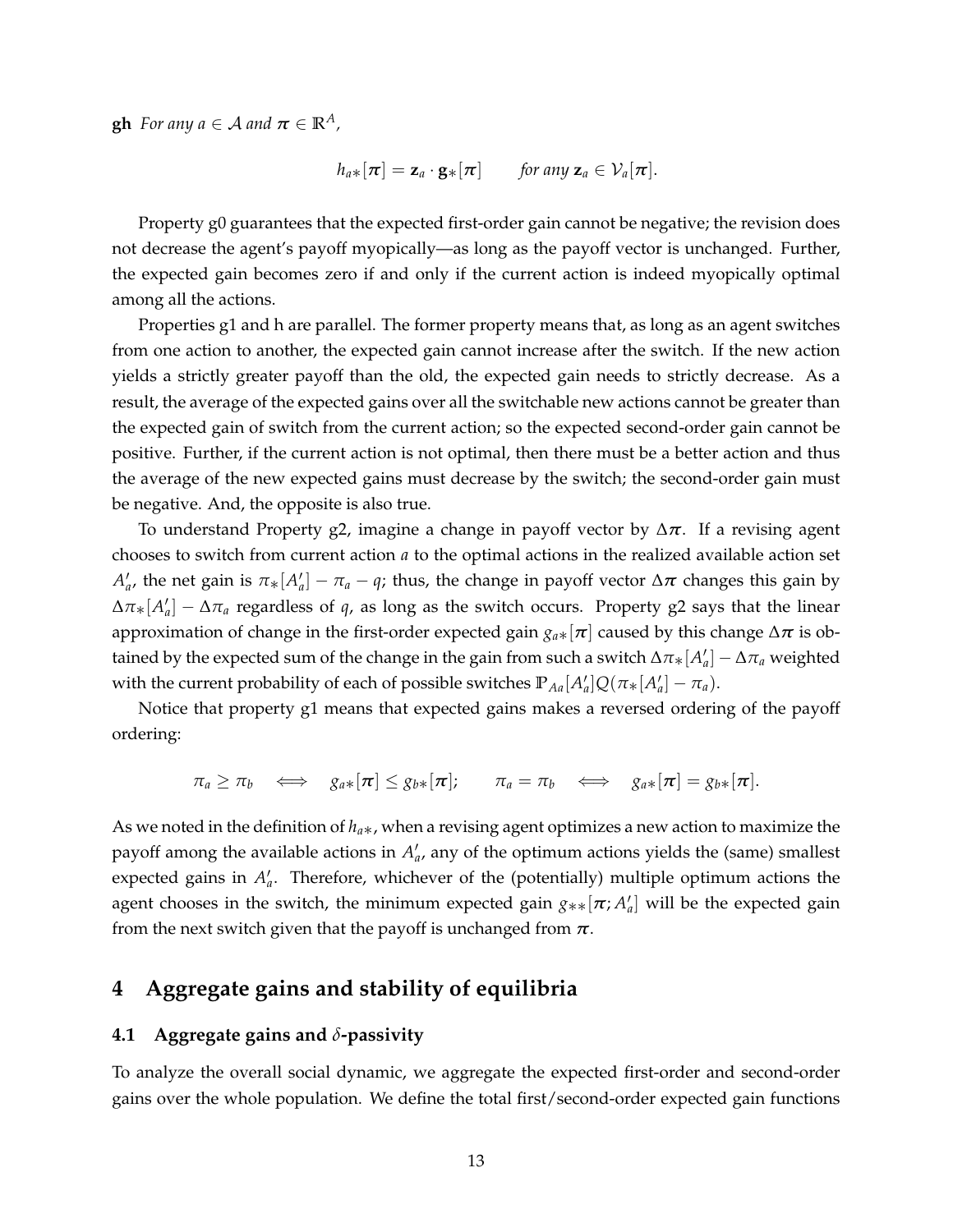**gh** *For any $a \in \mathcal{A}$ and $\boldsymbol{\pi} \in \mathbb{R}^A$,*

$$h_{a*}[\boldsymbol{\pi}] = \mathbf{z}_a \cdot \mathbf{g}_*[\boldsymbol{\pi}] \qquad \textit{for any } \mathbf{z}_a \in \mathcal{V}_a[\boldsymbol{\pi}].$$

Property g0 guarantees that the expected first-order gain cannot be negative; the revision does not decrease the agent's payoff myopically—as long as the payoff vector is unchanged. Further, the expected gain becomes zero if and only if the current action is indeed myopically optimal among all the actions.

Properties g1 and h are parallel. The former property means that, as long as an agent switches from one action to another, the expected gain cannot increase after the switch. If the new action yields a strictly greater payoff than the old, the expected gain needs to strictly decrease. As a result, the average of the expected gains over all the switchable new actions cannot be greater than the expected gain of switch from the current action; so the expected second-order gain cannot be positive. Further, if the current action is not optimal, then there must be a better action and thus the average of the new expected gains must decrease by the switch; the second-order gain must be negative. And, the opposite is also true.

To understand Property g2, imagine a change in payoff vector by $\Delta\boldsymbol{\pi}$. If a revising agent chooses to switch from current action $a$ to the optimal actions in the realized available action set $A'_a$, the net gain is $\pi_*[A'_a] - \pi_a - q$; thus, the change in payoff vector $\Delta\boldsymbol{\pi}$ changes this gain by $\Delta\pi_*[A'_a] - \Delta\pi_a$ regardless of $q$, as long as the switch occurs. Property g2 says that the linear approximation of change in the first-order expected gain $g_{a*}[\boldsymbol{\pi}]$ caused by this change $\Delta\boldsymbol{\pi}$ is obtained by the expected sum of the change in the gain from such a switch $\Delta\pi_*[A'_a] - \Delta\pi_a$ weighted with the current probability of each of possible switches $\mathbb{P}_{Aa}[A'_a]Q(\pi_*[A'_a] - \pi_a)$.

Notice that property g1 means that expected gains makes a reversed ordering of the payoff ordering:

$$\pi_a \geq \pi_b \iff g_{a*}[\boldsymbol{\pi}] \leq g_{b*}[\boldsymbol{\pi}]; \qquad \pi_a = \pi_b \iff g_{a*}[\boldsymbol{\pi}] = g_{b*}[\boldsymbol{\pi}].$$

As we noted in the definition of $h_{a*}$, when a revising agent optimizes a new action to maximize the payoff among the available actions in $A'_a$, any of the optimum actions yields the (same) smallest expected gains in $A'_a$. Therefore, whichever of the (potentially) multiple optimum actions the agent chooses in the switch, the minimum expected gain $g_{**}[\boldsymbol{\pi}; A'_a]$ will be the expected gain from the next switch given that the payoff is unchanged from $\boldsymbol{\pi}$.

## 4 Aggregate gains and stability of equilibria

### 4.1 Aggregate gains and $\delta$-passivity

To analyze the overall social dynamic, we aggregate the expected first-order and second-order gains over the whole population. We define the total first/second-order expected gain functions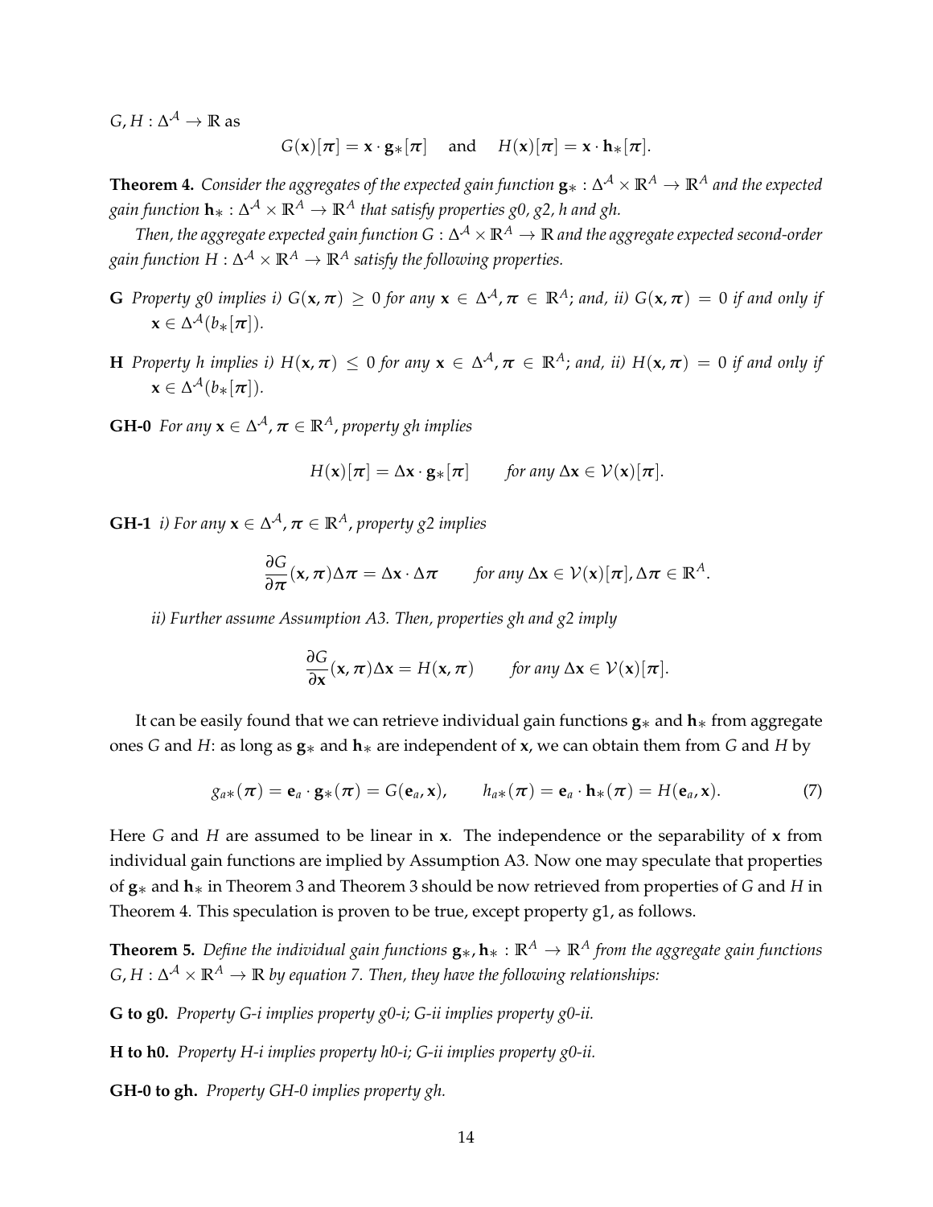$G, H : \Delta^{\mathcal{A}} \to \mathbb{R}$ as

$$G(\mathbf{x})[\boldsymbol{\pi}] = \mathbf{x} \cdot \mathbf{g}_*[\boldsymbol{\pi}] \quad \text{and} \quad H(\mathbf{x})[\boldsymbol{\pi}] = \mathbf{x} \cdot \mathbf{h}_*[\boldsymbol{\pi}].$$

**Theorem 4.** *Consider the aggregates of the expected gain function $\mathbf{g}_* : \Delta^{\mathcal{A}} \times \mathbb{R}^A \to \mathbb{R}^A$ and the expected gain function $\mathbf{h}_* : \Delta^{\mathcal{A}} \times \mathbb{R}^A \to \mathbb{R}^A$ that satisfy properties g0, g2, h and gh.*

*Then, the aggregate expected gain function $G : \Delta^{\mathcal{A}} \times \mathbb{R}^A \to \mathbb{R}$ and the aggregate expected second-order gain function $H : \Delta^{\mathcal{A}} \times \mathbb{R}^A \to \mathbb{R}^A$ satisfy the following properties.*

**G** *Property g0 implies i) $G(\mathbf{x}, \boldsymbol{\pi}) \geq 0$ for any $\mathbf{x} \in \Delta^{\mathcal{A}}, \boldsymbol{\pi} \in \mathbb{R}^A$; and, ii) $G(\mathbf{x}, \boldsymbol{\pi}) = 0$ if and only if $\mathbf{x} \in \Delta^{\mathcal{A}}(b_*[\boldsymbol{\pi}])$.*

**H** *Property h implies i) $H(\mathbf{x}, \boldsymbol{\pi}) \leq 0$ for any $\mathbf{x} \in \Delta^{\mathcal{A}}, \boldsymbol{\pi} \in \mathbb{R}^A$; and, ii) $H(\mathbf{x}, \boldsymbol{\pi}) = 0$ if and only if $\mathbf{x} \in \Delta^{\mathcal{A}}(b_*[\boldsymbol{\pi}])$.*

**GH-0** *For any $\mathbf{x} \in \Delta^{\mathcal{A}}, \boldsymbol{\pi} \in \mathbb{R}^A$, property gh implies*

$$H(\mathbf{x})[\boldsymbol{\pi}] = \Delta\mathbf{x} \cdot \mathbf{g}_*[\boldsymbol{\pi}] \qquad \text{for any } \Delta\mathbf{x} \in \mathcal{V}(\mathbf{x})[\boldsymbol{\pi}].$$

**GH-1** *i) For any $\mathbf{x} \in \Delta^{\mathcal{A}}, \boldsymbol{\pi} \in \mathbb{R}^A$, property g2 implies*

$$\frac{\partial G}{\partial \boldsymbol{\pi}}(\mathbf{x}, \boldsymbol{\pi})\Delta\boldsymbol{\pi} = \Delta\mathbf{x} \cdot \Delta\boldsymbol{\pi} \qquad \text{for any } \Delta\mathbf{x} \in \mathcal{V}(\mathbf{x})[\boldsymbol{\pi}], \Delta\boldsymbol{\pi} \in \mathbb{R}^A.$$

*ii) Further assume Assumption A3. Then, properties gh and g2 imply*

$$\frac{\partial G}{\partial \mathbf{x}}(\mathbf{x}, \boldsymbol{\pi})\Delta\mathbf{x} = H(\mathbf{x}, \boldsymbol{\pi}) \qquad \text{for any } \Delta\mathbf{x} \in \mathcal{V}(\mathbf{x})[\boldsymbol{\pi}].$$

It can be easily found that we can retrieve individual gain functions $\mathbf{g}_*$ and $\mathbf{h}_*$ from aggregate ones $G$ and $H$: as long as $\mathbf{g}_*$ and $\mathbf{h}_*$ are independent of $\mathbf{x}$, we can obtain them from $G$ and $H$ by

$$g_{a*}(\boldsymbol{\pi}) = \mathbf{e}_a \cdot \mathbf{g}_*(\boldsymbol{\pi}) = G(\mathbf{e}_a, \mathbf{x}), \qquad h_{a*}(\boldsymbol{\pi}) = \mathbf{e}_a \cdot \mathbf{h}_*(\boldsymbol{\pi}) = H(\mathbf{e}_a, \mathbf{x}). \tag{7}$$

Here $G$ and $H$ are assumed to be linear in $\mathbf{x}$. The independence or the separability of $\mathbf{x}$ from individual gain functions are implied by Assumption A3. Now one may speculate that properties of $\mathbf{g}_*$ and $\mathbf{h}_*$ in Theorem 3 and Theorem 3 should be now retrieved from properties of $G$ and $H$ in Theorem 4. This speculation is proven to be true, except property g1, as follows.

**Theorem 5.** *Define the individual gain functions $\mathbf{g}_*, \mathbf{h}_* : \mathbb{R}^A \to \mathbb{R}^A$ from the aggregate gain functions $G, H : \Delta^{\mathcal{A}} \times \mathbb{R}^A \to \mathbb{R}$ by equation 7. Then, they have the following relationships:*

**G to g0.** *Property G-i implies property g0-i; G-ii implies property g0-ii.*

**H to h0.** *Property H-i implies property h0-i; G-ii implies property g0-ii.*

**GH-0 to gh.** *Property GH-0 implies property gh.*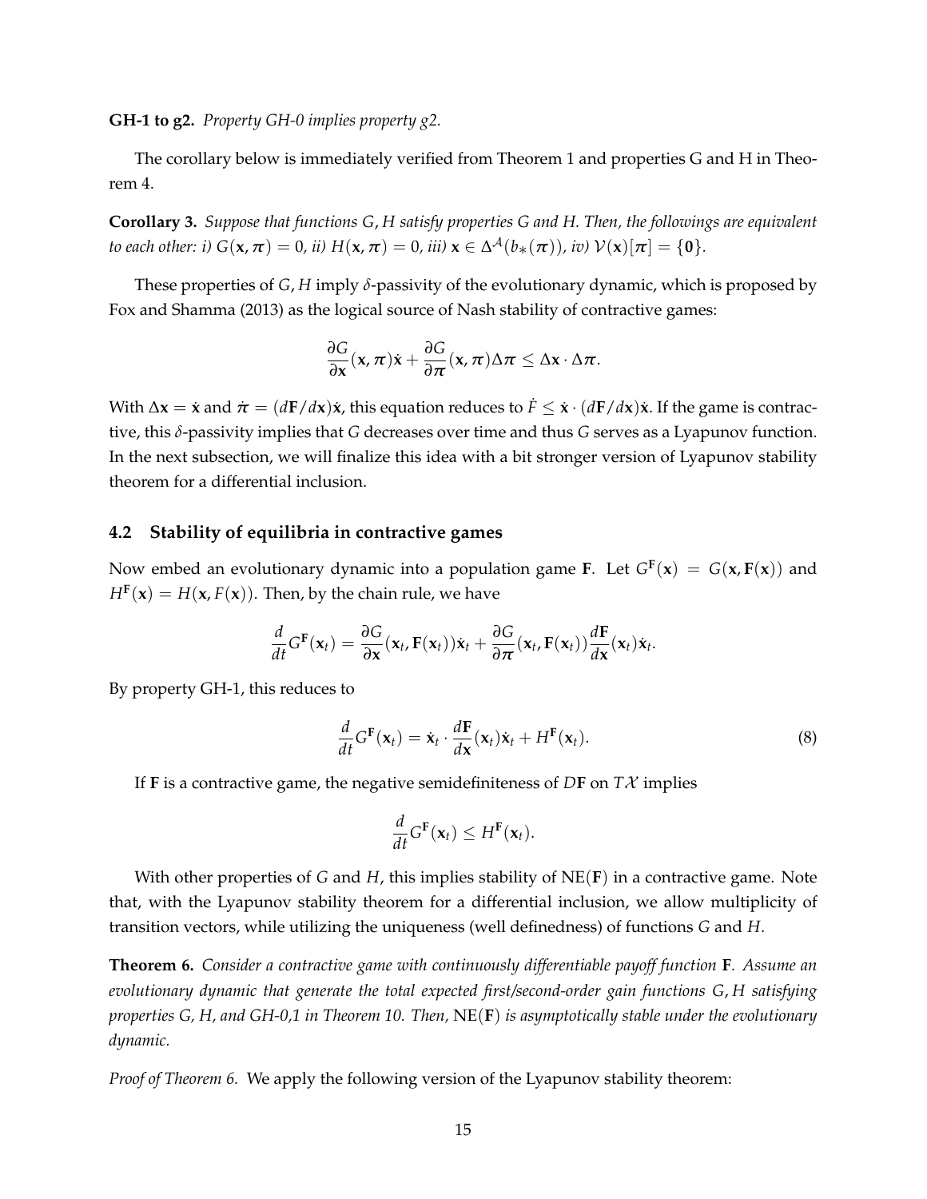**GH-1 to g2.** *Property GH-0 implies property g2.*

The corollary below is immediately verified from Theorem 1 and properties G and H in Theorem 4.

**Corollary 3.** *Suppose that functions $G, H$ satisfy properties G and H. Then, the followings are equivalent to each other: i) $G(\mathbf{x}, \boldsymbol{\pi}) = 0$, ii) $H(\mathbf{x}, \boldsymbol{\pi}) = 0$, iii) $\mathbf{x} \in \Delta^{\mathcal{A}}(b_*(\boldsymbol{\pi}))$, iv) $\mathcal{V}(\mathbf{x})[\boldsymbol{\pi}] = \{\mathbf{0}\}$.*

These properties of $G, H$ imply $\delta$-passivity of the evolutionary dynamic, which is proposed by Fox and Shamma (2013) as the logical source of Nash stability of contractive games:

$$\frac{\partial G}{\partial \mathbf{x}}(\mathbf{x}, \boldsymbol{\pi})\dot{\mathbf{x}} + \frac{\partial G}{\partial \boldsymbol{\pi}}(\mathbf{x}, \boldsymbol{\pi})\Delta\boldsymbol{\pi} \leq \Delta\mathbf{x} \cdot \Delta\boldsymbol{\pi}.$$

With $\Delta\mathbf{x} = \dot{\mathbf{x}}$ and $\dot{\boldsymbol{\pi}} = (d\mathbf{F}/d\mathbf{x})\dot{\mathbf{x}}$, this equation reduces to $\dot{F} \leq \dot{\mathbf{x}} \cdot (d\mathbf{F}/d\mathbf{x})\dot{\mathbf{x}}$. If the game is contractive, this $\delta$-passivity implies that $G$ decreases over time and thus $G$ serves as a Lyapunov function. In the next subsection, we will finalize this idea with a bit stronger version of Lyapunov stability theorem for a differential inclusion.

## 4.2 Stability of equilibria in contractive games

Now embed an evolutionary dynamic into a population game $\mathbf{F}$. Let $G^{\mathbf{F}}(\mathbf{x}) = G(\mathbf{x}, \mathbf{F}(\mathbf{x}))$ and $H^{\mathbf{F}}(\mathbf{x}) = H(\mathbf{x}, F(\mathbf{x}))$. Then, by the chain rule, we have

$$\frac{d}{dt}G^{\mathbf{F}}(\mathbf{x}_t) = \frac{\partial G}{\partial \mathbf{x}}(\mathbf{x}_t, \mathbf{F}(\mathbf{x}_t))\dot{\mathbf{x}}_t + \frac{\partial G}{\partial \boldsymbol{\pi}}(\mathbf{x}_t, \mathbf{F}(\mathbf{x}_t))\frac{d\mathbf{F}}{d\mathbf{x}}(\mathbf{x}_t)\dot{\mathbf{x}}_t.$$

By property GH-1, this reduces to

$$\frac{d}{dt}G^{\mathbf{F}}(\mathbf{x}_t) = \dot{\mathbf{x}}_t \cdot \frac{d\mathbf{F}}{d\mathbf{x}}(\mathbf{x}_t)\dot{\mathbf{x}}_t + H^{\mathbf{F}}(\mathbf{x}_t). \tag{8}$$

If $\mathbf{F}$ is a contractive game, the negative semidefiniteness of $D\mathbf{F}$ on $T\mathcal{X}$ implies

$$\frac{d}{dt}G^{\mathbf{F}}(\mathbf{x}_t) \leq H^{\mathbf{F}}(\mathbf{x}_t).$$

With other properties of $G$ and $H$, this implies stability of $\text{NE}(\mathbf{F})$ in a contractive game. Note that, with the Lyapunov stability theorem for a differential inclusion, we allow multiplicity of transition vectors, while utilizing the uniqueness (well definedness) of functions $G$ and $H$.

**Theorem 6.** *Consider a contractive game with continuously differentiable payoff function $\mathbf{F}$. Assume an evolutionary dynamic that generate the total expected first/second-order gain functions $G, H$ satisfying properties G, H, and GH-0,1 in Theorem 10. Then, $\text{NE}(\mathbf{F})$ is asymptotically stable under the evolutionary dynamic.*

*Proof of Theorem 6.* We apply the following version of the Lyapunov stability theorem: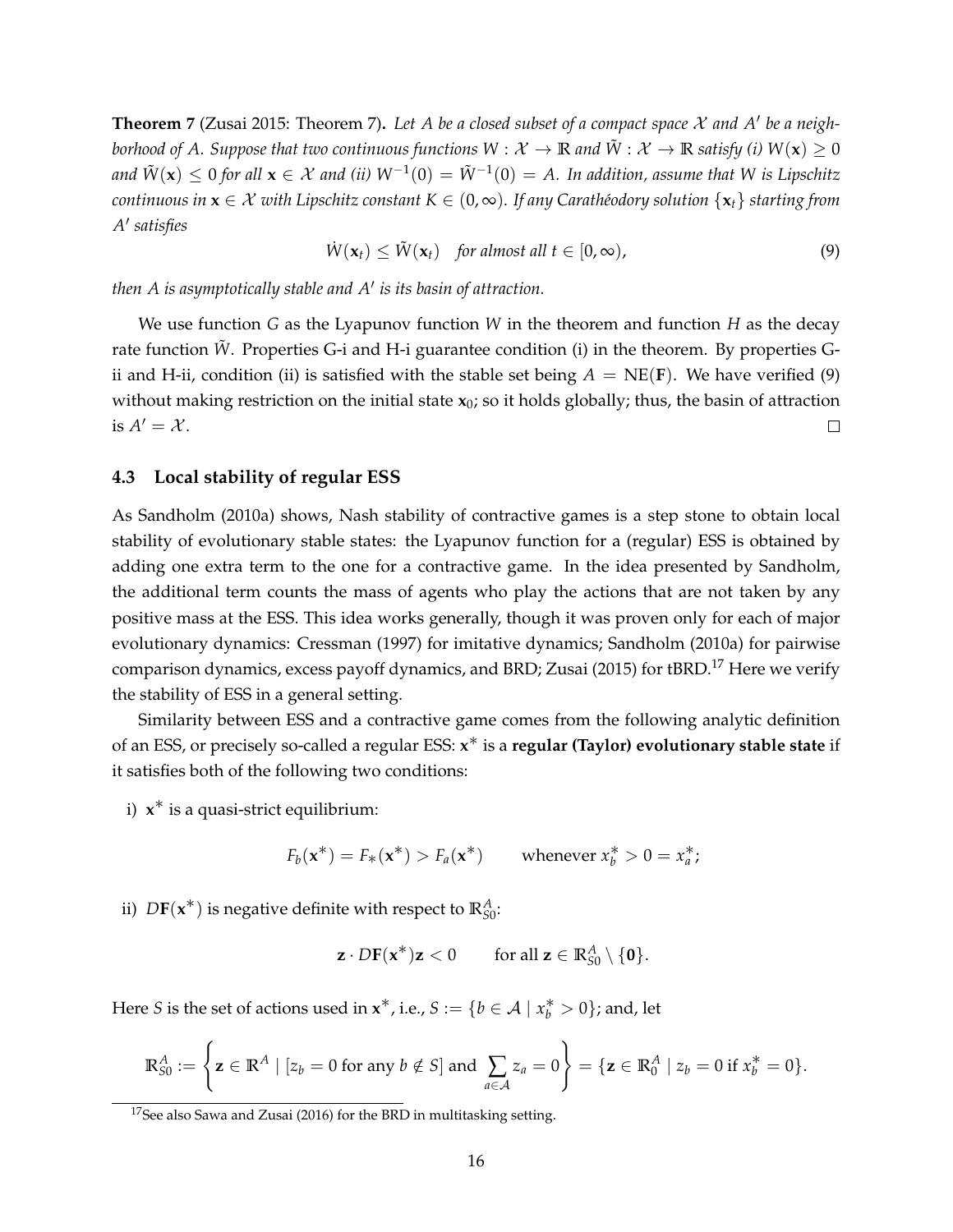**Theorem 7** (Zusai 2015: Theorem 7)**.** *Let $A$ be a closed subset of a compact space $\mathcal{X}$ and $A'$ be a neighborhood of $A$. Suppose that two continuous functions $W : \mathcal{X} \to \mathbb{R}$ and $\tilde{W} : \mathcal{X} \to \mathbb{R}$ satisfy (i) $W(\mathbf{x}) \geq 0$ and $\tilde{W}(\mathbf{x}) \leq 0$ for all $\mathbf{x} \in \mathcal{X}$ and (ii) $W^{-1}(0) = \tilde{W}^{-1}(0) = A$. In addition, assume that $W$ is Lipschitz continuous in $\mathbf{x} \in \mathcal{X}$ with Lipschitz constant $K \in (0, \infty)$. If any Carathéodory solution $\{\mathbf{x}_t\}$ starting from $A'$ satisfies*

$$\dot{W}(\mathbf{x}_t) \leq \tilde{W}(\mathbf{x}_t) \quad \text{for almost all } t \in [0, \infty), \tag{9}$$

*then $A$ is asymptotically stable and $A'$ is its basin of attraction.*

We use function $G$ as the Lyapunov function $W$ in the theorem and function $H$ as the decay rate function $\tilde{W}$. Properties G-i and H-i guarantee condition (i) in the theorem. By properties G-ii and H-ii, condition (ii) is satisfied with the stable set being $A = \mathrm{NE}(\mathbf{F})$. We have verified (9) without making restriction on the initial state $\mathbf{x}_0$; so it holds globally; thus, the basin of attraction is $A' = \mathcal{X}$. □

### 4.3 Local stability of regular ESS

As Sandholm (2010a) shows, Nash stability of contractive games is a step stone to obtain local stability of evolutionary stable states: the Lyapunov function for a (regular) ESS is obtained by adding one extra term to the one for a contractive game. In the idea presented by Sandholm, the additional term counts the mass of agents who play the actions that are not taken by any positive mass at the ESS. This idea works generally, though it was proven only for each of major evolutionary dynamics: Cressman (1997) for imitative dynamics; Sandholm (2010a) for pairwise comparison dynamics, excess payoff dynamics, and BRD; Zusai (2015) for tBRD.[17] Here we verify the stability of ESS in a general setting.

Similarity between ESS and a contractive game comes from the following analytic definition of an ESS, or precisely so-called a regular ESS: $\mathbf{x}^*$ is a **regular (Taylor) evolutionary stable state** if it satisfies both of the following two conditions:

i) $\mathbf{x}^*$ is a quasi-strict equilibrium:

$$F_b(\mathbf{x}^*) = F_*(\mathbf{x}^*) > F_a(\mathbf{x}^*) \qquad \text{whenever } x_b^* > 0 = x_a^*;$$

ii) $D\mathbf{F}(\mathbf{x}^*)$ is negative definite with respect to $\mathbb{R}^A_{S0}$:

$$\mathbf{z} \cdot D\mathbf{F}(\mathbf{x}^*)\mathbf{z} < 0 \qquad \text{for all } \mathbf{z} \in \mathbb{R}^A_{S0} \setminus \{\mathbf{0}\}.$$

Here $S$ is the set of actions used in $\mathbf{x}^*$, i.e., $S := \{b \in \mathcal{A} \mid x_b^* > 0\}$; and, let

$$\mathbb{R}^A_{S0} := \left\{ \mathbf{z} \in \mathbb{R}^A \mid [z_b = 0 \text{ for any } b \notin S] \text{ and } \sum_{a \in \mathcal{A}} z_a = 0 \right\} = \{\mathbf{z} \in \mathbb{R}^A_0 \mid z_b = 0 \text{ if } x_b^* = 0\}.$$

[17] See also Sawa and Zusai (2016) for the BRD in multitasking setting.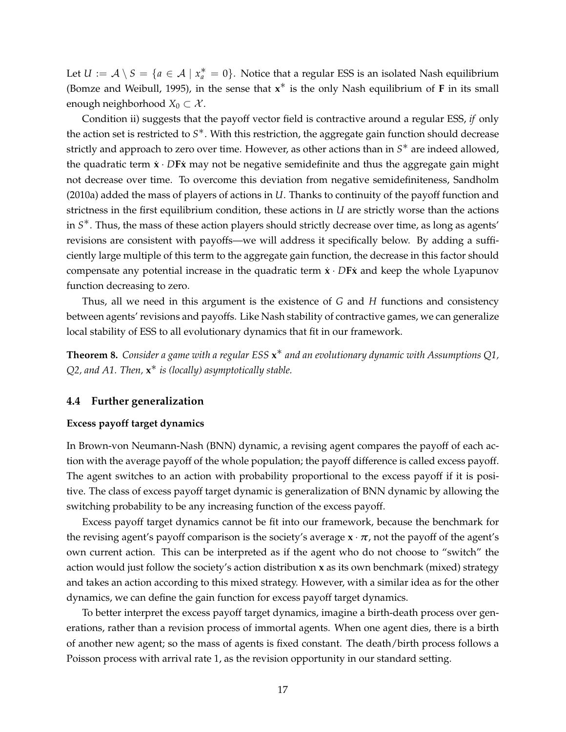Let $U := \mathcal{A} \setminus S = \{a \in \mathcal{A} \mid x^*_a = 0\}$. Notice that a regular ESS is an isolated Nash equilibrium (Bomze and Weibull, 1995), in the sense that $\mathbf{x}^*$ is the only Nash equilibrium of $\mathbf{F}$ in its small enough neighborhood $X_0 \subset \mathcal{X}$.

Condition ii) suggests that the payoff vector field is contractive around a regular ESS, *if* only the action set is restricted to $S^*$. With this restriction, the aggregate gain function should decrease strictly and approach to zero over time. However, as other actions than in $S^*$ are indeed allowed, the quadratic term $\dot{\mathbf{x}} \cdot D\mathbf{F}\dot{\mathbf{x}}$ may not be negative semidefinite and thus the aggregate gain might not decrease over time. To overcome this deviation from negative semidefiniteness, Sandholm (2010a) added the mass of players of actions in $U$. Thanks to continuity of the payoff function and strictness in the first equilibrium condition, these actions in $U$ are strictly worse than the actions in $S^*$. Thus, the mass of these action players should strictly decrease over time, as long as agents' revisions are consistent with payoffs—we will address it specifically below. By adding a sufficiently large multiple of this term to the aggregate gain function, the decrease in this factor should compensate any potential increase in the quadratic term $\dot{\mathbf{x}} \cdot D\mathbf{F}\dot{\mathbf{x}}$ and keep the whole Lyapunov function decreasing to zero.

Thus, all we need in this argument is the existence of $G$ and $H$ functions and consistency between agents' revisions and payoffs. Like Nash stability of contractive games, we can generalize local stability of ESS to all evolutionary dynamics that fit in our framework.

**Theorem 8.** *Consider a game with a regular ESS $\mathbf{x}^*$ and an evolutionary dynamic with Assumptions Q1, Q2, and A1. Then, $\mathbf{x}^*$ is (locally) asymptotically stable.*

### 4.4 Further generalization

**Excess payoff target dynamics**

In Brown-von Neumann-Nash (BNN) dynamic, a revising agent compares the payoff of each action with the average payoff of the whole population; the payoff difference is called excess payoff. The agent switches to an action with probability proportional to the excess payoff if it is positive. The class of excess payoff target dynamic is generalization of BNN dynamic by allowing the switching probability to be any increasing function of the excess payoff.

Excess payoff target dynamics cannot be fit into our framework, because the benchmark for the revising agent's payoff comparison is the society's average $\mathbf{x} \cdot \boldsymbol{\pi}$, not the payoff of the agent's own current action. This can be interpreted as if the agent who do not choose to "switch" the action would just follow the society's action distribution $\mathbf{x}$ as its own benchmark (mixed) strategy and takes an action according to this mixed strategy. However, with a similar idea as for the other dynamics, we can define the gain function for excess payoff target dynamics.

To better interpret the excess payoff target dynamics, imagine a birth-death process over generations, rather than a revision process of immortal agents. When one agent dies, there is a birth of another new agent; so the mass of agents is fixed constant. The death/birth process follows a Poisson process with arrival rate 1, as the revision opportunity in our standard setting.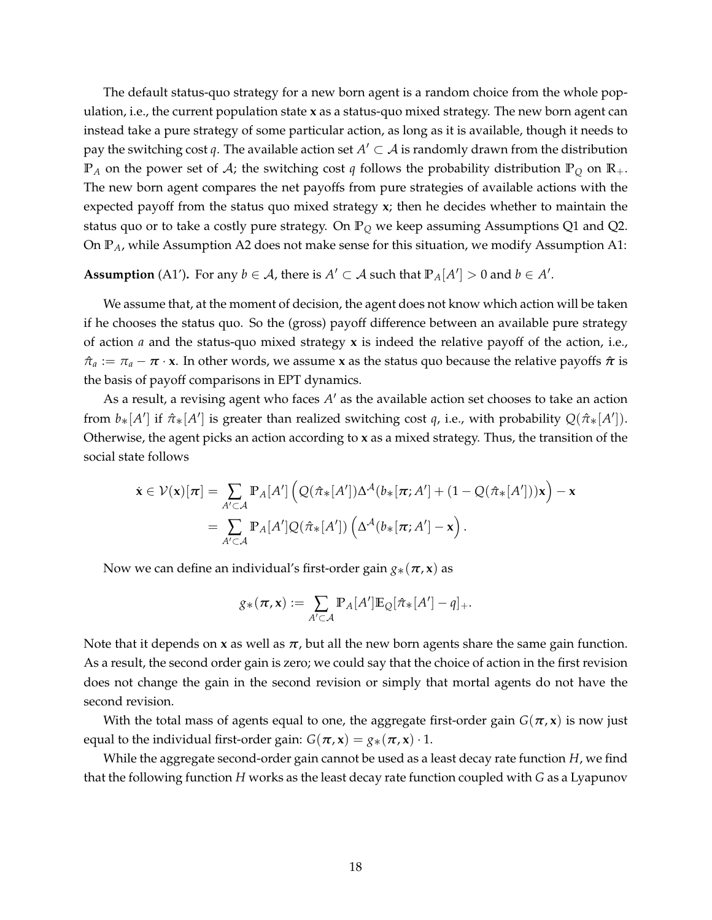The default status-quo strategy for a new born agent is a random choice from the whole population, i.e., the current population state $\mathbf{x}$ as a status-quo mixed strategy. The new born agent can instead take a pure strategy of some particular action, as long as it is available, though it needs to pay the switching cost $q$. The available action set $A' \subset \mathcal{A}$ is randomly drawn from the distribution $\mathbb{P}_A$ on the power set of $\mathcal{A}$; the switching cost $q$ follows the probability distribution $\mathbb{P}_Q$ on $\mathbb{R}_+$. The new born agent compares the net payoffs from pure strategies of available actions with the expected payoff from the status quo mixed strategy $\mathbf{x}$; then he decides whether to maintain the status quo or to take a costly pure strategy. On $\mathbb{P}_Q$ we keep assuming Assumptions Q1 and Q2. On $\mathbb{P}_A$, while Assumption A2 does not make sense for this situation, we modify Assumption A1:

**Assumption** (A1')**.** For any $b \in \mathcal{A}$, there is $A' \subset \mathcal{A}$ such that $\mathbb{P}_A[A'] > 0$ and $b \in A'$.

We assume that, at the moment of decision, the agent does not know which action will be taken if he chooses the status quo. So the (gross) payoff difference between an available pure strategy of action $a$ and the status-quo mixed strategy $\mathbf{x}$ is indeed the relative payoff of the action, i.e., $\hat{\pi}_a := \pi_a - \boldsymbol{\pi} \cdot \mathbf{x}$. In other words, we assume $\mathbf{x}$ as the status quo because the relative payoffs $\hat{\boldsymbol{\pi}}$ is the basis of payoff comparisons in EPT dynamics.

As a result, a revising agent who faces $A'$ as the available action set chooses to take an action from $b_*[A']$ if $\hat{\pi}_*[A']$ is greater than realized switching cost $q$, i.e., with probability $Q(\hat{\pi}_*[A'])$. Otherwise, the agent picks an action according to $\mathbf{x}$ as a mixed strategy. Thus, the transition of the social state follows

$$
\begin{aligned}
\dot{\mathbf{x}} \in \mathcal{V}(\mathbf{x})[\boldsymbol{\pi}] &= \sum_{A' \subset \mathcal{A}} \mathbb{P}_A[A'] \Big( Q(\hat{\pi}_*[A']) \Delta^{\mathcal{A}}(b_*[\boldsymbol{\pi}; A'] + (1 - Q(\hat{\pi}_*[A']))\mathbf{x} \Big) - \mathbf{x} \\
&= \sum_{A' \subset \mathcal{A}} \mathbb{P}_A[A'] Q(\hat{\pi}_*[A']) \Big( \Delta^{\mathcal{A}}(b_*[\boldsymbol{\pi}; A'] - \mathbf{x} \Big).
\end{aligned}
$$

Now we can define an individual's first-order gain $g_*(\boldsymbol{\pi}, \mathbf{x})$ as

$$
g_*(\boldsymbol{\pi}, \mathbf{x}) := \sum_{A' \subset \mathcal{A}} \mathbb{P}_A[A'] \mathbb{E}_Q[\hat{\pi}_*[A'] - q]_+.
$$

Note that it depends on $\mathbf{x}$ as well as $\boldsymbol{\pi}$, but all the new born agents share the same gain function. As a result, the second order gain is zero; we could say that the choice of action in the first revision does not change the gain in the second revision or simply that mortal agents do not have the second revision.

With the total mass of agents equal to one, the aggregate first-order gain $G(\boldsymbol{\pi}, \mathbf{x})$ is now just equal to the individual first-order gain: $G(\boldsymbol{\pi}, \mathbf{x}) = g_*(\boldsymbol{\pi}, \mathbf{x}) \cdot 1$.

While the aggregate second-order gain cannot be used as a least decay rate function $H$, we find that the following function $H$ works as the least decay rate function coupled with $G$ as a Lyapunov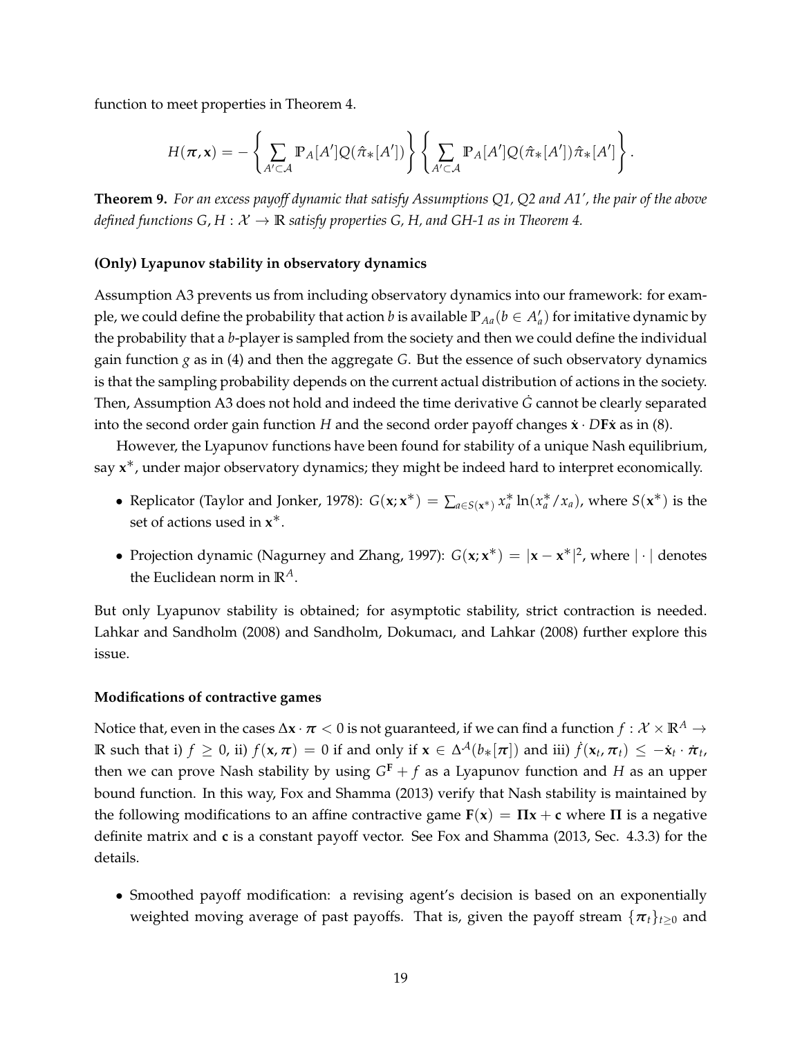function to meet properties in Theorem 4.

$$H(\boldsymbol{\pi}, \mathbf{x}) = -\left\{ \sum_{A' \subset \mathcal{A}} \mathbb{P}_A[A'] Q(\hat{\pi}_*[A']) \right\} \left\{ \sum_{A' \subset \mathcal{A}} \mathbb{P}_A[A'] Q(\hat{\pi}_*[A']) \hat{\pi}_*[A'] \right\}.$$

**Theorem 9.** *For an excess payoff dynamic that satisfy Assumptions Q1, Q2 and A1', the pair of the above defined functions $G, H : \mathcal{X} \to \mathbb{R}$ satisfy properties G, H, and GH-1 as in Theorem 4.*

**(Only) Lyapunov stability in observatory dynamics**

Assumption A3 prevents us from including observatory dynamics into our framework: for example, we could define the probability that action $b$ is available $\mathbb{P}_{Aa}(b \in A'_a)$ for imitative dynamic by the probability that a $b$-player is sampled from the society and then we could define the individual gain function $g$ as in (4) and then the aggregate $G$. But the essence of such observatory dynamics is that the sampling probability depends on the current actual distribution of actions in the society. Then, Assumption A3 does not hold and indeed the time derivative $\dot{G}$ cannot be clearly separated into the second order gain function $H$ and the second order payoff changes $\dot{\mathbf{x}} \cdot D\mathbf{F}\dot{\mathbf{x}}$ as in (8).

However, the Lyapunov functions have been found for stability of a unique Nash equilibrium, say $\mathbf{x}^*$, under major observatory dynamics; they might be indeed hard to interpret economically.

- Replicator (Taylor and Jonker, 1978): $G(\mathbf{x}; \mathbf{x}^*) = \sum_{a \in S(\mathbf{x}^*)} x_a^* \ln(x_a^*/x_a)$, where $S(\mathbf{x}^*)$ is the set of actions used in $\mathbf{x}^*$.
- Projection dynamic (Nagurney and Zhang, 1997): $G(\mathbf{x}; \mathbf{x}^*) = |\mathbf{x} - \mathbf{x}^*|^2$, where $|\cdot|$ denotes the Euclidean norm in $\mathbb{R}^A$.

But only Lyapunov stability is obtained; for asymptotic stability, strict contraction is needed. Lahkar and Sandholm (2008) and Sandholm, Dokumacı, and Lahkar (2008) further explore this issue.

**Modifications of contractive games**

Notice that, even in the cases $\Delta \mathbf{x} \cdot \boldsymbol{\pi} < 0$ is not guaranteed, if we can find a function $f : \mathcal{X} \times \mathbb{R}^A \to \mathbb{R}$ such that i) $f \geq 0$, ii) $f(\mathbf{x}, \boldsymbol{\pi}) = 0$ if and only if $\mathbf{x} \in \Delta^{\mathcal{A}}(b_*[\boldsymbol{\pi}])$ and iii) $\dot{f}(\mathbf{x}_t, \boldsymbol{\pi}_t) \leq -\dot{\mathbf{x}}_t \cdot \dot{\boldsymbol{\pi}}_t$, then we can prove Nash stability by using $G^{\mathbf{F}} + f$ as a Lyapunov function and $H$ as an upper bound function. In this way, Fox and Shamma (2013) verify that Nash stability is maintained by the following modifications to an affine contractive game $\mathbf{F}(\mathbf{x}) = \mathbf{\Pi}\mathbf{x} + \mathbf{c}$ where $\mathbf{\Pi}$ is a negative definite matrix and $\mathbf{c}$ is a constant payoff vector. See Fox and Shamma (2013, Sec. 4.3.3) for the details.

- Smoothed payoff modification: a revising agent's decision is based on an exponentially weighted moving average of past payoffs. That is, given the payoff stream $\{\boldsymbol{\pi}_t\}_{t \geq 0}$ and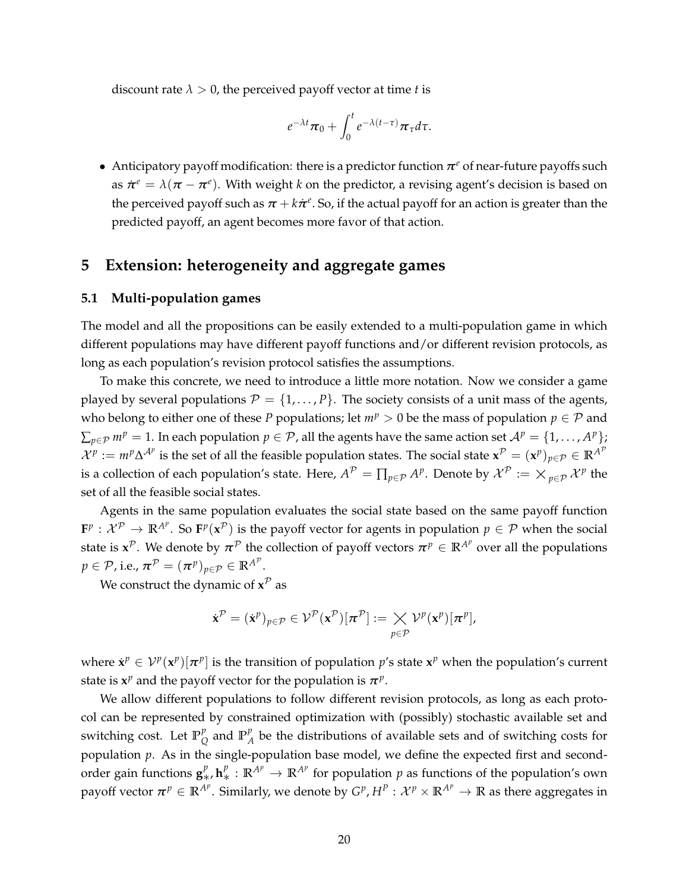discount rate $\lambda > 0$, the perceived payoff vector at time $t$ is

$$e^{-\lambda t}\boldsymbol{\pi}_0 + \int_0^t e^{-\lambda(t-\tau)}\boldsymbol{\pi}_\tau d\tau.$$

- Anticipatory payoff modification: there is a predictor function $\boldsymbol{\pi}^e$ of near-future payoffs such as $\dot{\boldsymbol{\pi}}^e = \lambda(\boldsymbol{\pi} - \boldsymbol{\pi}^e)$. With weight $k$ on the predictor, a revising agent's decision is based on the perceived payoff such as $\boldsymbol{\pi} + k\dot{\boldsymbol{\pi}}^e$. So, if the actual payoff for an action is greater than the predicted payoff, an agent becomes more favor of that action.

## 5 Extension: heterogeneity and aggregate games

### 5.1 Multi-population games

The model and all the propositions can be easily extended to a multi-population game in which different populations may have different payoff functions and/or different revision protocols, as long as each population's revision protocol satisfies the assumptions.

To make this concrete, we need to introduce a little more notation. Now we consider a game played by several populations $\mathcal{P} = \{1, \ldots, P\}$. The society consists of a unit mass of the agents, who belong to either one of these $P$ populations; let $m^p > 0$ be the mass of population $p \in \mathcal{P}$ and $\sum_{p \in \mathcal{P}} m^p = 1$. In each population $p \in \mathcal{P}$, all the agents have the same action set $\mathcal{A}^p = \{1, \ldots, A^p\}$; $\mathcal{X}^p := m^p \Delta^{\mathcal{A}^p}$ is the set of all the feasible population states. The social state $\mathbf{x}^{\mathcal{P}} = (\mathbf{x}^p)_{p \in \mathcal{P}} \in \mathbb{R}^{A^{\mathcal{P}}}$ is a collection of each population's state. Here, $A^{\mathcal{P}} = \prod_{p \in \mathcal{P}} A^p$. Denote by $\mathcal{X}^{\mathcal{P}} := \times_{p \in \mathcal{P}} \mathcal{X}^p$ the set of all the feasible social states.

Agents in the same population evaluates the social state based on the same payoff function $\mathbf{F}^p : \mathcal{X}^{\mathcal{P}} \to \mathbb{R}^{A^p}$. So $\mathbf{F}^p(\mathbf{x}^{\mathcal{P}})$ is the payoff vector for agents in population $p \in \mathcal{P}$ when the social state is $\mathbf{x}^{\mathcal{P}}$. We denote by $\boldsymbol{\pi}^{\mathcal{P}}$ the collection of payoff vectors $\boldsymbol{\pi}^p \in \mathbb{R}^{A^p}$ over all the populations $p \in \mathcal{P}$, i.e., $\boldsymbol{\pi}^{\mathcal{P}} = (\boldsymbol{\pi}^p)_{p \in \mathcal{P}} \in \mathbb{R}^{A^{\mathcal{P}}}$.

We construct the dynamic of $\mathbf{x}^{\mathcal{P}}$ as

$$\dot{\mathbf{x}}^{\mathcal{P}} = (\dot{\mathbf{x}}^p)_{p \in \mathcal{P}} \in \mathcal{V}^{\mathcal{P}}(\mathbf{x}^{\mathcal{P}})[\boldsymbol{\pi}^{\mathcal{P}}] := \bigtimes_{p \in \mathcal{P}} \mathcal{V}^p(\mathbf{x}^p)[\boldsymbol{\pi}^p],$$

where $\dot{\mathbf{x}}^p \in \mathcal{V}^p(\mathbf{x}^p)[\boldsymbol{\pi}^p]$ is the transition of population $p$'s state $\mathbf{x}^p$ when the population's current state is $\mathbf{x}^p$ and the payoff vector for the population is $\boldsymbol{\pi}^p$.

We allow different populations to follow different revision protocols, as long as each protocol can be represented by constrained optimization with (possibly) stochastic available set and switching cost. Let $\mathbb{P}^p_Q$ and $\mathbb{P}^p_A$ be the distributions of available sets and of switching costs for population $p$. As in the single-population base model, we define the expected first and second-order gain functions $\mathbf{g}^p_*, \mathbf{h}^p_* : \mathbb{R}^{A^p} \to \mathbb{R}^{A^p}$ for population $p$ as functions of the population's own payoff vector $\boldsymbol{\pi}^p \in \mathbb{R}^{A^p}$. Similarly, we denote by $G^p, H^P : \mathcal{X}^p \times \mathbb{R}^{A^p} \to \mathbb{R}$ as there aggregates in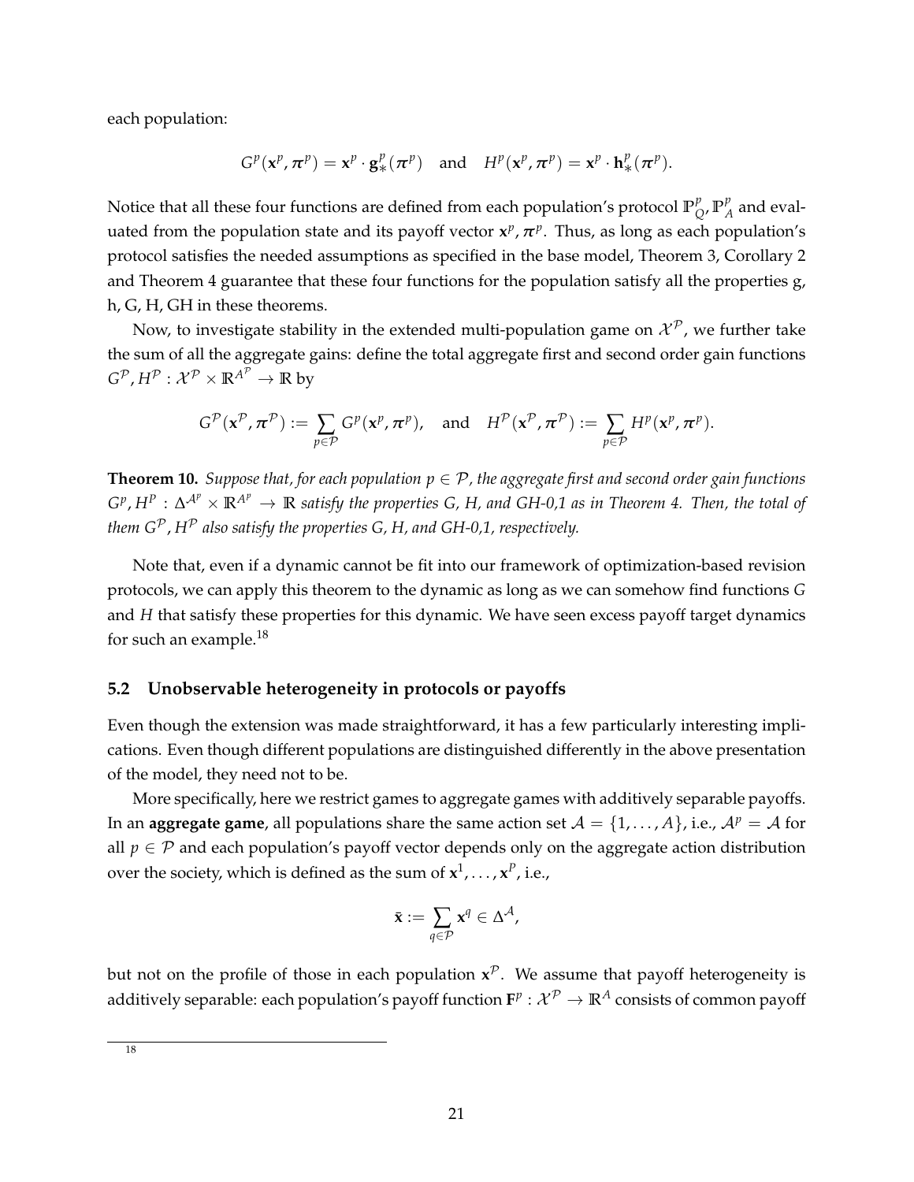each population:

$$G^p(\mathbf{x}^p, \boldsymbol{\pi}^p) = \mathbf{x}^p \cdot \mathbf{g}^p_*(\boldsymbol{\pi}^p) \quad \text{and} \quad H^p(\mathbf{x}^p, \boldsymbol{\pi}^p) = \mathbf{x}^p \cdot \mathbf{h}^p_*(\boldsymbol{\pi}^p).$$

Notice that all these four functions are defined from each population's protocol $\mathbb{P}^p_Q, \mathbb{P}^p_A$ and evaluated from the population state and its payoff vector $\mathbf{x}^p, \boldsymbol{\pi}^p$. Thus, as long as each population's protocol satisfies the needed assumptions as specified in the base model, Theorem 3, Corollary 2 and Theorem 4 guarantee that these four functions for the population satisfy all the properties g, h, G, H, GH in these theorems.

Now, to investigate stability in the extended multi-population game on $\mathcal{X}^{\mathcal{P}}$, we further take the sum of all the aggregate gains: define the total aggregate first and second order gain functions $G^{\mathcal{P}}, H^{\mathcal{P}} : \mathcal{X}^{\mathcal{P}} \times \mathbb{R}^{A^{\mathcal{P}}} \to \mathbb{R}$ by

$$G^{\mathcal{P}}(\mathbf{x}^{\mathcal{P}}, \boldsymbol{\pi}^{\mathcal{P}}) := \sum_{p \in \mathcal{P}} G^p(\mathbf{x}^p, \boldsymbol{\pi}^p), \quad \text{and} \quad H^{\mathcal{P}}(\mathbf{x}^{\mathcal{P}}, \boldsymbol{\pi}^{\mathcal{P}}) := \sum_{p \in \mathcal{P}} H^p(\mathbf{x}^p, \boldsymbol{\pi}^p).$$

**Theorem 10.** *Suppose that, for each population $p \in \mathcal{P}$, the aggregate first and second order gain functions $G^p, H^p : \Delta^{\mathcal{A}^p} \times \mathbb{R}^{A^p} \to \mathbb{R}$ satisfy the properties G, H, and GH-0,1 as in Theorem 4. Then, the total of them $G^{\mathcal{P}}, H^{\mathcal{P}}$ also satisfy the properties G, H, and GH-0,1, respectively.*

Note that, even if a dynamic cannot be fit into our framework of optimization-based revision protocols, we can apply this theorem to the dynamic as long as we can somehow find functions $G$ and $H$ that satisfy these properties for this dynamic. We have seen excess payoff target dynamics for such an example.[18]

## 5.2 Unobservable heterogeneity in protocols or payoffs

Even though the extension was made straightforward, it has a few particularly interesting implications. Even though different populations are distinguished differently in the above presentation of the model, they need not to be.

More specifically, here we restrict games to aggregate games with additively separable payoffs. In an **aggregate game**, all populations share the same action set $\mathcal{A} = \{1, \ldots, A\}$, i.e., $\mathcal{A}^p = \mathcal{A}$ for all $p \in \mathcal{P}$ and each population's payoff vector depends only on the aggregate action distribution over the society, which is defined as the sum of $\mathbf{x}^1, \ldots, \mathbf{x}^P$, i.e.,

$$\bar{\mathbf{x}} := \sum_{q \in \mathcal{P}} \mathbf{x}^q \in \Delta^{\mathcal{A}},$$

but not on the profile of those in each population $\mathbf{x}^{\mathcal{P}}$. We assume that payoff heterogeneity is additively separable: each population's payoff function $\mathbf{F}^p : \mathcal{X}^{\mathcal{P}} \to \mathbb{R}^A$ consists of common payoff

[18]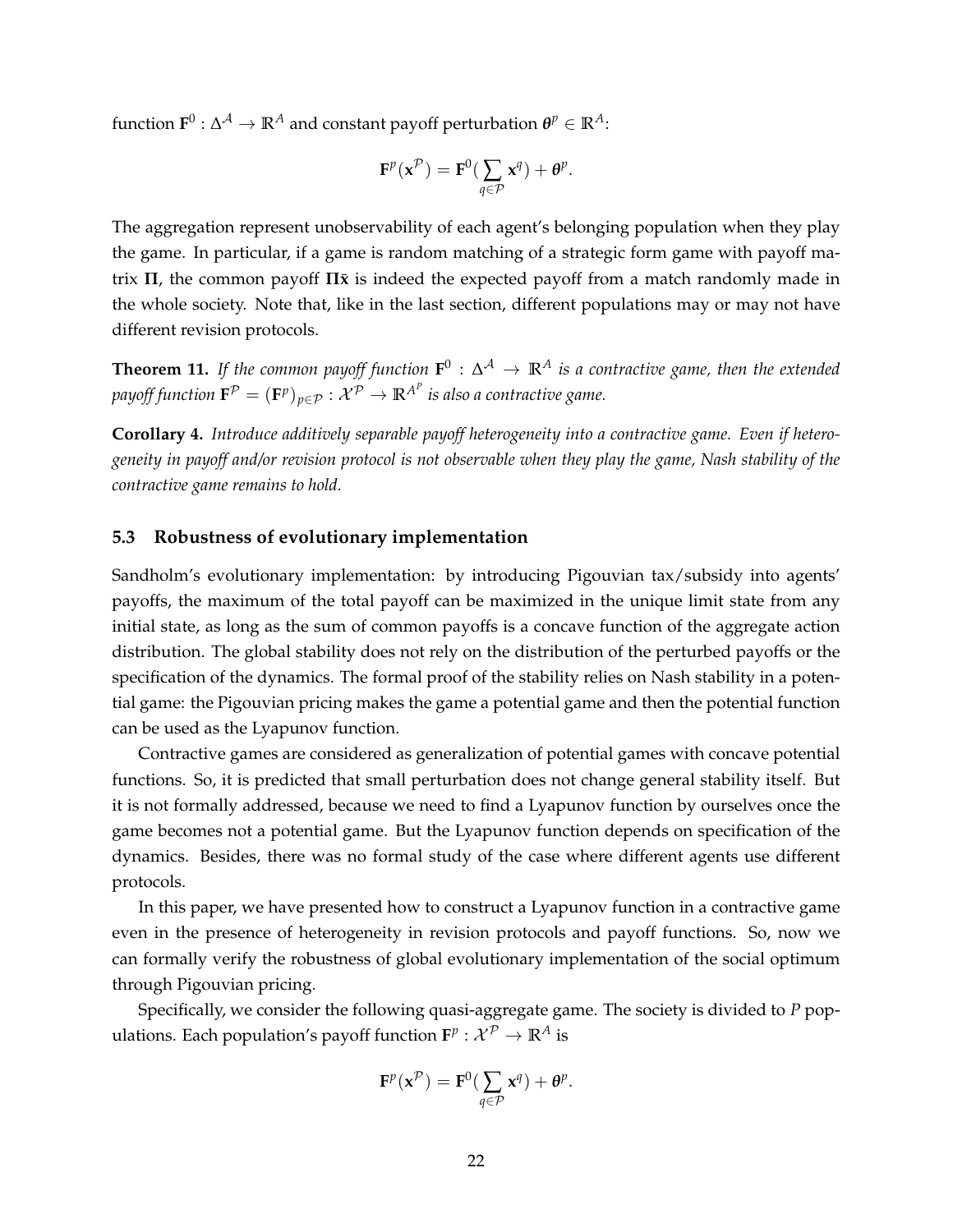function $\mathbf{F}^0 : \Delta^{\mathcal{A}} \to \mathbb{R}^A$ and constant payoff perturbation $\boldsymbol{\theta}^p \in \mathbb{R}^A$:

$$\mathbf{F}^p(\mathbf{x}^{\mathcal{P}}) = \mathbf{F}^0(\sum_{q \in \mathcal{P}} \mathbf{x}^q) + \boldsymbol{\theta}^p.$$

The aggregation represent unobservability of each agent's belonging population when they play the game. In particular, if a game is random matching of a strategic form game with payoff matrix $\boldsymbol{\Pi}$, the common payoff $\boldsymbol{\Pi}\bar{\mathbf{x}}$ is indeed the expected payoff from a match randomly made in the whole society. Note that, like in the last section, different populations may or may not have different revision protocols.

**Theorem 11.** *If the common payoff function $\mathbf{F}^0 : \Delta^{\mathcal{A}} \to \mathbb{R}^A$ is a contractive game, then the extended payoff function $\mathbf{F}^{\mathcal{P}} = (\mathbf{F}^p)_{p \in \mathcal{P}} : \mathcal{X}^{\mathcal{P}} \to \mathbb{R}^{A^P}$ is also a contractive game.*

**Corollary 4.** *Introduce additively separable payoff heterogeneity into a contractive game. Even if heterogeneity in payoff and/or revision protocol is not observable when they play the game, Nash stability of the contractive game remains to hold.*

### 5.3 Robustness of evolutionary implementation

Sandholm's evolutionary implementation: by introducing Pigouvian tax/subsidy into agents' payoffs, the maximum of the total payoff can be maximized in the unique limit state from any initial state, as long as the sum of common payoffs is a concave function of the aggregate action distribution. The global stability does not rely on the distribution of the perturbed payoffs or the specification of the dynamics. The formal proof of the stability relies on Nash stability in a potential game: the Pigouvian pricing makes the game a potential game and then the potential function can be used as the Lyapunov function.

Contractive games are considered as generalization of potential games with concave potential functions. So, it is predicted that small perturbation does not change general stability itself. But it is not formally addressed, because we need to find a Lyapunov function by ourselves once the game becomes not a potential game. But the Lyapunov function depends on specification of the dynamics. Besides, there was no formal study of the case where different agents use different protocols.

In this paper, we have presented how to construct a Lyapunov function in a contractive game even in the presence of heterogeneity in revision protocols and payoff functions. So, now we can formally verify the robustness of global evolutionary implementation of the social optimum through Pigouvian pricing.

Specifically, we consider the following quasi-aggregate game. The society is divided to $P$ populations. Each population's payoff function $\mathbf{F}^p : \mathcal{X}^{\mathcal{P}} \to \mathbb{R}^A$ is

$$\mathbf{F}^p(\mathbf{x}^{\mathcal{P}}) = \mathbf{F}^0(\sum_{q \in \mathcal{P}} \mathbf{x}^q) + \boldsymbol{\theta}^p.$$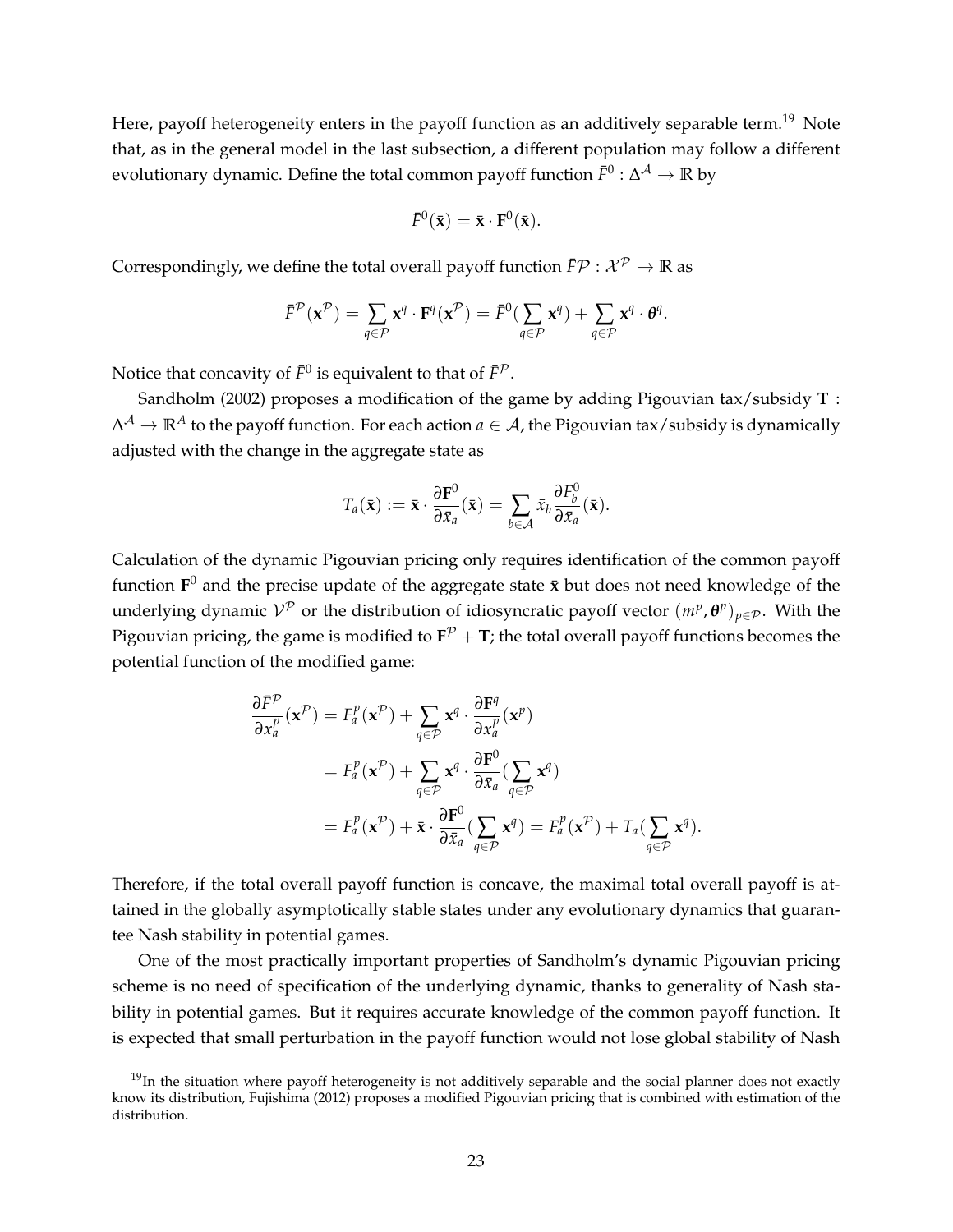Here, payoff heterogeneity enters in the payoff function as an additively separable term.[19] Note that, as in the general model in the last subsection, a different population may follow a different evolutionary dynamic. Define the total common payoff function $\bar{F}^0 : \Delta^{\mathcal{A}} \to \mathbb{R}$ by

$$\bar{F}^0(\bar{\mathbf{x}}) = \bar{\mathbf{x}} \cdot \mathbf{F}^0(\bar{\mathbf{x}}).$$

Correspondingly, we define the total overall payoff function $\bar{F}\mathcal{P} : \mathcal{X}^{\mathcal{P}} \to \mathbb{R}$ as

$$\bar{F}^{\mathcal{P}}(\mathbf{x}^{\mathcal{P}}) = \sum_{q \in \mathcal{P}} \mathbf{x}^q \cdot \mathbf{F}^q(\mathbf{x}^{\mathcal{P}}) = \bar{F}^0(\sum_{q \in \mathcal{P}} \mathbf{x}^q) + \sum_{q \in \mathcal{P}} \mathbf{x}^q \cdot \boldsymbol{\theta}^q.$$

Notice that concavity of $\bar{F}^0$ is equivalent to that of $\bar{F}^{\mathcal{P}}$.

Sandholm (2002) proposes a modification of the game by adding Pigouvian tax/subsidy $\mathbf{T} : \Delta^{\mathcal{A}} \to \mathbb{R}^A$ to the payoff function. For each action $a \in \mathcal{A}$, the Pigouvian tax/subsidy is dynamically adjusted with the change in the aggregate state as

$$T_a(\bar{\mathbf{x}}) := \bar{\mathbf{x}} \cdot \frac{\partial \mathbf{F}^0}{\partial \bar{x}_a}(\bar{\mathbf{x}}) = \sum_{b \in \mathcal{A}} \bar{x}_b \frac{\partial F_b^0}{\partial \bar{x}_a}(\bar{\mathbf{x}}).$$

Calculation of the dynamic Pigouvian pricing only requires identification of the common payoff function $\mathbf{F}^0$ and the precise update of the aggregate state $\bar{\mathbf{x}}$ but does not need knowledge of the underlying dynamic $\mathcal{V}^{\mathcal{P}}$ or the distribution of idiosyncratic payoff vector $(m^p, \boldsymbol{\theta}^p)_{p \in \mathcal{P}}$. With the Pigouvian pricing, the game is modified to $\mathbf{F}^{\mathcal{P}} + \mathbf{T}$; the total overall payoff functions becomes the potential function of the modified game:

$$\begin{aligned}
\frac{\partial \bar{F}^{\mathcal{P}}}{\partial x_a^p}(\mathbf{x}^{\mathcal{P}}) &= F_a^p(\mathbf{x}^{\mathcal{P}}) + \sum_{q \in \mathcal{P}} \mathbf{x}^q \cdot \frac{\partial \mathbf{F}^q}{\partial x_a^p}(\mathbf{x}^p) \\
&= F_a^p(\mathbf{x}^{\mathcal{P}}) + \sum_{q \in \mathcal{P}} \mathbf{x}^q \cdot \frac{\partial \mathbf{F}^0}{\partial \bar{x}_a}(\sum_{q \in \mathcal{P}} \mathbf{x}^q) \\
&= F_a^p(\mathbf{x}^{\mathcal{P}}) + \bar{\mathbf{x}} \cdot \frac{\partial \mathbf{F}^0}{\partial \bar{x}_a}(\sum_{q \in \mathcal{P}} \mathbf{x}^q) = F_a^p(\mathbf{x}^{\mathcal{P}}) + T_a(\sum_{q \in \mathcal{P}} \mathbf{x}^q).
\end{aligned}$$

Therefore, if the total overall payoff function is concave, the maximal total overall payoff is attained in the globally asymptotically stable states under any evolutionary dynamics that guarantee Nash stability in potential games.

One of the most practically important properties of Sandholm's dynamic Pigouvian pricing scheme is no need of specification of the underlying dynamic, thanks to generality of Nash stability in potential games. But it requires accurate knowledge of the common payoff function. It is expected that small perturbation in the payoff function would not lose global stability of Nash

[19] In the situation where payoff heterogeneity is not additively separable and the social planner does not exactly know its distribution, Fujishima (2012) proposes a modified Pigouvian pricing that is combined with estimation of the distribution.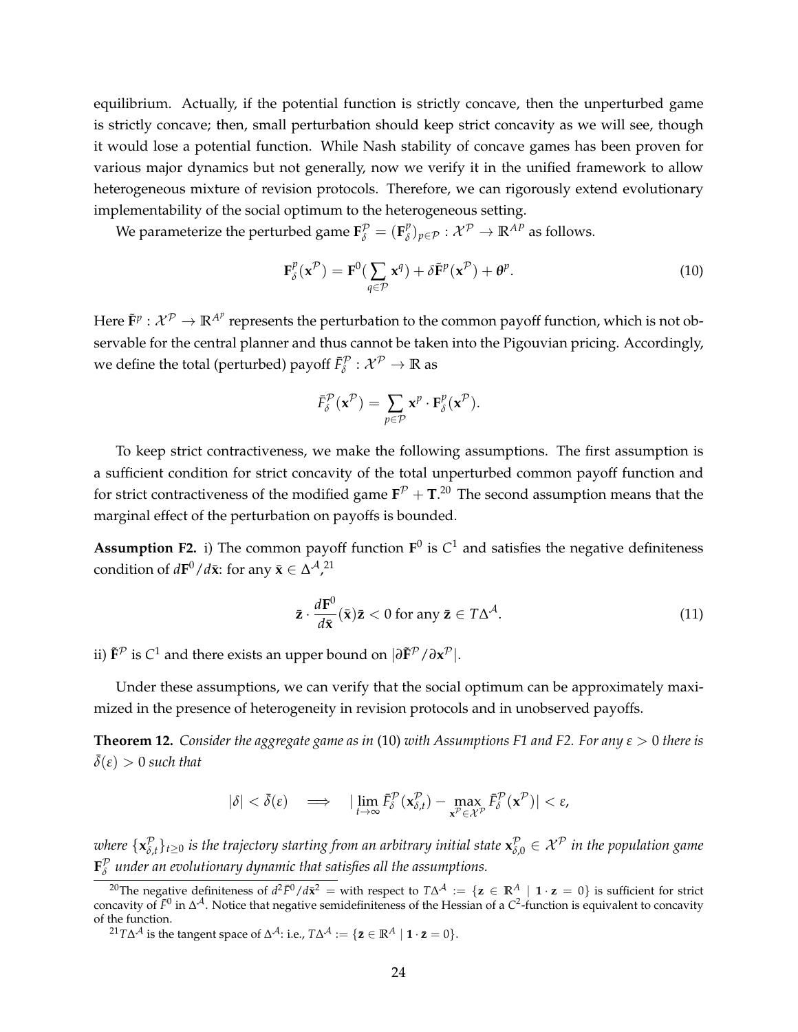equilibrium. Actually, if the potential function is strictly concave, then the unperturbed game is strictly concave; then, small perturbation should keep strict concavity as we will see, though it would lose a potential function. While Nash stability of concave games has been proven for various major dynamics but not generally, now we verify it in the unified framework to allow heterogeneous mixture of revision protocols. Therefore, we can rigorously extend evolutionary implementability of the social optimum to the heterogeneous setting.

We parameterize the perturbed game $\mathbf{F}^{\mathcal{P}}_\delta = (\mathbf{F}^p_\delta)_{p\in\mathcal{P}} : \mathcal{X}^{\mathcal{P}} \to \mathbb{R}^{AP}$ as follows.

$$\mathbf{F}^p_\delta(\mathbf{x}^{\mathcal{P}}) = \mathbf{F}^0(\sum_{q\in\mathcal{P}} \mathbf{x}^q) + \delta\tilde{\mathbf{F}}^p(\mathbf{x}^{\mathcal{P}}) + \boldsymbol{\theta}^p. \tag{10}$$

Here $\tilde{\mathbf{F}}^p : \mathcal{X}^{\mathcal{P}} \to \mathbb{R}^{A^p}$ represents the perturbation to the common payoff function, which is not observable for the central planner and thus cannot be taken into the Pigouvian pricing. Accordingly, we define the total (perturbed) payoff $\bar{F}^{\mathcal{P}}_\delta : \mathcal{X}^{\mathcal{P}} \to \mathbb{R}$ as

$$\bar{F}^{\mathcal{P}}_\delta(\mathbf{x}^{\mathcal{P}}) = \sum_{p\in\mathcal{P}} \mathbf{x}^p \cdot \mathbf{F}^p_\delta(\mathbf{x}^{\mathcal{P}}).$$

To keep strict contractiveness, we make the following assumptions. The first assumption is a sufficient condition for strict concavity of the total unperturbed common payoff function and for strict contractiveness of the modified game $\mathbf{F}^{\mathcal{P}} + \mathbf{T}$.[20] The second assumption means that the marginal effect of the perturbation on payoffs is bounded.

**Assumption F2.** i) The common payoff function $\mathbf{F}^0$ is $C^1$ and satisfies the negative definiteness condition of $d\mathbf{F}^0/d\bar{\mathbf{x}}$: for any $\bar{\mathbf{x}} \in \Delta^{\mathcal{A}}$,[21]

$$\bar{\mathbf{z}} \cdot \frac{d\mathbf{F}^0}{d\bar{\mathbf{x}}}(\bar{\mathbf{x}})\bar{\mathbf{z}} < 0 \text{ for any } \bar{\mathbf{z}} \in T\Delta^{\mathcal{A}}. \tag{11}$$

ii) $\tilde{\mathbf{F}}^{\mathcal{P}}$ is $C^1$ and there exists an upper bound on $|\partial\tilde{\mathbf{F}}^{\mathcal{P}}/\partial\mathbf{x}^{\mathcal{P}}|$.

Under these assumptions, we can verify that the social optimum can be approximately maximized in the presence of heterogeneity in revision protocols and in unobserved payoffs.

**Theorem 12.** *Consider the aggregate game as in* (10) *with Assumptions F1 and F2. For any $\varepsilon > 0$ there is $\bar{\delta}(\varepsilon) > 0$ such that*

$$|\delta| < \bar{\delta}(\varepsilon) \quad \Longrightarrow \quad |\lim_{t\to\infty} \bar{F}^{\mathcal{P}}_\delta(\mathbf{x}^{\mathcal{P}}_{\delta,t}) - \max_{\mathbf{x}^{\mathcal{P}}\in\mathcal{X}^{\mathcal{P}}} \bar{F}^{\mathcal{P}}_\delta(\mathbf{x}^{\mathcal{P}})| < \varepsilon,$$

*where $\{\mathbf{x}^{\mathcal{P}}_{\delta,t}\}_{t\ge 0}$ is the trajectory starting from an arbitrary initial state $\mathbf{x}^{\mathcal{P}}_{\delta,0} \in \mathcal{X}^{\mathcal{P}}$ in the population game $\mathbf{F}^{\mathcal{P}}_\delta$ under an evolutionary dynamic that satisfies all the assumptions.*

---

[20] The negative definiteness of $d^2\bar{F}^0/d\bar{\mathbf{x}}^2 =$ with respect to $T\Delta^{\mathcal{A}} := \{\mathbf{z} \in \mathbb{R}^A \mid \mathbf{1}\cdot\mathbf{z} = 0\}$ is sufficient for strict concavity of $\bar{F}^0$ in $\Delta^{\mathcal{A}}$. Notice that negative semidefiniteness of the Hessian of a $C^2$-function is equivalent to concavity of the function.

[21] $T\Delta^{\mathcal{A}}$ is the tangent space of $\Delta^{\mathcal{A}}$: i.e., $T\Delta^{\mathcal{A}} := \{\bar{\mathbf{z}} \in \mathbb{R}^A \mid \mathbf{1}\cdot\bar{\mathbf{z}} = 0\}$.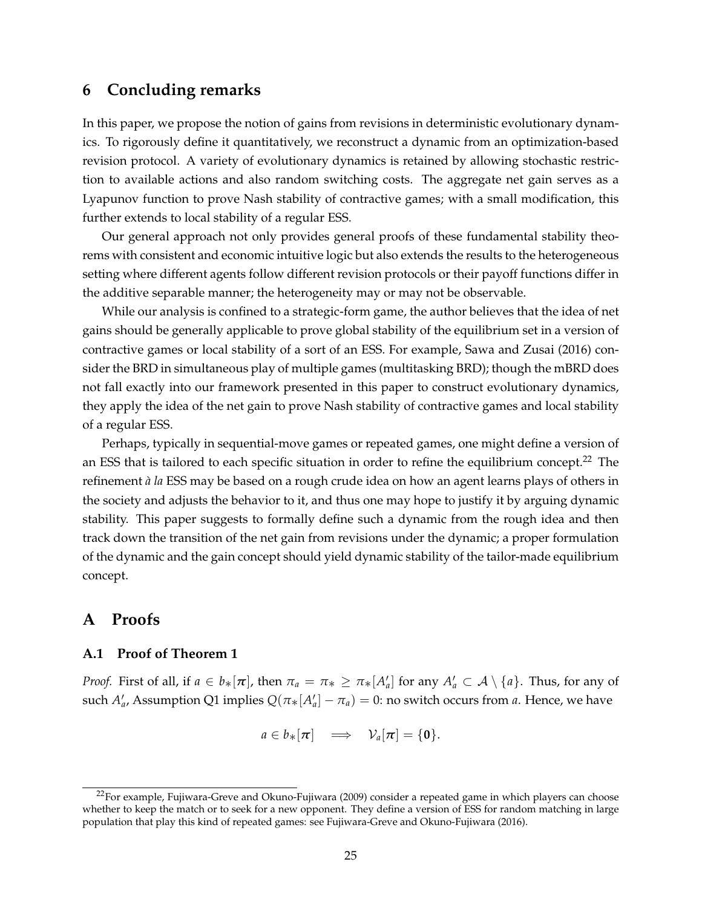## 6 Concluding remarks

In this paper, we propose the notion of gains from revisions in deterministic evolutionary dynamics. To rigorously define it quantitatively, we reconstruct a dynamic from an optimization-based revision protocol. A variety of evolutionary dynamics is retained by allowing stochastic restriction to available actions and also random switching costs. The aggregate net gain serves as a Lyapunov function to prove Nash stability of contractive games; with a small modification, this further extends to local stability of a regular ESS.

Our general approach not only provides general proofs of these fundamental stability theorems with consistent and economic intuitive logic but also extends the results to the heterogeneous setting where different agents follow different revision protocols or their payoff functions differ in the additive separable manner; the heterogeneity may or may not be observable.

While our analysis is confined to a strategic-form game, the author believes that the idea of net gains should be generally applicable to prove global stability of the equilibrium set in a version of contractive games or local stability of a sort of an ESS. For example, Sawa and Zusai (2016) consider the BRD in simultaneous play of multiple games (multitasking BRD); though the mBRD does not fall exactly into our framework presented in this paper to construct evolutionary dynamics, they apply the idea of the net gain to prove Nash stability of contractive games and local stability of a regular ESS.

Perhaps, typically in sequential-move games or repeated games, one might define a version of an ESS that is tailored to each specific situation in order to refine the equilibrium concept.[22] The refinement *à la* ESS may be based on a rough crude idea on how an agent learns plays of others in the society and adjusts the behavior to it, and thus one may hope to justify it by arguing dynamic stability. This paper suggests to formally define such a dynamic from the rough idea and then track down the transition of the net gain from revisions under the dynamic; a proper formulation of the dynamic and the gain concept should yield dynamic stability of the tailor-made equilibrium concept.

## A Proofs

### A.1 Proof of Theorem 1

*Proof.* First of all, if $a \in b_*[\boldsymbol{\pi}]$, then $\pi_a = \pi_* \geq \pi_*[A'_a]$ for any $A'_a \subset \mathcal{A} \setminus \{a\}$. Thus, for any of such $A'_a$, Assumption Q1 implies $Q(\pi_*[A'_a] - \pi_a) = 0$: no switch occurs from $a$. Hence, we have

$$a \in b_*[\boldsymbol{\pi}] \implies \mathcal{V}_a[\boldsymbol{\pi}] = \{\mathbf{0}\}.$$

[22] For example, Fujiwara-Greve and Okuno-Fujiwara (2009) consider a repeated game in which players can choose whether to keep the match or to seek for a new opponent. They define a version of ESS for random matching in large population that play this kind of repeated games: see Fujiwara-Greve and Okuno-Fujiwara (2016).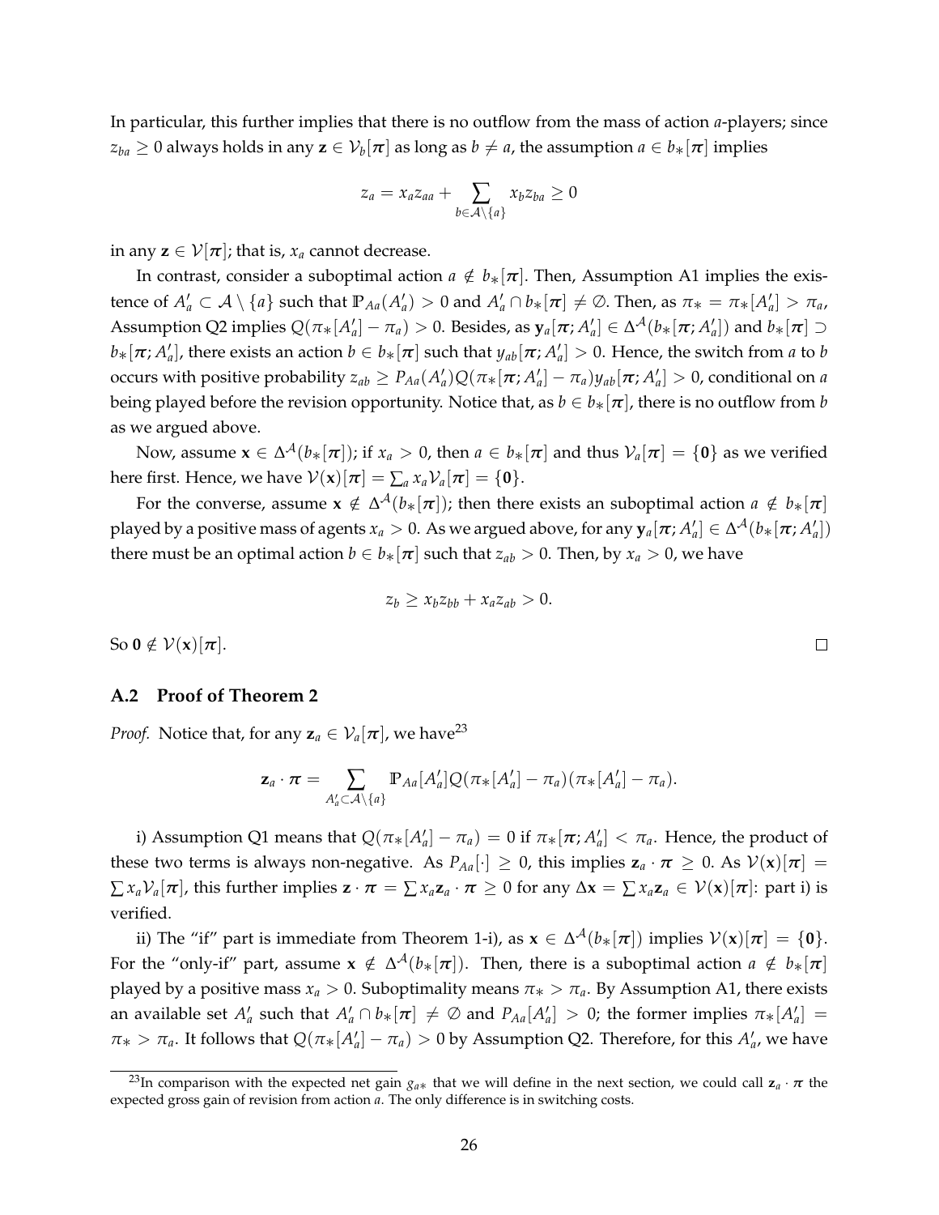In particular, this further implies that there is no outflow from the mass of action $a$-players; since $z_{ba} \geq 0$ always holds in any $\mathbf{z} \in \mathcal{V}_b[\boldsymbol{\pi}]$ as long as $b \neq a$, the assumption $a \in b_*[\boldsymbol{\pi}]$ implies

$$z_a = x_a z_{aa} + \sum_{b \in \mathcal{A} \setminus \{a\}} x_b z_{ba} \geq 0$$

in any $\mathbf{z} \in \mathcal{V}[\boldsymbol{\pi}]$; that is, $x_a$ cannot decrease.

In contrast, consider a suboptimal action $a \notin b_*[\boldsymbol{\pi}]$. Then, Assumption A1 implies the existence of $A'_a \subset \mathcal{A} \setminus \{a\}$ such that $\mathbb{P}_{Aa}(A'_a) > 0$ and $A'_a \cap b_*[\boldsymbol{\pi}] \neq \emptyset$. Then, as $\pi_* = \pi_*[A'_a] > \pi_a$, Assumption Q2 implies $Q(\pi_*[A'_a] - \pi_a) > 0$. Besides, as $\mathbf{y}_a[\boldsymbol{\pi}; A'_a] \in \Delta^{\mathcal{A}}(b_*[\boldsymbol{\pi}; A'_a])$ and $b_*[\boldsymbol{\pi}] \supset b_*[\boldsymbol{\pi}; A'_a]$, there exists an action $b \in b_*[\boldsymbol{\pi}]$ such that $y_{ab}[\boldsymbol{\pi}; A'_a] > 0$. Hence, the switch from $a$ to $b$ occurs with positive probability $z_{ab} \geq P_{Aa}(A'_a) Q(\pi_*[\boldsymbol{\pi}; A'_a] - \pi_a) y_{ab}[\boldsymbol{\pi}; A'_a] > 0$, conditional on $a$ being played before the revision opportunity. Notice that, as $b \in b_*[\boldsymbol{\pi}]$, there is no outflow from $b$ as we argued above.

Now, assume $\mathbf{x} \in \Delta^{\mathcal{A}}(b_*[\boldsymbol{\pi}])$; if $x_a > 0$, then $a \in b_*[\boldsymbol{\pi}]$ and thus $\mathcal{V}_a[\boldsymbol{\pi}] = \{\mathbf{0}\}$ as we verified here first. Hence, we have $\mathcal{V}(\mathbf{x})[\boldsymbol{\pi}] = \sum_a x_a \mathcal{V}_a[\boldsymbol{\pi}] = \{\mathbf{0}\}$.

For the converse, assume $\mathbf{x} \notin \Delta^{\mathcal{A}}(b_*[\boldsymbol{\pi}])$; then there exists an suboptimal action $a \notin b_*[\boldsymbol{\pi}]$ played by a positive mass of agents $x_a > 0$. As we argued above, for any $\mathbf{y}_a[\boldsymbol{\pi}; A'_a] \in \Delta^{\mathcal{A}}(b_*[\boldsymbol{\pi}; A'_a])$ there must be an optimal action $b \in b_*[\boldsymbol{\pi}]$ such that $z_{ab} > 0$. Then, by $x_a > 0$, we have

$$z_b \geq x_b z_{bb} + x_a z_{ab} > 0.$$

So $\mathbf{0} \notin \mathcal{V}(\mathbf{x})[\boldsymbol{\pi}]$. □

### A.2 Proof of Theorem 2

*Proof.* Notice that, for any $\mathbf{z}_a \in \mathcal{V}_a[\boldsymbol{\pi}]$, we have[23]

$$\mathbf{z}_a \cdot \boldsymbol{\pi} = \sum_{A'_a \subset \mathcal{A} \setminus \{a\}} \mathbb{P}_{Aa}[A'_a] Q(\pi_*[A'_a] - \pi_a)(\pi_*[A'_a] - \pi_a).$$

i) Assumption Q1 means that $Q(\pi_*[A'_a] - \pi_a) = 0$ if $\pi_*[\boldsymbol{\pi}; A'_a] < \pi_a$. Hence, the product of these two terms is always non-negative. As $P_{Aa}[\cdot] \geq 0$, this implies $\mathbf{z}_a \cdot \boldsymbol{\pi} \geq 0$. As $\mathcal{V}(\mathbf{x})[\boldsymbol{\pi}] = \sum x_a \mathcal{V}_a[\boldsymbol{\pi}]$, this further implies $\mathbf{z} \cdot \boldsymbol{\pi} = \sum x_a \mathbf{z}_a \cdot \boldsymbol{\pi} \geq 0$ for any $\Delta \mathbf{x} = \sum x_a \mathbf{z}_a \in \mathcal{V}(\mathbf{x})[\boldsymbol{\pi}]$: part i) is verified.

ii) The "if" part is immediate from Theorem 1-i), as $\mathbf{x} \in \Delta^{\mathcal{A}}(b_*[\boldsymbol{\pi}])$ implies $\mathcal{V}(\mathbf{x})[\boldsymbol{\pi}] = \{\mathbf{0}\}$. For the "only-if" part, assume $\mathbf{x} \notin \Delta^{\mathcal{A}}(b_*[\boldsymbol{\pi}])$. Then, there is a suboptimal action $a \notin b_*[\boldsymbol{\pi}]$ played by a positive mass $x_a > 0$. Suboptimality means $\pi_* > \pi_a$. By Assumption A1, there exists an available set $A'_a$ such that $A'_a \cap b_*[\boldsymbol{\pi}] \neq \emptyset$ and $P_{Aa}[A'_a] > 0$; the former implies $\pi_*[A'_a] = \pi_* > \pi_a$. It follows that $Q(\pi_*[A'_a] - \pi_a) > 0$ by Assumption Q2. Therefore, for this $A'_a$, we have

[23] In comparison with the expected net gain $g_{a*}$ that we will define in the next section, we could call $\mathbf{z}_a \cdot \boldsymbol{\pi}$ the expected gross gain of revision from action $a$. The only difference is in switching costs.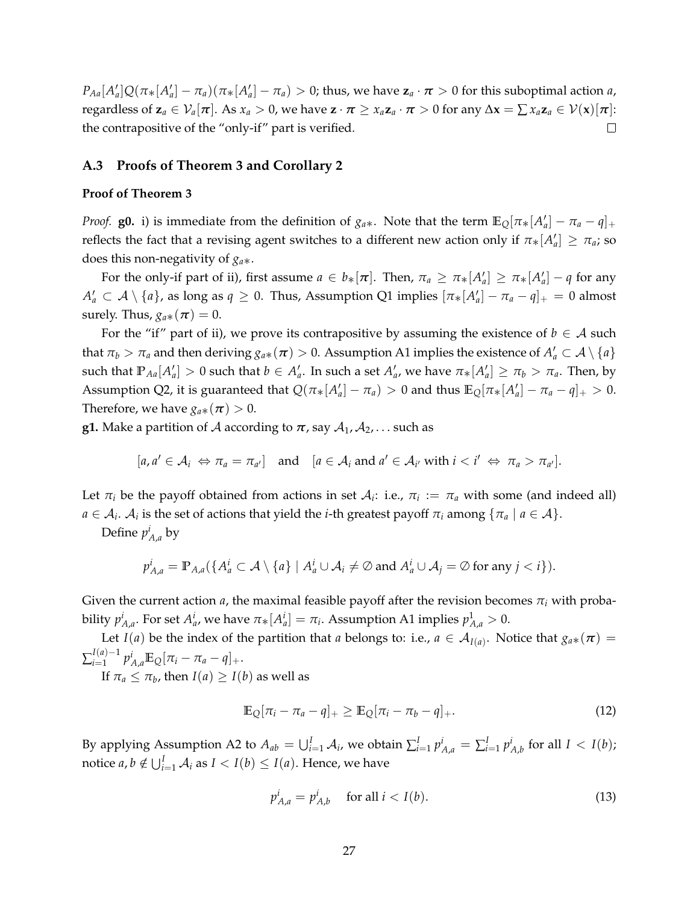$P_{Aa}[A'_a]Q(\pi_*[A'_a] - \pi_a)(\pi_*[A'_a] - \pi_a) > 0$; thus, we have $\mathbf{z}_a \cdot \boldsymbol{\pi} > 0$ for this suboptimal action $a$, regardless of $\mathbf{z}_a \in \mathcal{V}_a[\boldsymbol{\pi}]$. As $x_a > 0$, we have $\mathbf{z} \cdot \boldsymbol{\pi} \geq x_a \mathbf{z}_a \cdot \boldsymbol{\pi} > 0$ for any $\Delta \mathbf{x} = \sum x_a \mathbf{z}_a \in \mathcal{V}(\mathbf{x})[\boldsymbol{\pi}]$: the contrapositive of the "only-if" part is verified. □

### A.3 Proofs of Theorem 3 and Corollary 2

**Proof of Theorem 3**

*Proof.* **g0.** i) is immediate from the definition of $g_{a*}$. Note that the term $\mathbb{E}_Q[\pi_*[A'_a] - \pi_a - q]_+$ reflects the fact that a revising agent switches to a different new action only if $\pi_*[A'_a] \geq \pi_a$; so does this non-negativity of $g_{a*}$.

For the only-if part of ii), first assume $a \in b_*[\boldsymbol{\pi}]$. Then, $\pi_a \geq \pi_*[A'_a] \geq \pi_*[A'_a] - q$ for any $A'_a \subset \mathcal{A} \setminus \{a\}$, as long as $q \geq 0$. Thus, Assumption Q1 implies $[\pi_*[A'_a] - \pi_a - q]_+ = 0$ almost surely. Thus, $g_{a*}(\boldsymbol{\pi}) = 0$.

For the "if" part of ii), we prove its contrapositive by assuming the existence of $b \in \mathcal{A}$ such that $\pi_b > \pi_a$ and then deriving $g_{a*}(\boldsymbol{\pi}) > 0$. Assumption A1 implies the existence of $A'_a \subset \mathcal{A} \setminus \{a\}$ such that $\mathbb{P}_{Aa}[A'_a] > 0$ such that $b \in A'_a$. In such a set $A'_a$, we have $\pi_*[A'_a] \geq \pi_b > \pi_a$. Then, by Assumption Q2, it is guaranteed that $Q(\pi_*[A'_a] - \pi_a) > 0$ and thus $\mathbb{E}_Q[\pi_*[A'_a] - \pi_a - q]_+ > 0$. Therefore, we have $g_{a*}(\boldsymbol{\pi}) > 0$.

**g1.** Make a partition of $\mathcal{A}$ according to $\boldsymbol{\pi}$, say $\mathcal{A}_1, \mathcal{A}_2, \ldots$ such as

$$[a, a' \in \mathcal{A}_i \Leftrightarrow \pi_a = \pi_{a'}] \quad \text{and} \quad [a \in \mathcal{A}_i \text{ and } a' \in \mathcal{A}_{i'} \text{ with } i < i' \Leftrightarrow \pi_a > \pi_{a'}].$$

Let $\pi_i$ be the payoff obtained from actions in set $\mathcal{A}_i$: i.e., $\pi_i := \pi_a$ with some (and indeed all) $a \in \mathcal{A}_i$. $\mathcal{A}_i$ is the set of actions that yield the $i$-th greatest payoff $\pi_i$ among $\{\pi_a \mid a \in \mathcal{A}\}$.

Define $p^i_{A,a}$ by

$$p^i_{A,a} = \mathbb{P}_{A,a}(\{A^i_a \subset \mathcal{A} \setminus \{a\} \mid A^i_a \cup \mathcal{A}_i \neq \emptyset \text{ and } A^i_a \cup \mathcal{A}_j = \emptyset \text{ for any } j < i\}).$$

Given the current action $a$, the maximal feasible payoff after the revision becomes $\pi_i$ with probability $p^i_{A,a}$. For set $A^i_a$, we have $\pi_*[A^i_a] = \pi_i$. Assumption A1 implies $p^1_{A,a} > 0$.

Let $I(a)$ be the index of the partition that $a$ belongs to: i.e., $a \in \mathcal{A}_{I(a)}$. Notice that $g_{a*}(\boldsymbol{\pi}) = \sum_{i=1}^{I(a)-1} p^i_{A,a} \mathbb{E}_Q[\pi_i - \pi_a - q]_+$.

If $\pi_a \leq \pi_b$, then $I(a) \geq I(b)$ as well as

$$\mathbb{E}_Q[\pi_i - \pi_a - q]_+ \geq \mathbb{E}_Q[\pi_i - \pi_b - q]_+. \tag{12}$$

By applying Assumption A2 to $A_{ab} = \bigcup_{i=1}^{I} \mathcal{A}_i$, we obtain $\sum_{i=1}^{I} p^i_{A,a} = \sum_{i=1}^{I} p^i_{A,b}$ for all $I < I(b)$; notice $a, b \notin \bigcup_{i=1}^{I} \mathcal{A}_i$ as $I < I(b) \leq I(a)$. Hence, we have

$$p^i_{A,a} = p^i_{A,b} \quad \text{for all } i < I(b). \tag{13}$$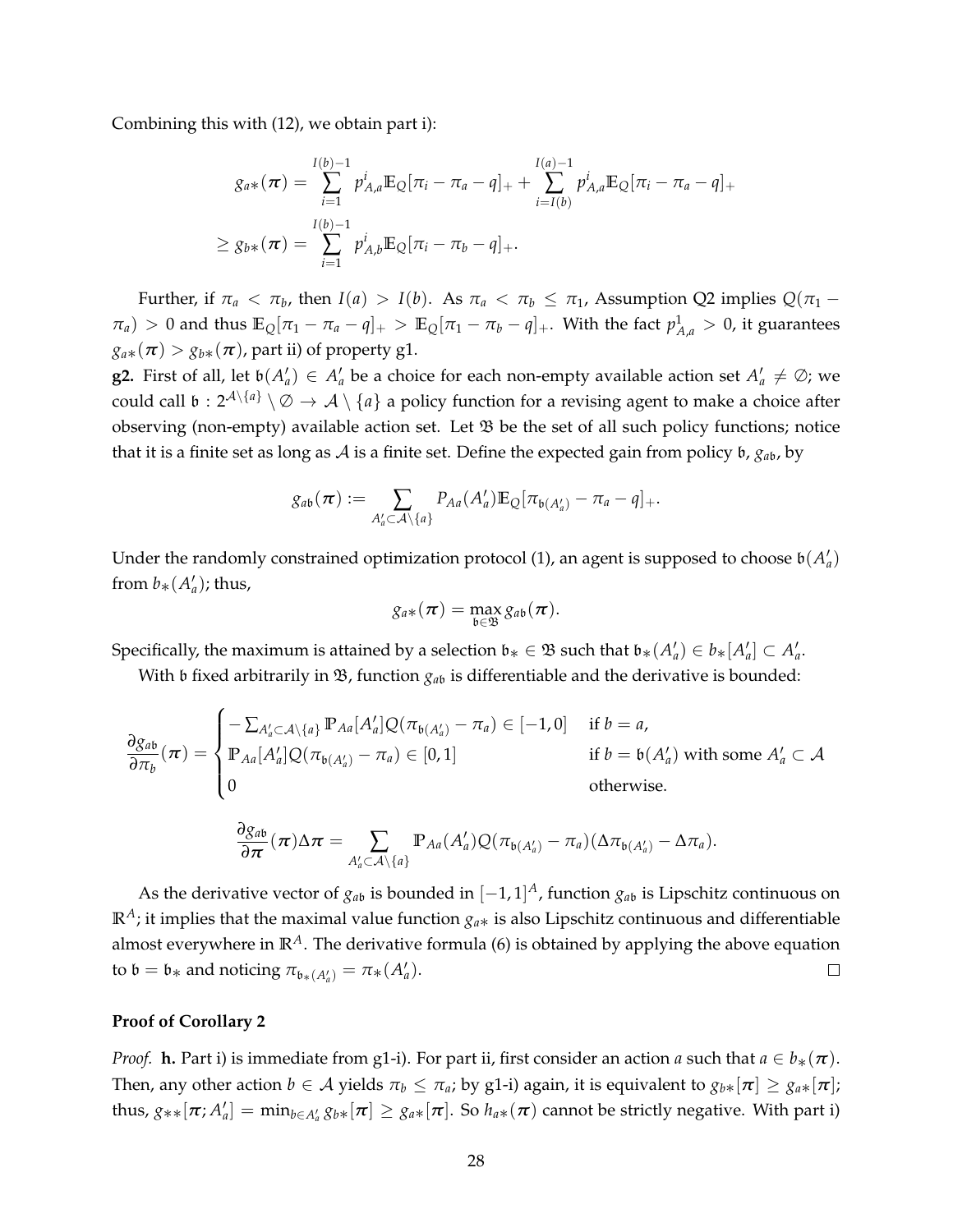Combining this with (12), we obtain part i):

$$
\begin{aligned}
g_{a*}(\boldsymbol{\pi}) &= \sum_{i=1}^{I(b)-1} p^i_{A,a} \mathbb{E}_Q[\pi_i - \pi_a - q]_+ + \sum_{i=I(b)}^{I(a)-1} p^i_{A,a} \mathbb{E}_Q[\pi_i - \pi_a - q]_+ \\
&\geq g_{b*}(\boldsymbol{\pi}) = \sum_{i=1}^{I(b)-1} p^i_{A,b} \mathbb{E}_Q[\pi_i - \pi_b - q]_+.
\end{aligned}
$$

Further, if $\pi_a < \pi_b$, then $I(a) > I(b)$. As $\pi_a < \pi_b \leq \pi_1$, Assumption Q2 implies $Q(\pi_1 - \pi_a) > 0$ and thus $\mathbb{E}_Q[\pi_1 - \pi_a - q]_+ > \mathbb{E}_Q[\pi_1 - \pi_b - q]_+$. With the fact $p^1_{A,a} > 0$, it guarantees $g_{a*}(\boldsymbol{\pi}) > g_{b*}(\boldsymbol{\pi})$, part ii) of property g1.

**g2.** First of all, let $\mathfrak{b}(A'_a) \in A'_a$ be a choice for each non-empty available action set $A'_a \neq \emptyset$; we could call $\mathfrak{b} : 2^{\mathcal{A}\setminus\{a\}} \setminus \emptyset \to \mathcal{A} \setminus \{a\}$ a policy function for a revising agent to make a choice after observing (non-empty) available action set. Let $\mathfrak{B}$ be the set of all such policy functions; notice that it is a finite set as long as $\mathcal{A}$ is a finite set. Define the expected gain from policy $\mathfrak{b}$, $g_{a\mathfrak{b}}$, by

$$
g_{a\mathfrak{b}}(\boldsymbol{\pi}) := \sum_{A'_a \subset \mathcal{A}\setminus\{a\}} P_{Aa}(A'_a) \mathbb{E}_Q[\pi_{\mathfrak{b}(A'_a)} - \pi_a - q]_+.
$$

Under the randomly constrained optimization protocol (1), an agent is supposed to choose $\mathfrak{b}(A'_a)$ from $b_*(A'_a)$; thus,

$$
g_{a*}(\boldsymbol{\pi}) = \max_{\mathfrak{b}\in\mathfrak{B}} g_{a\mathfrak{b}}(\boldsymbol{\pi}).
$$

Specifically, the maximum is attained by a selection $\mathfrak{b}_* \in \mathfrak{B}$ such that $\mathfrak{b}_*(A'_a) \in b_*[A'_a] \subset A'_a$.

With $\mathfrak{b}$ fixed arbitrarily in $\mathfrak{B}$, function $g_{a\mathfrak{b}}$ is differentiable and the derivative is bounded:

$$
\frac{\partial g_{a\mathfrak{b}}}{\partial \pi_b}(\boldsymbol{\pi}) = \begin{cases} -\sum_{A'_a \subset \mathcal{A}\setminus\{a\}} \mathbb{P}_{Aa}[A'_a] Q(\pi_{\mathfrak{b}(A'_a)} - \pi_a) \in [-1, 0] & \text{if } b = a, \\ \mathbb{P}_{Aa}[A'_a] Q(\pi_{\mathfrak{b}(A'_a)} - \pi_a) \in [0, 1] & \text{if } b = \mathfrak{b}(A'_a) \text{ with some } A'_a \subset \mathcal{A} \\ 0 & \text{otherwise.} \end{cases}
$$

$$
\frac{\partial g_{a\mathfrak{b}}}{\partial \boldsymbol{\pi}}(\boldsymbol{\pi}) \Delta\boldsymbol{\pi} = \sum_{A'_a \subset \mathcal{A}\setminus\{a\}} \mathbb{P}_{Aa}(A'_a) Q(\pi_{\mathfrak{b}(A'_a)} - \pi_a)(\Delta\pi_{\mathfrak{b}(A'_a)} - \Delta\pi_a).
$$

As the derivative vector of $g_{a\mathfrak{b}}$ is bounded in $[-1, 1]^A$, function $g_{a\mathfrak{b}}$ is Lipschitz continuous on $\mathbb{R}^A$; it implies that the maximal value function $g_{a*}$ is also Lipschitz continuous and differentiable almost everywhere in $\mathbb{R}^A$. The derivative formula (6) is obtained by applying the above equation to $\mathfrak{b} = \mathfrak{b}_*$ and noticing $\pi_{\mathfrak{b}_*(A'_a)} = \pi_*(A'_a)$. $\square$

**Proof of Corollary 2**

*Proof.* **h.** Part i) is immediate from g1-i). For part ii, first consider an action $a$ such that $a \in b_*(\boldsymbol{\pi})$. Then, any other action $b \in \mathcal{A}$ yields $\pi_b \leq \pi_a$; by g1-i) again, it is equivalent to $g_{b*}[\boldsymbol{\pi}] \geq g_{a*}[\boldsymbol{\pi}]$; thus, $g_{**}[\boldsymbol{\pi}; A'_a] = \min_{b\in A'_a} g_{b*}[\boldsymbol{\pi}] \geq g_{a*}[\boldsymbol{\pi}]$. So $h_{a*}(\boldsymbol{\pi})$ cannot be strictly negative. With part i)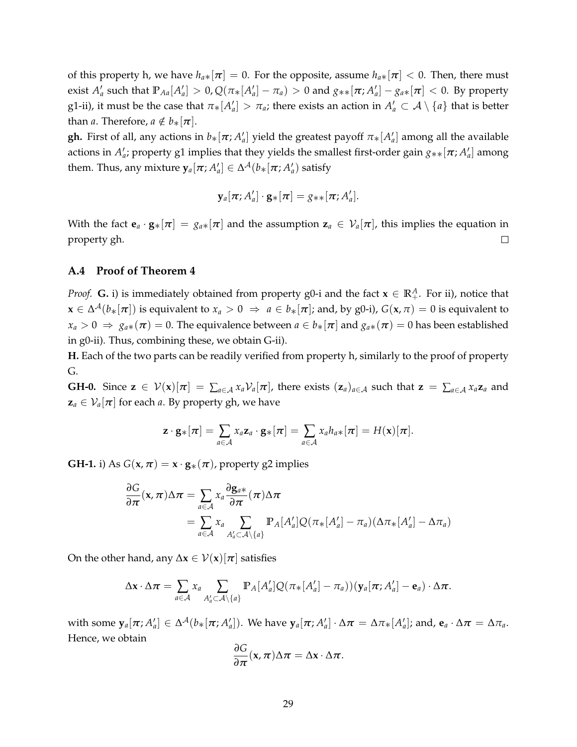of this property h, we have $h_{a*}[\boldsymbol{\pi}] = 0$. For the opposite, assume $h_{a*}[\boldsymbol{\pi}] < 0$. Then, there must exist $A'_a$ such that $\mathbb{P}_{Aa}[A'_a] > 0$, $Q(\pi_*[A'_a] - \pi_a) > 0$ and $g_{**}[\boldsymbol{\pi}; A'_a] - g_{a*}[\boldsymbol{\pi}] < 0$. By property g1-ii), it must be the case that $\pi_*[A'_a] > \pi_a$; there exists an action in $A'_a \subset \mathcal{A} \setminus \{a\}$ that is better than $a$. Therefore, $a \notin b_*[\boldsymbol{\pi}]$.

**gh.** First of all, any actions in $b_*[\boldsymbol{\pi}; A'_a]$ yield the greatest payoff $\pi_*[A'_a]$ among all the available actions in $A'_a$; property g1 implies that they yields the smallest first-order gain $g_{**}[\boldsymbol{\pi}; A'_a]$ among them. Thus, any mixture $\mathbf{y}_a[\boldsymbol{\pi}; A'_a] \in \Delta^{\mathcal{A}}(b_*[\boldsymbol{\pi}; A'_a)$ satisfy

$$\mathbf{y}_a[\boldsymbol{\pi}; A'_a] \cdot \mathbf{g}_*[\boldsymbol{\pi}] = g_{**}[\boldsymbol{\pi}; A'_a].$$

With the fact $\mathbf{e}_a \cdot \mathbf{g}_*[\boldsymbol{\pi}] = g_{a*}[\boldsymbol{\pi}]$ and the assumption $\mathbf{z}_a \in \mathcal{V}_a[\boldsymbol{\pi}]$, this implies the equation in property gh. $\square$

### A.4 Proof of Theorem 4

*Proof.* **G.** i) is immediately obtained from property g0-i and the fact $\mathbf{x} \in \mathbb{R}^A_+$. For ii), notice that $\mathbf{x} \in \Delta^{\mathcal{A}}(b_*[\boldsymbol{\pi}])$ is equivalent to $x_a > 0 \;\Rightarrow\; a \in b_*[\boldsymbol{\pi}]$; and, by g0-i), $G(\mathbf{x}, \pi) = 0$ is equivalent to $x_a > 0 \;\Rightarrow\; g_{a*}(\boldsymbol{\pi}) = 0$. The equivalence between $a \in b_*[\boldsymbol{\pi}]$ and $g_{a*}(\boldsymbol{\pi}) = 0$ has been established in g0-ii). Thus, combining these, we obtain G-ii).

**H.** Each of the two parts can be readily verified from property h, similarly to the proof of property G.

**GH-0.** Since $\mathbf{z} \in \mathcal{V}(\mathbf{x})[\boldsymbol{\pi}] = \sum_{a \in \mathcal{A}} x_a \mathcal{V}_a[\boldsymbol{\pi}]$, there exists $(\mathbf{z}_a)_{a \in \mathcal{A}}$ such that $\mathbf{z} = \sum_{a \in \mathcal{A}} x_a \mathbf{z}_a$ and $\mathbf{z}_a \in \mathcal{V}_a[\boldsymbol{\pi}]$ for each $a$. By property gh, we have

$$\mathbf{z} \cdot \mathbf{g}_*[\boldsymbol{\pi}] = \sum_{a \in \mathcal{A}} x_a \mathbf{z}_a \cdot \mathbf{g}_*[\boldsymbol{\pi}] = \sum_{a \in \mathcal{A}} x_a h_{a*}[\boldsymbol{\pi}] = H(\mathbf{x})[\boldsymbol{\pi}].$$

**GH-1.** i) As $G(\mathbf{x}, \boldsymbol{\pi}) = \mathbf{x} \cdot \mathbf{g}_*(\boldsymbol{\pi})$, property g2 implies

$$\begin{aligned}
\frac{\partial G}{\partial \boldsymbol{\pi}}(\mathbf{x}, \boldsymbol{\pi}) \Delta \boldsymbol{\pi} &= \sum_{a \in \mathcal{A}} x_a \frac{\partial \mathbf{g}_{a*}}{\partial \boldsymbol{\pi}}(\boldsymbol{\pi}) \Delta \boldsymbol{\pi} \\
&= \sum_{a \in \mathcal{A}} x_a \sum_{A'_a \subset \mathcal{A} \setminus \{a\}} \mathbb{P}_A[A'_a] Q(\pi_*[A'_a] - \pi_a)(\Delta \pi_*[A'_a] - \Delta \pi_a)
\end{aligned}$$

On the other hand, any $\Delta \mathbf{x} \in \mathcal{V}(\mathbf{x})[\boldsymbol{\pi}]$ satisfies

$$\Delta \mathbf{x} \cdot \Delta \boldsymbol{\pi} = \sum_{a \in \mathcal{A}} x_a \sum_{A'_a \subset \mathcal{A} \setminus \{a\}} \mathbb{P}_A[A'_a] Q(\pi_*[A'_a] - \pi_a))(\mathbf{y}_a[\boldsymbol{\pi}; A'_a] - \mathbf{e}_a) \cdot \Delta \boldsymbol{\pi}.$$

with some $\mathbf{y}_a[\boldsymbol{\pi}; A'_a] \in \Delta^{\mathcal{A}}(b_*[\boldsymbol{\pi}; A'_a])$. We have $\mathbf{y}_a[\boldsymbol{\pi}; A'_a] \cdot \Delta \boldsymbol{\pi} = \Delta \pi_*[A'_a]$; and, $\mathbf{e}_a \cdot \Delta \boldsymbol{\pi} = \Delta \pi_a$. Hence, we obtain

$$\frac{\partial G}{\partial \boldsymbol{\pi}}(\mathbf{x}, \boldsymbol{\pi}) \Delta \boldsymbol{\pi} = \Delta \mathbf{x} \cdot \Delta \boldsymbol{\pi}.$$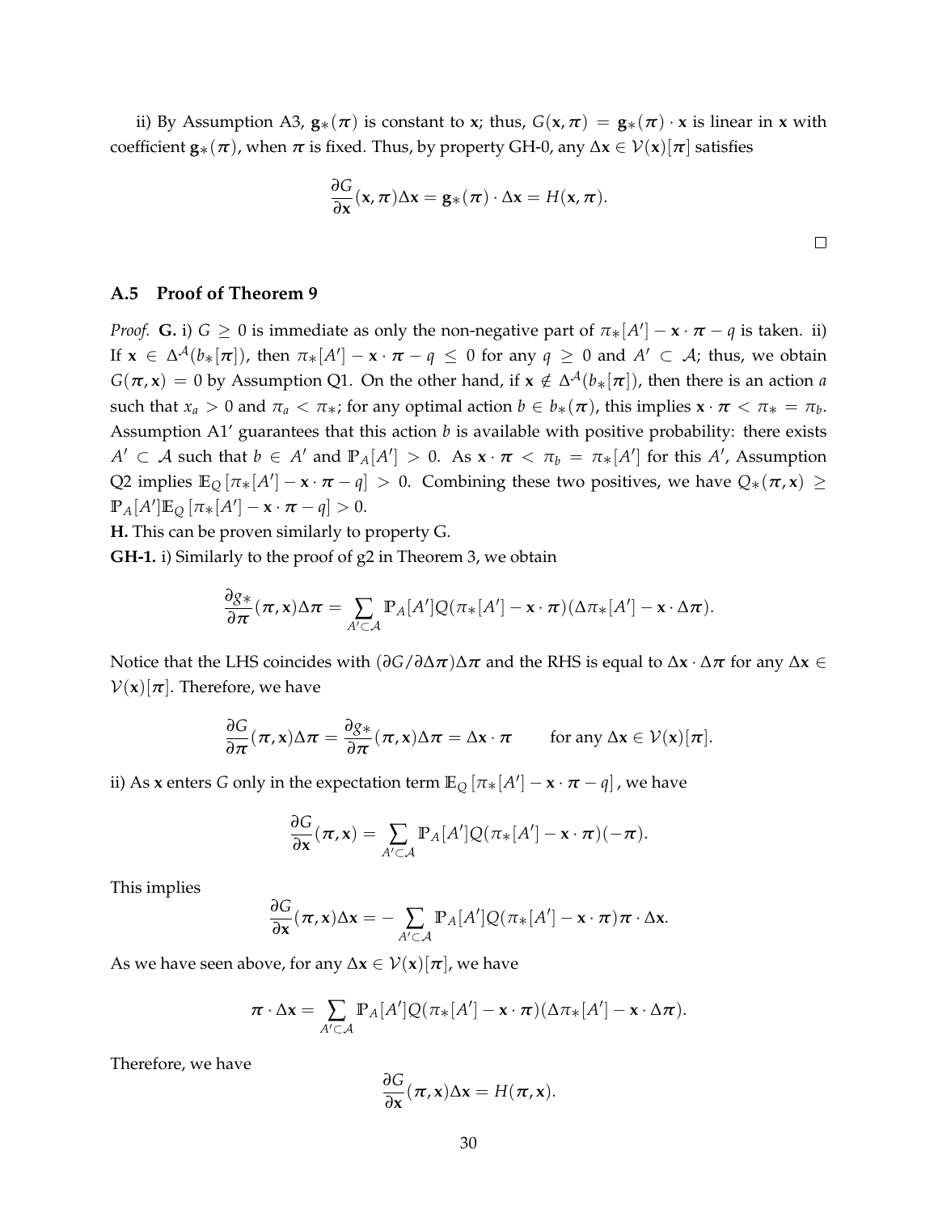ii) By Assumption A3, $\mathbf{g}_*(\boldsymbol{\pi})$ is constant to $\mathbf{x}$; thus, $G(\mathbf{x}, \boldsymbol{\pi}) = \mathbf{g}_*(\boldsymbol{\pi}) \cdot \mathbf{x}$ is linear in $\mathbf{x}$ with coefficient $\mathbf{g}_*(\boldsymbol{\pi})$, when $\boldsymbol{\pi}$ is fixed. Thus, by property GH-0, any $\Delta\mathbf{x} \in \mathcal{V}(\mathbf{x})[\boldsymbol{\pi}]$ satisfies

$$\frac{\partial G}{\partial \mathbf{x}}(\mathbf{x}, \boldsymbol{\pi})\Delta\mathbf{x} = \mathbf{g}_*(\boldsymbol{\pi}) \cdot \Delta\mathbf{x} = H(\mathbf{x}, \boldsymbol{\pi}).$$

□

### A.5 Proof of Theorem 9

*Proof.* **G.** i) $G \geq 0$ is immediate as only the non-negative part of $\pi_*[A'] - \mathbf{x} \cdot \boldsymbol{\pi} - q$ is taken. ii) If $\mathbf{x} \in \Delta^{\mathcal{A}}(b_*[\boldsymbol{\pi}])$, then $\pi_*[A'] - \mathbf{x} \cdot \boldsymbol{\pi} - q \leq 0$ for any $q \geq 0$ and $A' \subset \mathcal{A}$; thus, we obtain $G(\boldsymbol{\pi}, \mathbf{x}) = 0$ by Assumption Q1. On the other hand, if $\mathbf{x} \notin \Delta^{\mathcal{A}}(b_*[\boldsymbol{\pi}])$, then there is an action $a$ such that $x_a > 0$ and $\pi_a < \pi_*$; for any optimal action $b \in b_*(\boldsymbol{\pi})$, this implies $\mathbf{x} \cdot \boldsymbol{\pi} < \pi_* = \pi_b$. Assumption A1' guarantees that this action $b$ is available with positive probability: there exists $A' \subset \mathcal{A}$ such that $b \in A'$ and $\mathbb{P}_A[A'] > 0$. As $\mathbf{x} \cdot \boldsymbol{\pi} < \pi_b = \pi_*[A']$ for this $A'$, Assumption Q2 implies $\mathbb{E}_Q[\pi_*[A'] - \mathbf{x} \cdot \boldsymbol{\pi} - q] > 0$. Combining these two positives, we have $Q_*(\boldsymbol{\pi}, \mathbf{x}) \geq \mathbb{P}_A[A']\mathbb{E}_Q[\pi_*[A'] - \mathbf{x} \cdot \boldsymbol{\pi} - q] > 0$.

**H.** This can be proven similarly to property G.

**GH-1.** i) Similarly to the proof of g2 in Theorem 3, we obtain

$$\frac{\partial g_*}{\partial \boldsymbol{\pi}}(\boldsymbol{\pi}, \mathbf{x})\Delta\boldsymbol{\pi} = \sum_{A' \subset \mathcal{A}} \mathbb{P}_A[A'] Q(\pi_*[A'] - \mathbf{x} \cdot \boldsymbol{\pi})(\Delta\pi_*[A'] - \mathbf{x} \cdot \Delta\boldsymbol{\pi}).$$

Notice that the LHS coincides with $(\partial G / \partial \Delta\boldsymbol{\pi})\Delta\boldsymbol{\pi}$ and the RHS is equal to $\Delta\mathbf{x} \cdot \Delta\boldsymbol{\pi}$ for any $\Delta\mathbf{x} \in \mathcal{V}(\mathbf{x})[\boldsymbol{\pi}]$. Therefore, we have

$$\frac{\partial G}{\partial \boldsymbol{\pi}}(\boldsymbol{\pi}, \mathbf{x})\Delta\boldsymbol{\pi} = \frac{\partial g_*}{\partial \boldsymbol{\pi}}(\boldsymbol{\pi}, \mathbf{x})\Delta\boldsymbol{\pi} = \Delta\mathbf{x} \cdot \boldsymbol{\pi} \qquad \text{for any } \Delta\mathbf{x} \in \mathcal{V}(\mathbf{x})[\boldsymbol{\pi}].$$

ii) As $\mathbf{x}$ enters $G$ only in the expectation term $\mathbb{E}_Q[\pi_*[A'] - \mathbf{x} \cdot \boldsymbol{\pi} - q]$, we have

$$\frac{\partial G}{\partial \mathbf{x}}(\boldsymbol{\pi}, \mathbf{x}) = \sum_{A' \subset \mathcal{A}} \mathbb{P}_A[A'] Q(\pi_*[A'] - \mathbf{x} \cdot \boldsymbol{\pi})(-\boldsymbol{\pi}).$$

This implies

$$\frac{\partial G}{\partial \mathbf{x}}(\boldsymbol{\pi}, \mathbf{x})\Delta\mathbf{x} = -\sum_{A' \subset \mathcal{A}} \mathbb{P}_A[A'] Q(\pi_*[A'] - \mathbf{x} \cdot \boldsymbol{\pi})\boldsymbol{\pi} \cdot \Delta\mathbf{x}.$$

As we have seen above, for any $\Delta\mathbf{x} \in \mathcal{V}(\mathbf{x})[\boldsymbol{\pi}]$, we have

$$\boldsymbol{\pi} \cdot \Delta\mathbf{x} = \sum_{A' \subset \mathcal{A}} \mathbb{P}_A[A'] Q(\pi_*[A'] - \mathbf{x} \cdot \boldsymbol{\pi})(\Delta\pi_*[A'] - \mathbf{x} \cdot \Delta\boldsymbol{\pi}).$$

Therefore, we have

$$\frac{\partial G}{\partial \mathbf{x}}(\boldsymbol{\pi}, \mathbf{x})\Delta\mathbf{x} = H(\boldsymbol{\pi}, \mathbf{x}).$$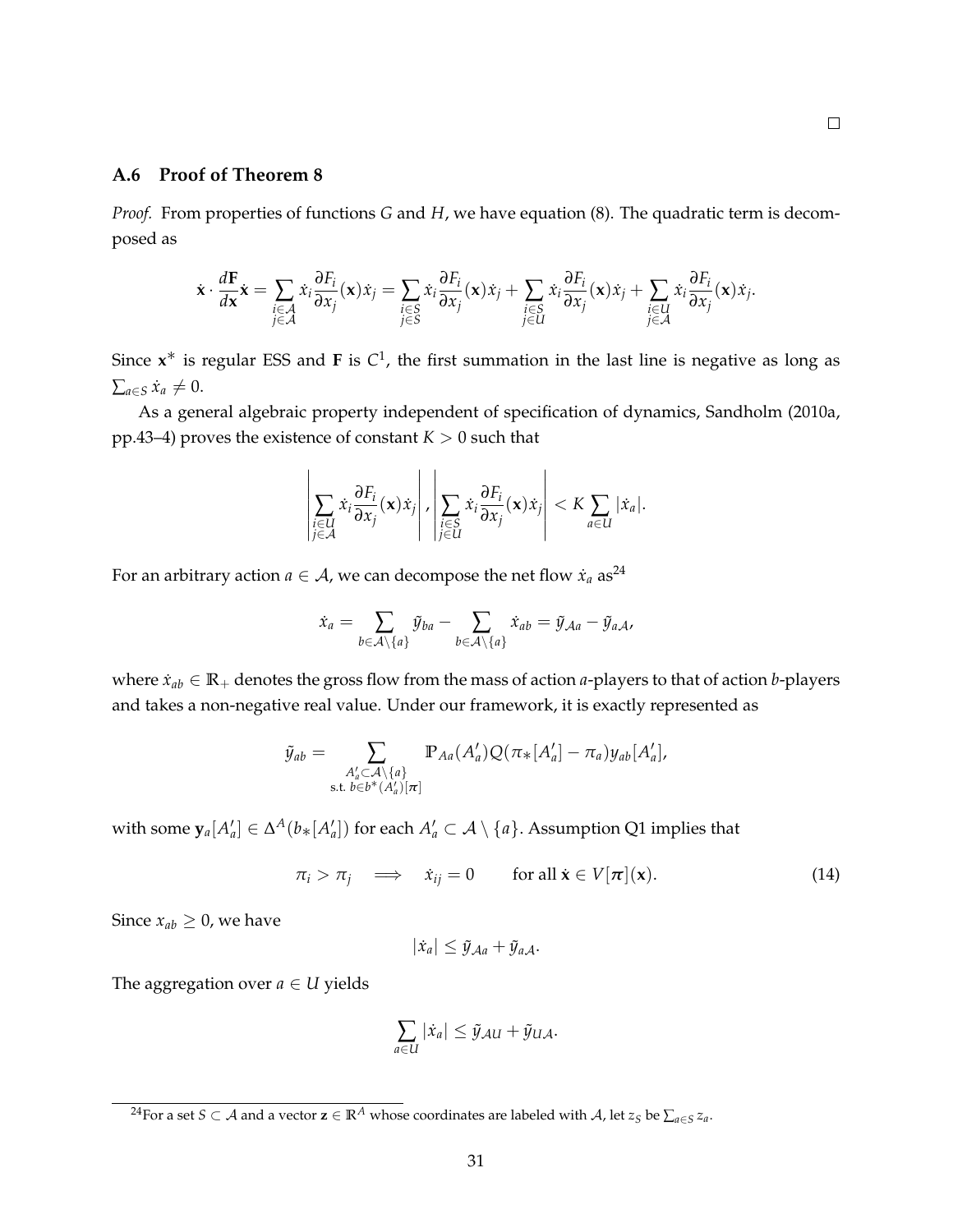□

### A.6 Proof of Theorem 8

*Proof.* From properties of functions $G$ and $H$, we have equation (8). The quadratic term is decomposed as

$$\dot{\mathbf{x}} \cdot \frac{d\mathbf{F}}{d\mathbf{x}}\dot{\mathbf{x}} = \sum_{\substack{i\in\mathcal{A}\\ j\in\mathcal{A}}} \dot{x}_i \frac{\partial F_i}{\partial x_j}(\mathbf{x})\dot{x}_j = \sum_{\substack{i\in S\\ j\in S}} \dot{x}_i \frac{\partial F_i}{\partial x_j}(\mathbf{x})\dot{x}_j + \sum_{\substack{i\in S\\ j\in U}} \dot{x}_i \frac{\partial F_i}{\partial x_j}(\mathbf{x})\dot{x}_j + \sum_{\substack{i\in U\\ j\in\mathcal{A}}} \dot{x}_i \frac{\partial F_i}{\partial x_j}(\mathbf{x})\dot{x}_j.$$

Since $\mathbf{x}^*$ is regular ESS and $\mathbf{F}$ is $C^1$, the first summation in the last line is negative as long as $\sum_{a\in S}\dot{x}_a \neq 0$.

As a general algebraic property independent of specification of dynamics, Sandholm (2010a, pp.43–4) proves the existence of constant $K > 0$ such that

$$\left|\sum_{\substack{i\in U\\ j\in\mathcal{A}}} \dot{x}_i \frac{\partial F_i}{\partial x_j}(\mathbf{x})\dot{x}_j\right|, \left|\sum_{\substack{i\in S\\ j\in U}} \dot{x}_i \frac{\partial F_i}{\partial x_j}(\mathbf{x})\dot{x}_j\right| < K\sum_{a\in U}|\dot{x}_a|.$$

For an arbitrary action $a \in \mathcal{A}$, we can decompose the net flow $\dot{x}_a$ as[24]

$$\dot{x}_a = \sum_{b\in\mathcal{A}\setminus\{a\}} \tilde{y}_{ba} - \sum_{b\in\mathcal{A}\setminus\{a\}} \dot{x}_{ab} = \tilde{y}_{\mathcal{A}a} - \tilde{y}_{a\mathcal{A}},$$

where $\dot{x}_{ab} \in \mathbb{R}_+$ denotes the gross flow from the mass of action $a$-players to that of action $b$-players and takes a non-negative real value. Under our framework, it is exactly represented as

$$\tilde{y}_{ab} = \sum_{\substack{A'_a\subset\mathcal{A}\setminus\{a\}\\ \text{s.t. } b\in b^*(A'_a)[\boldsymbol{\pi}]}} \mathbb{P}_{Aa}(A'_a)Q(\pi_*[A'_a]-\pi_a)y_{ab}[A'_a],$$

with some $\mathbf{y}_a[A'_a] \in \Delta^A(b_*[A'_a])$ for each $A'_a \subset \mathcal{A}\setminus\{a\}$. Assumption Q1 implies that

$$\pi_i > \pi_j \quad \Longrightarrow \quad \dot{x}_{ij} = 0 \qquad \text{for all } \dot{\mathbf{x}} \in V[\boldsymbol{\pi}](\mathbf{x}). \tag{14}$$

Since $x_{ab} \geq 0$, we have

$$|\dot{x}_a| \leq \tilde{y}_{\mathcal{A}a} + \tilde{y}_{a\mathcal{A}}.$$

The aggregation over $a \in U$ yields

$$\sum_{a\in U}|\dot{x}_a| \leq \tilde{y}_{\mathcal{A}U} + \tilde{y}_{U\mathcal{A}}.$$

[24] For a set $S \subset \mathcal{A}$ and a vector $\mathbf{z} \in \mathbb{R}^A$ whose coordinates are labeled with $\mathcal{A}$, let $z_S$ be $\sum_{a\in S} z_a$.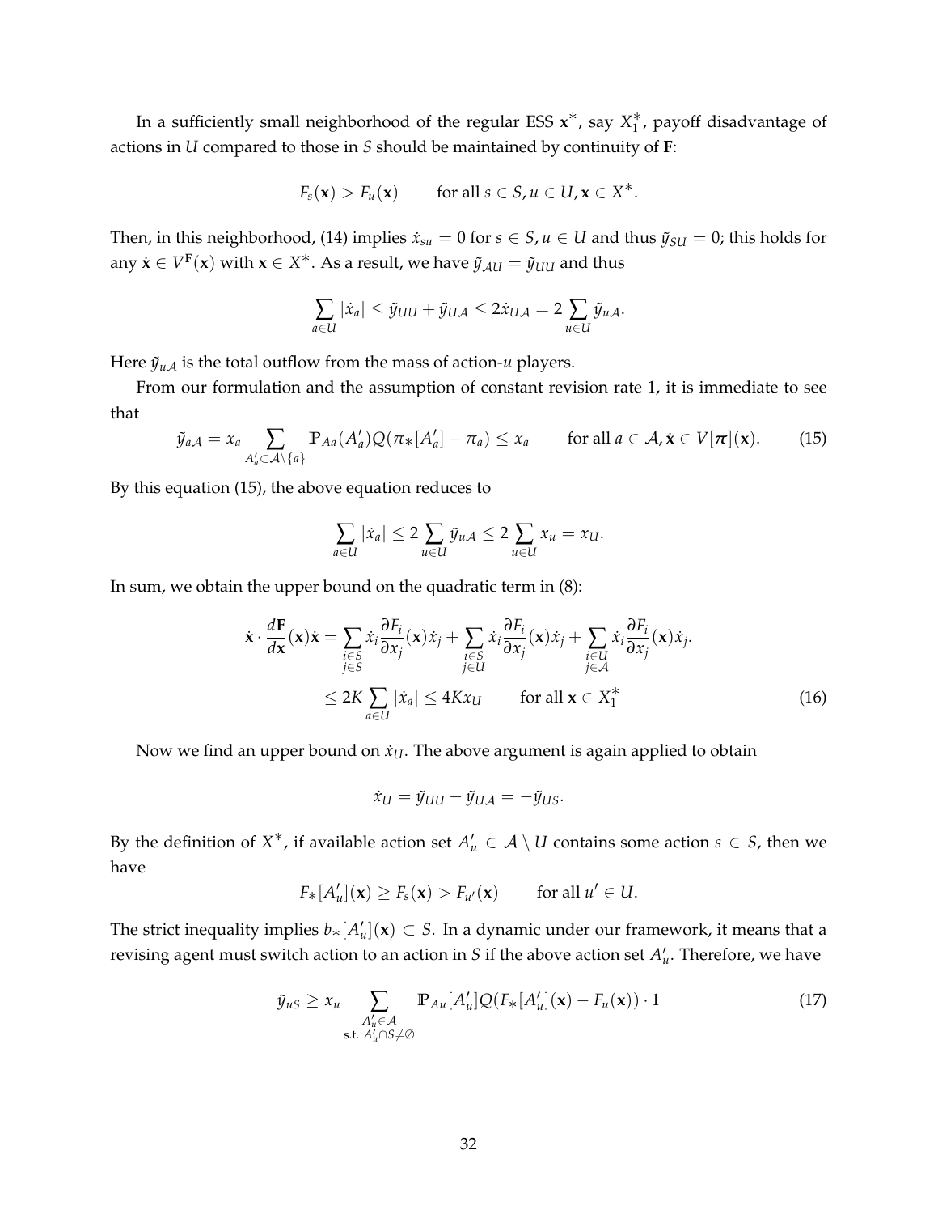In a sufficiently small neighborhood of the regular ESS $\mathbf{x}^*$, say $X_1^*$, payoff disadvantage of actions in $U$ compared to those in $S$ should be maintained by continuity of $\mathbf{F}$:

$$F_s(\mathbf{x}) > F_u(\mathbf{x}) \qquad \text{for all } s \in S, u \in U, \mathbf{x} \in X^*.$$

Then, in this neighborhood, (14) implies $\dot{x}_{su} = 0$ for $s \in S, u \in U$ and thus $\tilde{y}_{SU} = 0$; this holds for any $\dot{\mathbf{x}} \in V^{\mathbf{F}}(\mathbf{x})$ with $\mathbf{x} \in X^*$. As a result, we have $\tilde{y}_{\mathcal{A}U} = \tilde{y}_{UU}$ and thus

$$\sum_{a \in U} |\dot{x}_a| \le \tilde{y}_{UU} + \tilde{y}_{U\mathcal{A}} \le 2\dot{x}_{U\mathcal{A}} = 2 \sum_{u \in U} \tilde{y}_{u\mathcal{A}}.$$

Here $\tilde{y}_{u\mathcal{A}}$ is the total outflow from the mass of action-$u$ players.

From our formulation and the assumption of constant revision rate 1, it is immediate to see that

$$\tilde{y}_{a\mathcal{A}} = x_a \sum_{A'_a \subset \mathcal{A} \setminus \{a\}} \mathbb{P}_{Aa}(A'_a) Q(\pi_*[A'_a] - \pi_a) \le x_a \qquad \text{for all } a \in \mathcal{A}, \dot{\mathbf{x}} \in V[\boldsymbol{\pi}](\mathbf{x}). \tag{15}$$

By this equation (15), the above equation reduces to

$$\sum_{a \in U} |\dot{x}_a| \le 2 \sum_{u \in U} \tilde{y}_{u\mathcal{A}} \le 2 \sum_{u \in U} x_u = x_U.$$

In sum, we obtain the upper bound on the quadratic term in (8):

$$\begin{aligned}
\dot{\mathbf{x}} \cdot \frac{d\mathbf{F}}{d\mathbf{x}}(\mathbf{x})\dot{\mathbf{x}} &= \sum_{\substack{i \in S \\ j \in S}} \dot{x}_i \frac{\partial F_i}{\partial x_j}(\mathbf{x}) \dot{x}_j + \sum_{\substack{i \in S \\ j \in U}} \dot{x}_i \frac{\partial F_i}{\partial x_j}(\mathbf{x}) \dot{x}_j + \sum_{\substack{i \in U \\ j \in \mathcal{A}}} \dot{x}_i \frac{\partial F_i}{\partial x_j}(\mathbf{x}) \dot{x}_j. \\
&\le 2K \sum_{a \in U} |\dot{x}_a| \le 4K x_U \qquad \text{for all } \mathbf{x} \in X_1^*
\end{aligned} \tag{16}$$

Now we find an upper bound on $\dot{x}_U$. The above argument is again applied to obtain

$$\dot{x}_U = \tilde{y}_{UU} - \tilde{y}_{U\mathcal{A}} = -\tilde{y}_{US}.$$

By the definition of $X^*$, if available action set $A'_u \in \mathcal{A} \setminus U$ contains some action $s \in S$, then we have

$$F_*[A'_u](\mathbf{x}) \ge F_s(\mathbf{x}) > F_{u'}(\mathbf{x}) \qquad \text{for all } u' \in U.$$

The strict inequality implies $b_*[A'_u](\mathbf{x}) \subset S$. In a dynamic under our framework, it means that a revising agent must switch action to an action in $S$ if the above action set $A'_u$. Therefore, we have

$$\tilde{y}_{uS} \ge x_u \sum_{\substack{A'_u \in \mathcal{A} \\ \text{s.t. } A'_u \cap S \neq \emptyset}} \mathbb{P}_{Au}[A'_u] Q(F_*[A'_u](\mathbf{x}) - F_u(\mathbf{x})) \cdot 1 \tag{17}$$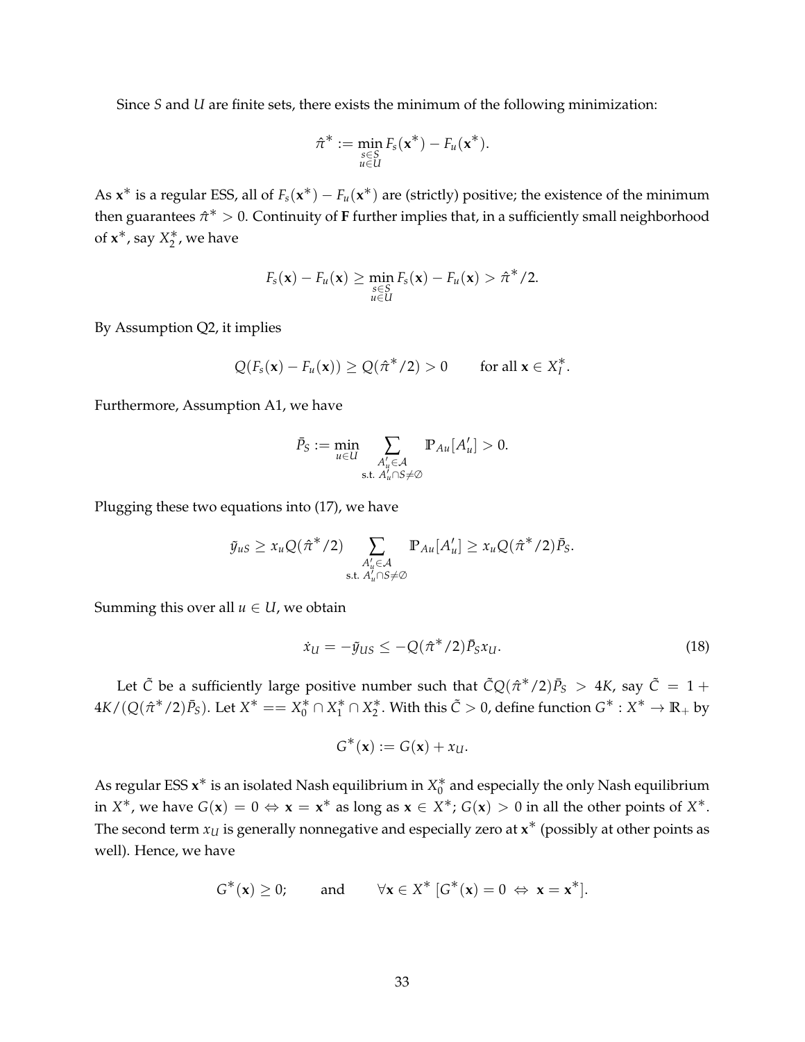Since $S$ and $U$ are finite sets, there exists the minimum of the following minimization:

$$\hat{\pi}^* := \min_{\substack{s \in S \\ u \in U}} F_s(\mathbf{x}^*) - F_u(\mathbf{x}^*).$$

As $\mathbf{x}^*$ is a regular ESS, all of $F_s(\mathbf{x}^*) - F_u(\mathbf{x}^*)$ are (strictly) positive; the existence of the minimum then guarantees $\hat{\pi}^* > 0$. Continuity of $\mathbf{F}$ further implies that, in a sufficiently small neighborhood of $\mathbf{x}^*$, say $X_2^*$, we have

$$F_s(\mathbf{x}) - F_u(\mathbf{x}) \geq \min_{\substack{s \in S \\ u \in U}} F_s(\mathbf{x}) - F_u(\mathbf{x}) > \hat{\pi}^*/2.$$

By Assumption Q2, it implies

$$Q(F_s(\mathbf{x}) - F_u(\mathbf{x})) \geq Q(\hat{\pi}^*/2) > 0 \qquad \text{for all } \mathbf{x} \in X_I^*.$$

Furthermore, Assumption A1, we have

$$\bar{P}_S := \min_{u \in U} \sum_{\substack{A'_u \in \mathcal{A} \\ \text{s.t. } A'_u \cap S \neq \emptyset}} \mathbb{P}_{Au}[A'_u] > 0.$$

Plugging these two equations into (17), we have

$$\tilde{y}_{uS} \geq x_u Q(\hat{\pi}^*/2) \sum_{\substack{A'_u \in \mathcal{A} \\ \text{s.t. } A'_u \cap S \neq \emptyset}} \mathbb{P}_{Au}[A'_u] \geq x_u Q(\hat{\pi}^*/2)\bar{P}_S.$$

Summing this over all $u \in U$, we obtain

$$\dot{x}_U = -\tilde{y}_{US} \leq -Q(\hat{\pi}^*/2)\bar{P}_S x_U. \tag{18}$$

Let $\tilde{C}$ be a sufficiently large positive number such that $\tilde{C}Q(\hat{\pi}^*/2)\bar{P}_S > 4K$, say $\tilde{C} = 1 + 4K/(Q(\hat{\pi}^*/2)\bar{P}_S)$. Let $X^* == X_0^* \cap X_1^* \cap X_2^*$. With this $\tilde{C} > 0$, define function $G^* : X^* \to \mathbb{R}_+$ by

$$G^*(\mathbf{x}) := G(\mathbf{x}) + x_U.$$

As regular ESS $\mathbf{x}^*$ is an isolated Nash equilibrium in $X_0^*$ and especially the only Nash equilibrium in $X^*$, we have $G(\mathbf{x}) = 0 \Leftrightarrow \mathbf{x} = \mathbf{x}^*$ as long as $\mathbf{x} \in X^*$; $G(\mathbf{x}) > 0$ in all the other points of $X^*$. The second term $x_U$ is generally nonnegative and especially zero at $\mathbf{x}^*$ (possibly at other points as well). Hence, we have

$$G^*(\mathbf{x}) \geq 0; \qquad \text{and} \qquad \forall \mathbf{x} \in X^* \; [G^*(\mathbf{x}) = 0 \; \Leftrightarrow \; \mathbf{x} = \mathbf{x}^*].$$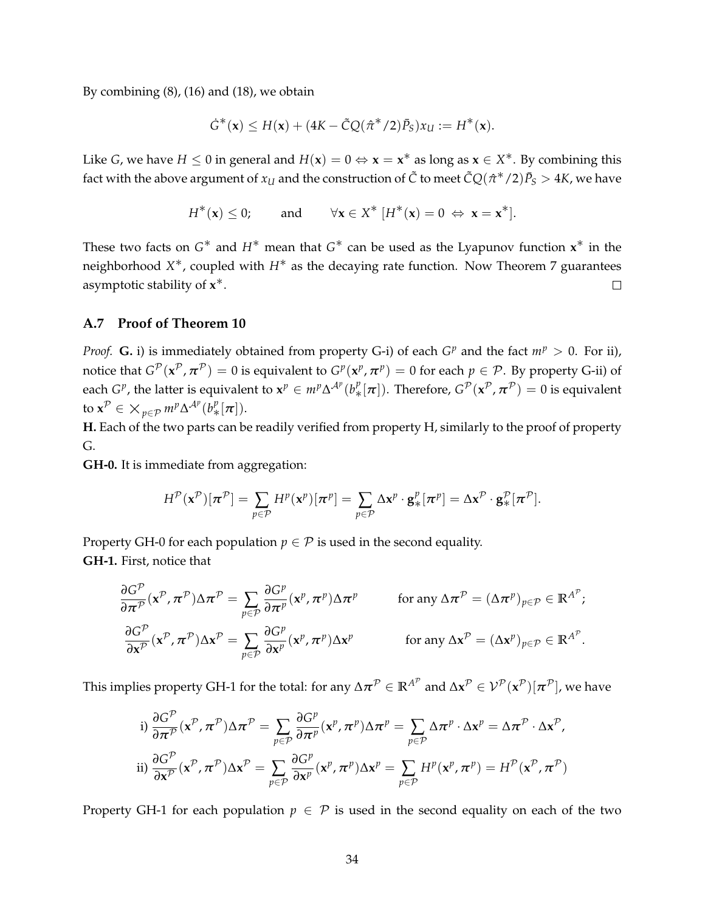By combining (8), (16) and (18), we obtain

$$\dot{G}^*(\mathbf{x}) \leq H(\mathbf{x}) + (4K - \tilde{C}Q(\hat{\pi}^*/2)\bar{P}_S)x_U := H^*(\mathbf{x}).$$

Like $G$, we have $H \leq 0$ in general and $H(\mathbf{x}) = 0 \Leftrightarrow \mathbf{x} = \mathbf{x}^*$ as long as $\mathbf{x} \in X^*$. By combining this fact with the above argument of $x_U$ and the construction of $\tilde{C}$ to meet $\tilde{C}Q(\hat{\pi}^*/2)\bar{P}_S > 4K$, we have

$$H^*(\mathbf{x}) \leq 0; \qquad \text{and} \qquad \forall \mathbf{x} \in X^* \ [H^*(\mathbf{x}) = 0 \ \Leftrightarrow \ \mathbf{x} = \mathbf{x}^*].$$

These two facts on $G^*$ and $H^*$ mean that $G^*$ can be used as the Lyapunov function $\mathbf{x}^*$ in the neighborhood $X^*$, coupled with $H^*$ as the decaying rate function. Now Theorem 7 guarantees asymptotic stability of $\mathbf{x}^*$. □

### A.7 Proof of Theorem 10

*Proof.* **G.** i) is immediately obtained from property G-i) of each $G^p$ and the fact $m^p > 0$. For ii), notice that $G^{\mathcal{P}}(\mathbf{x}^{\mathcal{P}}, \boldsymbol{\pi}^{\mathcal{P}}) = 0$ is equivalent to $G^p(\mathbf{x}^p, \boldsymbol{\pi}^p) = 0$ for each $p \in \mathcal{P}$. By property G-ii) of each $G^p$, the latter is equivalent to $\mathbf{x}^p \in m^p \Delta^{\mathcal{A}^p}(b^p_*[\boldsymbol{\pi}])$. Therefore, $G^{\mathcal{P}}(\mathbf{x}^{\mathcal{P}}, \boldsymbol{\pi}^{\mathcal{P}}) = 0$ is equivalent to $\mathbf{x}^{\mathcal{P}} \in \times_{p \in \mathcal{P}} m^p \Delta^{\mathcal{A}^p}(b^p_*[\boldsymbol{\pi}])$.

**H.** Each of the two parts can be readily verified from property H, similarly to the proof of property G.

**GH-0.** It is immediate from aggregation:

$$H^{\mathcal{P}}(\mathbf{x}^{\mathcal{P}})[\boldsymbol{\pi}^{\mathcal{P}}] = \sum_{p \in \mathcal{P}} H^p(\mathbf{x}^p)[\boldsymbol{\pi}^p] = \sum_{p \in \mathcal{P}} \Delta \mathbf{x}^p \cdot \mathbf{g}^p_*[\boldsymbol{\pi}^p] = \Delta \mathbf{x}^{\mathcal{P}} \cdot \mathbf{g}^{\mathcal{P}}_*[\boldsymbol{\pi}^{\mathcal{P}}].$$

Property GH-0 for each population $p \in \mathcal{P}$ is used in the second equality.

**GH-1.** First, notice that

$$\frac{\partial G^{\mathcal{P}}}{\partial \boldsymbol{\pi}^{\mathcal{P}}}(\mathbf{x}^{\mathcal{P}}, \boldsymbol{\pi}^{\mathcal{P}}) \Delta \boldsymbol{\pi}^{\mathcal{P}} = \sum_{p \in \mathcal{P}} \frac{\partial G^p}{\partial \boldsymbol{\pi}^p}(\mathbf{x}^p, \boldsymbol{\pi}^p) \Delta \boldsymbol{\pi}^p \qquad \text{for any } \Delta \boldsymbol{\pi}^{\mathcal{P}} = (\Delta \boldsymbol{\pi}^p)_{p \in \mathcal{P}} \in \mathbb{R}^{A^{\mathcal{P}}};$$

$$\frac{\partial G^{\mathcal{P}}}{\partial \mathbf{x}^{\mathcal{P}}}(\mathbf{x}^{\mathcal{P}}, \boldsymbol{\pi}^{\mathcal{P}}) \Delta \mathbf{x}^{\mathcal{P}} = \sum_{p \in \mathcal{P}} \frac{\partial G^p}{\partial \mathbf{x}^p}(\mathbf{x}^p, \boldsymbol{\pi}^p) \Delta \mathbf{x}^p \qquad \text{for any } \Delta \mathbf{x}^{\mathcal{P}} = (\Delta \mathbf{x}^p)_{p \in \mathcal{P}} \in \mathbb{R}^{A^{\mathcal{P}}}.$$

This implies property GH-1 for the total: for any $\Delta \boldsymbol{\pi}^{\mathcal{P}} \in \mathbb{R}^{A^{\mathcal{P}}}$ and $\Delta \mathbf{x}^{\mathcal{P}} \in \mathcal{V}^{\mathcal{P}}(\mathbf{x}^{\mathcal{P}})[\boldsymbol{\pi}^{\mathcal{P}}]$, we have

$$\text{i) } \frac{\partial G^{\mathcal{P}}}{\partial \boldsymbol{\pi}^{\mathcal{P}}}(\mathbf{x}^{\mathcal{P}}, \boldsymbol{\pi}^{\mathcal{P}}) \Delta \boldsymbol{\pi}^{\mathcal{P}} = \sum_{p \in \mathcal{P}} \frac{\partial G^p}{\partial \boldsymbol{\pi}^p}(\mathbf{x}^p, \boldsymbol{\pi}^p) \Delta \boldsymbol{\pi}^p = \sum_{p \in \mathcal{P}} \Delta \boldsymbol{\pi}^p \cdot \Delta \mathbf{x}^p = \Delta \boldsymbol{\pi}^{\mathcal{P}} \cdot \Delta \mathbf{x}^{\mathcal{P}},$$

$$\text{ii) } \frac{\partial G^{\mathcal{P}}}{\partial \mathbf{x}^{\mathcal{P}}}(\mathbf{x}^{\mathcal{P}}, \boldsymbol{\pi}^{\mathcal{P}}) \Delta \mathbf{x}^{\mathcal{P}} = \sum_{p \in \mathcal{P}} \frac{\partial G^p}{\partial \mathbf{x}^p}(\mathbf{x}^p, \boldsymbol{\pi}^p) \Delta \mathbf{x}^p = \sum_{p \in \mathcal{P}} H^p(\mathbf{x}^p, \boldsymbol{\pi}^p) = H^{\mathcal{P}}(\mathbf{x}^{\mathcal{P}}, \boldsymbol{\pi}^{\mathcal{P}})$$

Property GH-1 for each population $p \in \mathcal{P}$ is used in the second equality on each of the two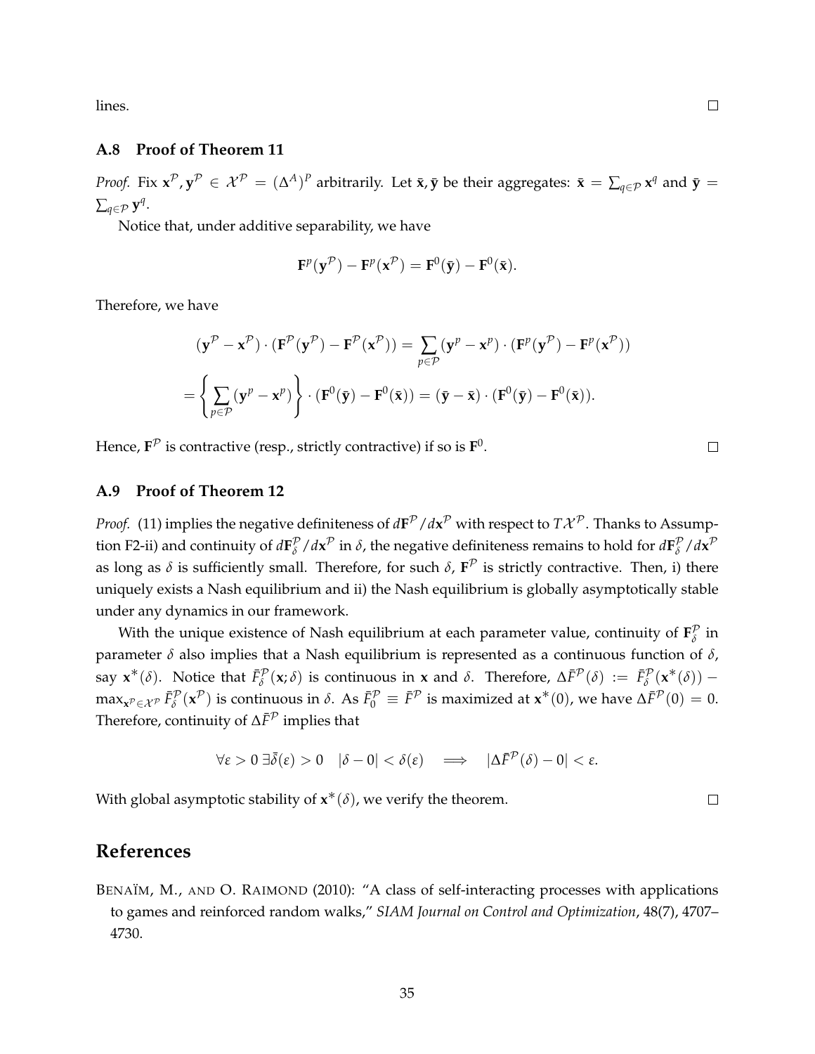lines. ◻

### A.8 Proof of Theorem 11

*Proof.* Fix $\mathbf{x}^{\mathcal{P}}, \mathbf{y}^{\mathcal{P}} \in \mathcal{X}^{\mathcal{P}} = (\Delta^A)^P$ arbitrarily. Let $\bar{\mathbf{x}}, \bar{\mathbf{y}}$ be their aggregates: $\bar{\mathbf{x}} = \sum_{q \in \mathcal{P}} \mathbf{x}^q$ and $\bar{\mathbf{y}} = \sum_{q \in \mathcal{P}} \mathbf{y}^q$.

Notice that, under additive separability, we have

$$\mathbf{F}^p(\mathbf{y}^{\mathcal{P}}) - \mathbf{F}^p(\mathbf{x}^{\mathcal{P}}) = \mathbf{F}^0(\bar{\mathbf{y}}) - \mathbf{F}^0(\bar{\mathbf{x}}).$$

Therefore, we have

$$(\mathbf{y}^{\mathcal{P}} - \mathbf{x}^{\mathcal{P}}) \cdot (\mathbf{F}^{\mathcal{P}}(\mathbf{y}^{\mathcal{P}}) - \mathbf{F}^{\mathcal{P}}(\mathbf{x}^{\mathcal{P}})) = \sum_{p \in \mathcal{P}} (\mathbf{y}^p - \mathbf{x}^p) \cdot (\mathbf{F}^p(\mathbf{y}^{\mathcal{P}}) - \mathbf{F}^p(\mathbf{x}^{\mathcal{P}}))$$

$$= \left\{ \sum_{p \in \mathcal{P}} (\mathbf{y}^p - \mathbf{x}^p) \right\} \cdot (\mathbf{F}^0(\bar{\mathbf{y}}) - \mathbf{F}^0(\bar{\mathbf{x}})) = (\bar{\mathbf{y}} - \bar{\mathbf{x}}) \cdot (\mathbf{F}^0(\bar{\mathbf{y}}) - \mathbf{F}^0(\bar{\mathbf{x}})).$$

Hence, $\mathbf{F}^{\mathcal{P}}$ is contractive (resp., strictly contractive) if so is $\mathbf{F}^0$. ◻

### A.9 Proof of Theorem 12

*Proof.* (11) implies the negative definiteness of $d\mathbf{F}^{\mathcal{P}}/d\mathbf{x}^{\mathcal{P}}$ with respect to $T\mathcal{X}^{\mathcal{P}}$. Thanks to Assumption F2-ii) and continuity of $d\mathbf{F}^{\mathcal{P}}_{\delta}/d\mathbf{x}^{\mathcal{P}}$ in $\delta$, the negative definiteness remains to hold for $d\mathbf{F}^{\mathcal{P}}_{\delta}/d\mathbf{x}^{\mathcal{P}}$ as long as $\delta$ is sufficiently small. Therefore, for such $\delta$, $\mathbf{F}^{\mathcal{P}}$ is strictly contractive. Then, i) there uniquely exists a Nash equilibrium and ii) the Nash equilibrium is globally asymptotically stable under any dynamics in our framework.

With the unique existence of Nash equilibrium at each parameter value, continuity of $\mathbf{F}^{\mathcal{P}}_{\delta}$ in parameter $\delta$ also implies that a Nash equilibrium is represented as a continuous function of $\delta$, say $\mathbf{x}^*(\delta)$. Notice that $\bar{F}^{\mathcal{P}}_{\delta}(\mathbf{x};\delta)$ is continuous in $\mathbf{x}$ and $\delta$. Therefore, $\Delta\bar{F}^{\mathcal{P}}(\delta) := \bar{F}^{\mathcal{P}}_{\delta}(\mathbf{x}^*(\delta)) - \max_{\mathbf{x}^{\mathcal{P}} \in \mathcal{X}^{\mathcal{P}}} \bar{F}^{\mathcal{P}}_{\delta}(\mathbf{x}^{\mathcal{P}})$ is continuous in $\delta$. As $\bar{F}^{\mathcal{P}}_0 \equiv \bar{F}^{\mathcal{P}}$ is maximized at $\mathbf{x}^*(0)$, we have $\Delta\bar{F}^{\mathcal{P}}(0) = 0$. Therefore, continuity of $\Delta\bar{F}^{\mathcal{P}}$ implies that

$$\forall \varepsilon > 0 \; \exists \bar{\delta}(\varepsilon) > 0 \quad |\delta - 0| < \delta(\varepsilon) \quad \Longrightarrow \quad |\Delta\bar{F}^{\mathcal{P}}(\delta) - 0| < \varepsilon.$$

With global asymptotic stability of $\mathbf{x}^*(\delta)$, we verify the theorem. ◻

## References

BENAÏM, M., AND O. RAIMOND (2010): "A class of self-interacting processes with applications to games and reinforced random walks," *SIAM Journal on Control and Optimization*, 48(7), 4707–4730.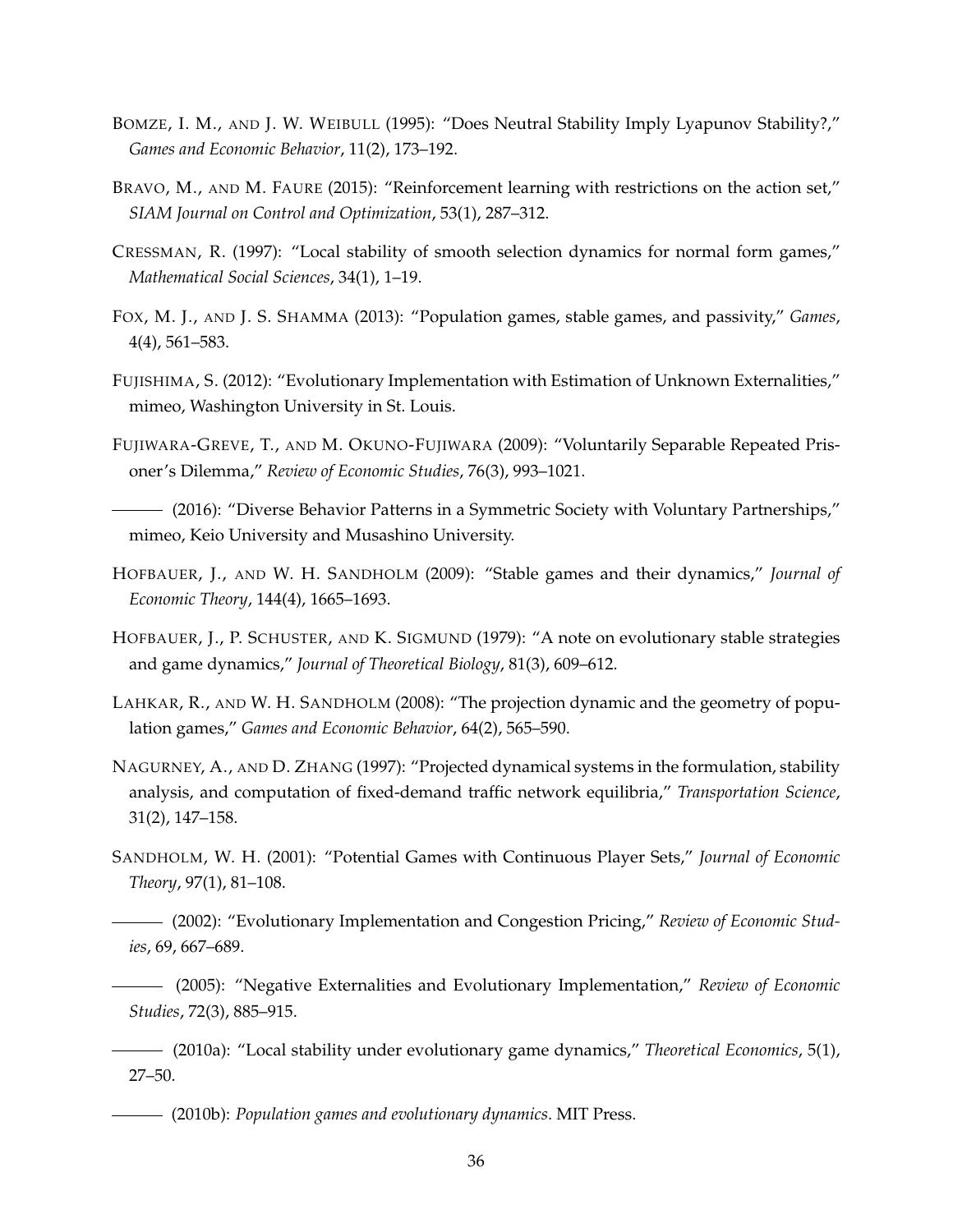BOMZE, I. M., AND J. W. WEIBULL (1995): "Does Neutral Stability Imply Lyapunov Stability?," *Games and Economic Behavior*, 11(2), 173–192.

BRAVO, M., AND M. FAURE (2015): "Reinforcement learning with restrictions on the action set," *SIAM Journal on Control and Optimization*, 53(1), 287–312.

CRESSMAN, R. (1997): "Local stability of smooth selection dynamics for normal form games," *Mathematical Social Sciences*, 34(1), 1–19.

FOX, M. J., AND J. S. SHAMMA (2013): "Population games, stable games, and passivity," *Games*, 4(4), 561–583.

FUJISHIMA, S. (2012): "Evolutionary Implementation with Estimation of Unknown Externalities," mimeo, Washington University in St. Louis.

FUJIWARA-GREVE, T., AND M. OKUNO-FUJIWARA (2009): "Voluntarily Separable Repeated Prisoner's Dilemma," *Review of Economic Studies*, 76(3), 993–1021.

——— (2016): "Diverse Behavior Patterns in a Symmetric Society with Voluntary Partnerships," mimeo, Keio University and Musashino University.

HOFBAUER, J., AND W. H. SANDHOLM (2009): "Stable games and their dynamics," *Journal of Economic Theory*, 144(4), 1665–1693.

HOFBAUER, J., P. SCHUSTER, AND K. SIGMUND (1979): "A note on evolutionary stable strategies and game dynamics," *Journal of Theoretical Biology*, 81(3), 609–612.

LAHKAR, R., AND W. H. SANDHOLM (2008): "The projection dynamic and the geometry of population games," *Games and Economic Behavior*, 64(2), 565–590.

NAGURNEY, A., AND D. ZHANG (1997): "Projected dynamical systems in the formulation, stability analysis, and computation of fixed-demand traffic network equilibria," *Transportation Science*, 31(2), 147–158.

SANDHOLM, W. H. (2001): "Potential Games with Continuous Player Sets," *Journal of Economic Theory*, 97(1), 81–108.

——— (2002): "Evolutionary Implementation and Congestion Pricing," *Review of Economic Studies*, 69, 667–689.

——— (2005): "Negative Externalities and Evolutionary Implementation," *Review of Economic Studies*, 72(3), 885–915.

——— (2010a): "Local stability under evolutionary game dynamics," *Theoretical Economics*, 5(1), 27–50.

——— (2010b): *Population games and evolutionary dynamics*. MIT Press.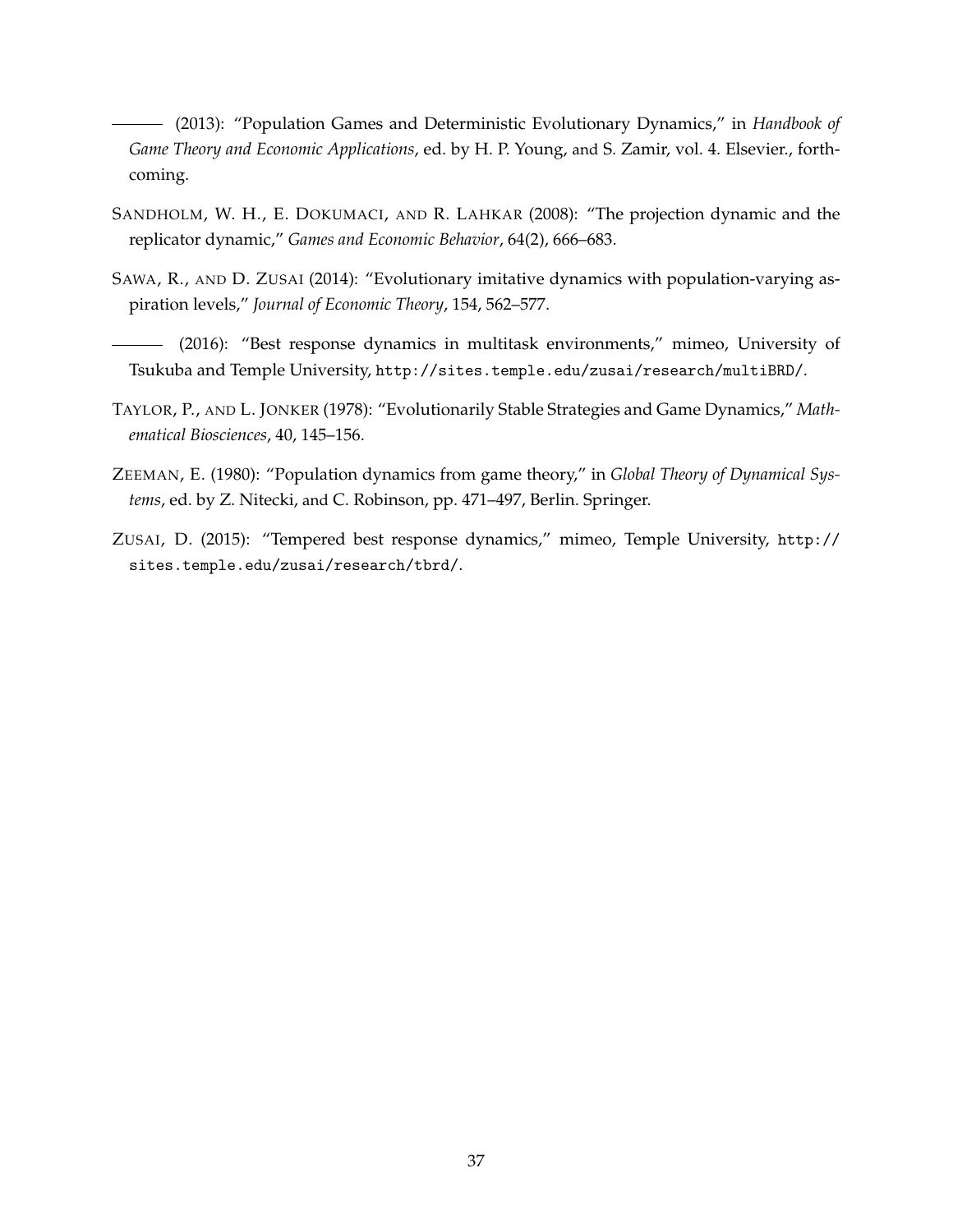——— (2013): "Population Games and Deterministic Evolutionary Dynamics," in *Handbook of Game Theory and Economic Applications*, ed. by H. P. Young, and S. Zamir, vol. 4. Elsevier., forthcoming.

SANDHOLM, W. H., E. DOKUMACI, AND R. LAHKAR (2008): "The projection dynamic and the replicator dynamic," *Games and Economic Behavior*, 64(2), 666–683.

SAWA, R., AND D. ZUSAI (2014): "Evolutionary imitative dynamics with population-varying aspiration levels," *Journal of Economic Theory*, 154, 562–577.

——— (2016): "Best response dynamics in multitask environments," mimeo, University of Tsukuba and Temple University, http://sites.temple.edu/zusai/research/multiBRD/.

TAYLOR, P., AND L. JONKER (1978): "Evolutionarily Stable Strategies and Game Dynamics," *Mathematical Biosciences*, 40, 145–156.

ZEEMAN, E. (1980): "Population dynamics from game theory," in *Global Theory of Dynamical Systems*, ed. by Z. Nitecki, and C. Robinson, pp. 471–497, Berlin. Springer.

ZUSAI, D. (2015): "Tempered best response dynamics," mimeo, Temple University, http://sites.temple.edu/zusai/research/tbrd/.